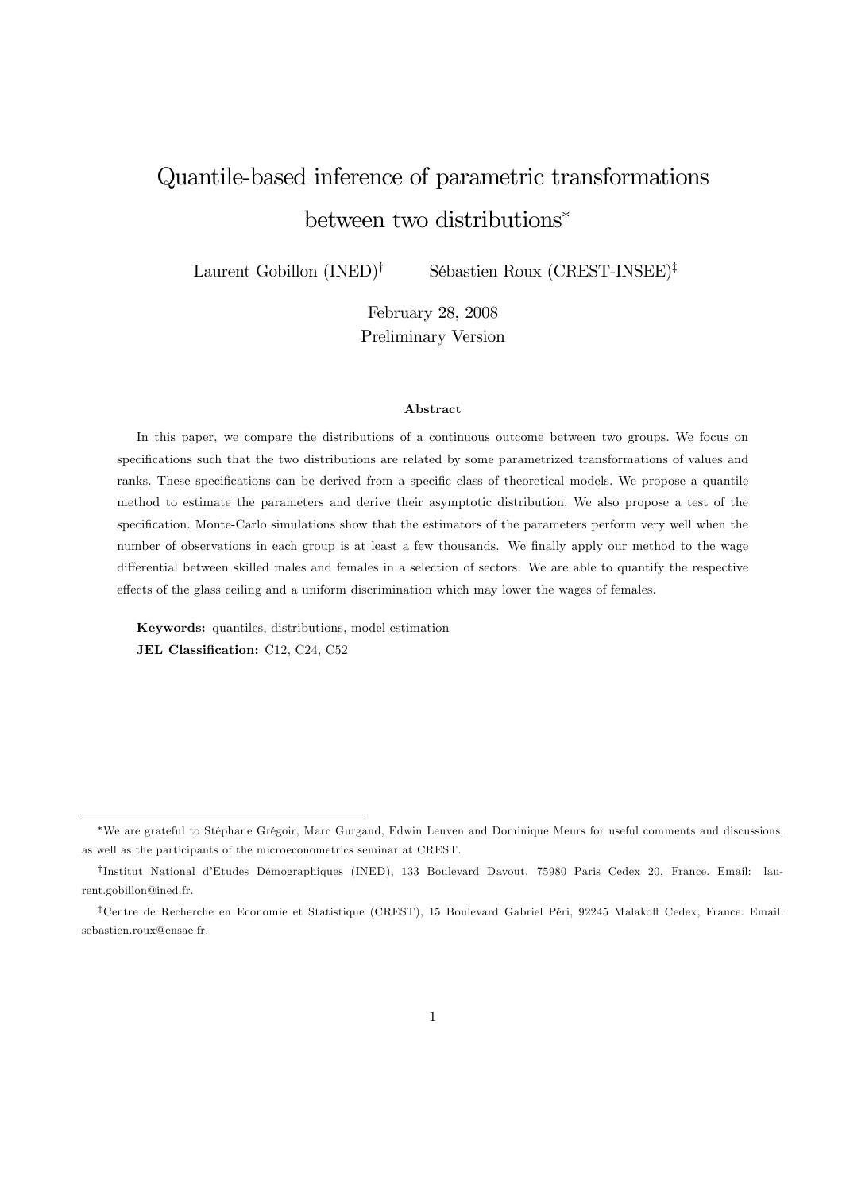# Quantile-based inference of parametric transformations between two distributions[*]

Laurent Gobillon (INED)[†] Sébastien Roux (CREST-INSEE)[‡]

February 28, 2008

Preliminary Version

### Abstract

In this paper, we compare the distributions of a continuous outcome between two groups. We focus on specifications such that the two distributions are related by some parametrized transformations of values and ranks. These specifications can be derived from a specific class of theoretical models. We propose a quantile method to estimate the parameters and derive their asymptotic distribution. We also propose a test of the specification. Monte-Carlo simulations show that the estimators of the parameters perform very well when the number of observations in each group is at least a few thousands. We finally apply our method to the wage differential between skilled males and females in a selection of sectors. We are able to quantify the respective effects of the glass ceiling and a uniform discrimination which may lower the wages of females.

**Keywords:** quantiles, distributions, model estimation

**JEL Classification:** C12, C24, C52

---

[*]We are grateful to Stéphane Grégoir, Marc Gurgand, Edwin Leuven and Dominique Meurs for useful comments and discussions, as well as the participants of the microeconometrics seminar at CREST.

[†]Institut National d'Etudes Démographiques (INED), 133 Boulevard Davout, 75980 Paris Cedex 20, France. Email: laurent.gobillon@ined.fr.

[‡]Centre de Recherche en Economie et Statistique (CREST), 15 Boulevard Gabriel Péri, 92245 Malakoff Cedex, France. Email: sebastien.roux@ensae.fr.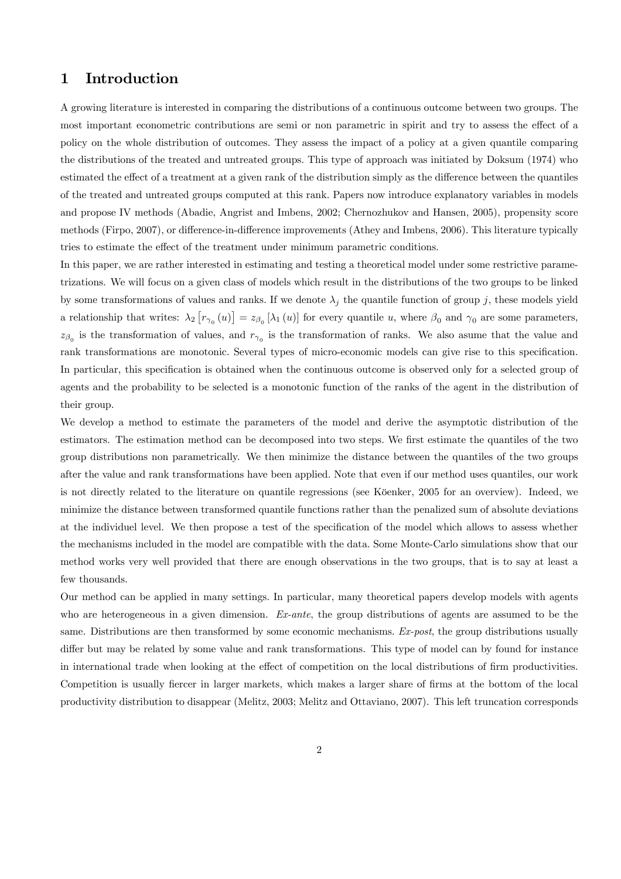# 1 Introduction

A growing literature is interested in comparing the distributions of a continuous outcome between two groups. The most important econometric contributions are semi or non parametric in spirit and try to assess the effect of a policy on the whole distribution of outcomes. They assess the impact of a policy at a given quantile comparing the distributions of the treated and untreated groups. This type of approach was initiated by Doksum (1974) who estimated the effect of a treatment at a given rank of the distribution simply as the difference between the quantiles of the treated and untreated groups computed at this rank. Papers now introduce explanatory variables in models and propose IV methods (Abadie, Angrist and Imbens, 2002; Chernozhukov and Hansen, 2005), propensity score methods (Firpo, 2007), or difference-in-difference improvements (Athey and Imbens, 2006). This literature typically tries to estimate the effect of the treatment under minimum parametric conditions.

In this paper, we are rather interested in estimating and testing a theoretical model under some restrictive parametrizations. We will focus on a given class of models which result in the distributions of the two groups to be linked by some transformations of values and ranks. If we denote $\lambda_j$ the quantile function of group $j$, these models yield a relationship that writes: $\lambda_2\left[r_{\gamma_0}(u)\right] = z_{\beta_0}\left[\lambda_1(u)\right]$ for every quantile $u$, where $\beta_0$ and $\gamma_0$ are some parameters, $z_{\beta_0}$ is the transformation of values, and $r_{\gamma_0}$ is the transformation of ranks. We also asume that the value and rank transformations are monotonic. Several types of micro-economic models can give rise to this specification. In particular, this specification is obtained when the continuous outcome is observed only for a selected group of agents and the probability to be selected is a monotonic function of the ranks of the agent in the distribution of their group.

We develop a method to estimate the parameters of the model and derive the asymptotic distribution of the estimators. The estimation method can be decomposed into two steps. We first estimate the quantiles of the two group distributions non parametrically. We then minimize the distance between the quantiles of the two groups after the value and rank transformations have been applied. Note that even if our method uses quantiles, our work is not directly related to the literature on quantile regressions (see Köenker, 2005 for an overview). Indeed, we minimize the distance between transformed quantile functions rather than the penalized sum of absolute deviations at the individuel level. We then propose a test of the specification of the model which allows to assess whether the mechanisms included in the model are compatible with the data. Some Monte-Carlo simulations show that our method works very well provided that there are enough observations in the two groups, that is to say at least a few thousands.

Our method can be applied in many settings. In particular, many theoretical papers develop models with agents who are heterogeneous in a given dimension. *Ex-ante*, the group distributions of agents are assumed to be the same. Distributions are then transformed by some economic mechanisms. *Ex-post*, the group distributions usually differ but may be related by some value and rank transformations. This type of model can by found for instance in international trade when looking at the effect of competition on the local distributions of firm productivities. Competition is usually fiercer in larger markets, which makes a larger share of firms at the bottom of the local productivity distribution to disappear (Melitz, 2003; Melitz and Ottaviano, 2007). This left truncation corresponds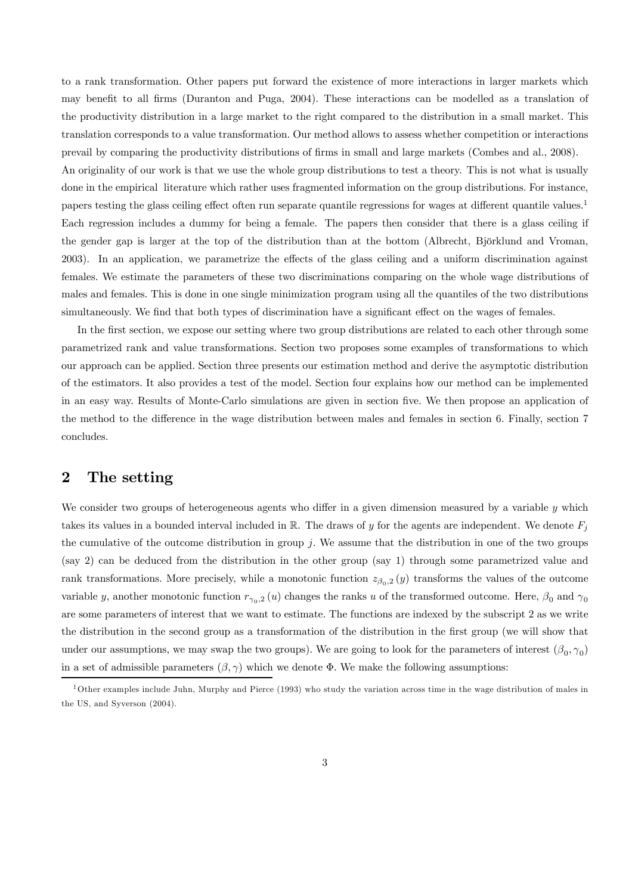to a rank transformation. Other papers put forward the existence of more interactions in larger markets which may benefit to all firms (Duranton and Puga, 2004). These interactions can be modelled as a translation of the productivity distribution in a large market to the right compared to the distribution in a small market. This translation corresponds to a value transformation. Our method allows to assess whether competition or interactions prevail by comparing the productivity distributions of firms in small and large markets (Combes and al., 2008).

An originality of our work is that we use the whole group distributions to test a theory. This is not what is usually done in the empirical literature which rather uses fragmented information on the group distributions. For instance, papers testing the glass ceiling effect often run separate quantile regressions for wages at different quantile values.[1] Each regression includes a dummy for being a female. The papers then consider that there is a glass ceiling if the gender gap is larger at the top of the distribution than at the bottom (Albrecht, Björklund and Vroman, 2003). In an application, we parametrize the effects of the glass ceiling and a uniform discrimination against females. We estimate the parameters of these two discriminations comparing on the whole wage distributions of males and females. This is done in one single minimization program using all the quantiles of the two distributions simultaneously. We find that both types of discrimination have a significant effect on the wages of females.

In the first section, we expose our setting where two group distributions are related to each other through some parametrized rank and value transformations. Section two proposes some examples of transformations to which our approach can be applied. Section three presents our estimation method and derive the asymptotic distribution of the estimators. It also provides a test of the model. Section four explains how our method can be implemented in an easy way. Results of Monte-Carlo simulations are given in section five. We then propose an application of the method to the difference in the wage distribution between males and females in section 6. Finally, section 7 concludes.

## 2 The setting

We consider two groups of heterogeneous agents who differ in a given dimension measured by a variable $y$ which takes its values in a bounded interval included in $\mathbb{R}$. The draws of $y$ for the agents are independent. We denote $F_j$ the cumulative of the outcome distribution in group $j$. We assume that the distribution in one of the two groups (say 2) can be deduced from the distribution in the other group (say 1) through some parametrized value and rank transformations. More precisely, while a monotonic function $z_{\beta_0,2}(y)$ transforms the values of the outcome variable $y$, another monotonic function $r_{\gamma_0,2}(u)$ changes the ranks $u$ of the transformed outcome. Here, $\beta_0$ and $\gamma_0$ are some parameters of interest that we want to estimate. The functions are indexed by the subscript 2 as we write the distribution in the second group as a transformation of the distribution in the first group (we will show that under our assumptions, we may swap the two groups). We are going to look for the parameters of interest $(\beta_0, \gamma_0)$ in a set of admissible parameters $(\beta, \gamma)$ which we denote $\Phi$. We make the following assumptions:

[1] Other examples include Juhn, Murphy and Pierce (1993) who study the variation across time in the wage distribution of males in the US, and Syverson (2004).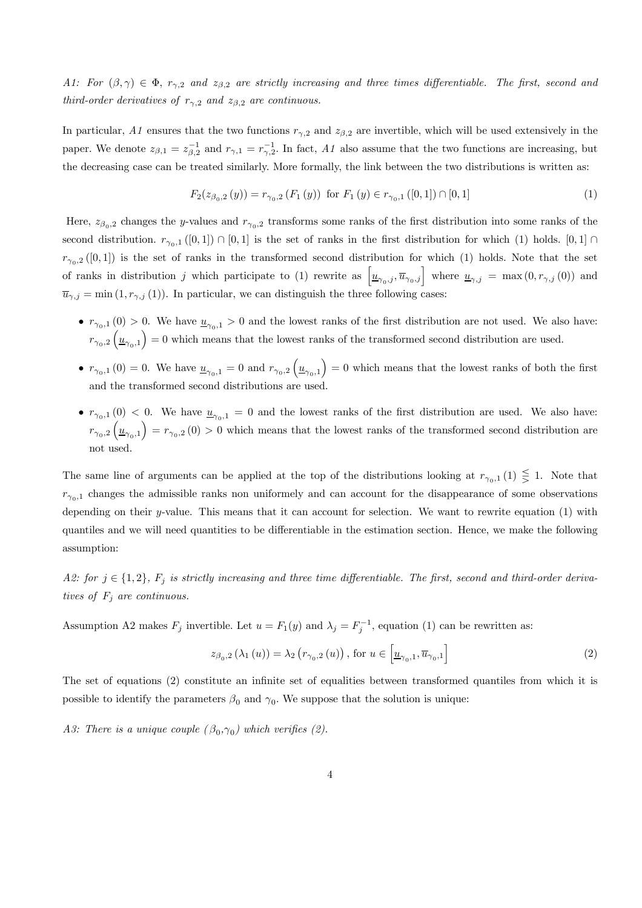*A1: For $(\beta, \gamma) \in \Phi$, $r_{\gamma,2}$ and $z_{\beta,2}$ are strictly increasing and three times differentiable. The first, second and third-order derivatives of $r_{\gamma,2}$ and $z_{\beta,2}$ are continuous.*

In particular, *A1* ensures that the two functions $r_{\gamma,2}$ and $z_{\beta,2}$ are invertible, which will be used extensively in the paper. We denote $z_{\beta,1} = z_{\beta,2}^{-1}$ and $r_{\gamma,1} = r_{\gamma,2}^{-1}$. In fact, *A1* also assume that the two functions are increasing, but the decreasing case can be treated similarly. More formally, the link between the two distributions is written as:

$$F_2(z_{\beta_0,2}(y)) = r_{\gamma_0,2}(F_1(y)) \text{ for } F_1(y) \in r_{\gamma_0,1}([0,1]) \cap [0,1] \tag{1}$$

Here, $z_{\beta_0,2}$ changes the $y$-values and $r_{\gamma_0,2}$ transforms some ranks of the first distribution into some ranks of the second distribution. $r_{\gamma_0,1}([0,1]) \cap [0,1]$ is the set of ranks in the first distribution for which (1) holds. $[0,1] \cap r_{\gamma_0,2}([0,1])$ is the set of ranks in the transformed second distribution for which (1) holds. Note that the set of ranks in distribution $j$ which participate to (1) rewrite as $\left[\underline{u}_{\gamma_0,j}, \overline{u}_{\gamma_0,j}\right]$ where $\underline{u}_{\gamma,j} = \max(0, r_{\gamma,j}(0))$ and $\overline{u}_{\gamma,j} = \min(1, r_{\gamma,j}(1))$. In particular, we can distinguish the three following cases:

- $r_{\gamma_0,1}(0) > 0$. We have $\underline{u}_{\gamma_0,1} > 0$ and the lowest ranks of the first distribution are not used. We also have: $r_{\gamma_0,2}\left(\underline{u}_{\gamma_0,1}\right) = 0$ which means that the lowest ranks of the transformed second distribution are used.
- $r_{\gamma_0,1}(0) = 0$. We have $\underline{u}_{\gamma_0,1} = 0$ and $r_{\gamma_0,2}\left(\underline{u}_{\gamma_0,1}\right) = 0$ which means that the lowest ranks of both the first and the transformed second distributions are used.
- $r_{\gamma_0,1}(0) < 0$. We have $\underline{u}_{\gamma_0,1} = 0$ and the lowest ranks of the first distribution are used. We also have: $r_{\gamma_0,2}\left(\underline{u}_{\gamma_0,1}\right) = r_{\gamma_0,2}(0) > 0$ which means that the lowest ranks of the transformed second distribution are not used.

The same line of arguments can be applied at the top of the distributions looking at $r_{\gamma_0,1}(1) \lesseqgtr 1$. Note that $r_{\gamma_0,1}$ changes the admissible ranks non uniformely and can account for the disappearance of some observations depending on their $y$-value. This means that it can account for selection. We want to rewrite equation (1) with quantiles and we will need quantities to be differentiable in the estimation section. Hence, we make the following assumption:

*A2: for $j \in \{1,2\}$, $F_j$ is strictly increasing and three time differentiable. The first, second and third-order derivatives of $F_j$ are continuous.*

Assumption A2 makes $F_j$ invertible. Let $u = F_1(y)$ and $\lambda_j = F_j^{-1}$, equation (1) can be rewritten as:

$$z_{\beta_0,2}(\lambda_1(u)) = \lambda_2\left(r_{\gamma_0,2}(u)\right), \text{ for } u \in \left[\underline{u}_{\gamma_0,1}, \overline{u}_{\gamma_0,1}\right] \tag{2}$$

The set of equations (2) constitute an infinite set of equalities between transformed quantiles from which it is possible to identify the parameters $\beta_0$ and $\gamma_0$. We suppose that the solution is unique:

*A3: There is a unique couple $(\beta_0, \gamma_0)$ which verifies (2).*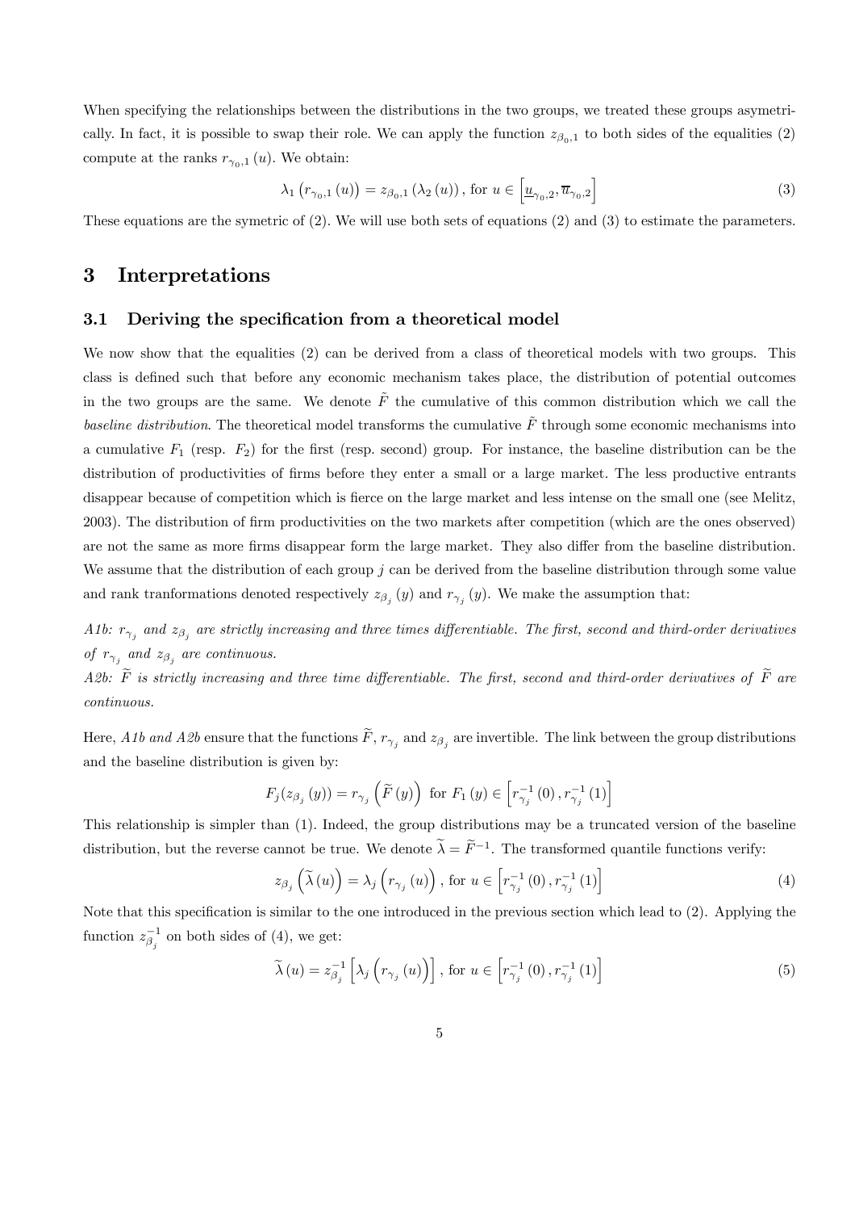When specifying the relationships between the distributions in the two groups, we treated these groups asymetrically. In fact, it is possible to swap their role. We can apply the function $z_{\beta_0,1}$ to both sides of the equalities (2) compute at the ranks $r_{\gamma_0,1}(u)$. We obtain:

$$\lambda_1\left(r_{\gamma_0,1}(u)\right) = z_{\beta_0,1}\left(\lambda_2(u)\right), \text{ for } u \in \left[\underline{u}_{\gamma_0,2}, \overline{u}_{\gamma_0,2}\right] \tag{3}$$

These equations are the symetric of (2). We will use both sets of equations (2) and (3) to estimate the parameters.

# 3 Interpretations

## 3.1 Deriving the specification from a theoretical model

We now show that the equalities (2) can be derived from a class of theoretical models with two groups. This class is defined such that before any economic mechanism takes place, the distribution of potential outcomes in the two groups are the same. We denote $\tilde{F}$ the cumulative of this common distribution which we call the *baseline distribution*. The theoretical model transforms the cumulative $\tilde{F}$ through some economic mechanisms into a cumulative $F_1$ (resp. $F_2$) for the first (resp. second) group. For instance, the baseline distribution can be the distribution of productivities of firms before they enter a small or a large market. The less productive entrants disappear because of competition which is fierce on the large market and less intense on the small one (see Melitz, 2003). The distribution of firm productivities on the two markets after competition (which are the ones observed) are not the same as more firms disappear form the large market. They also differ from the baseline distribution. We assume that the distribution of each group $j$ can be derived from the baseline distribution through some value and rank tranformations denoted respectively $z_{\beta_j}(y)$ and $r_{\gamma_j}(y)$. We make the assumption that:

*A1b: $r_{\gamma_j}$ and $z_{\beta_j}$ are strictly increasing and three times differentiable. The first, second and third-order derivatives of $r_{\gamma_j}$ and $z_{\beta_j}$ are continuous.*

*A2b: $\widetilde{F}$ is strictly increasing and three time differentiable. The first, second and third-order derivatives of $\widetilde{F}$ are continuous.*

Here, *A1b and A2b* ensure that the functions $\widetilde{F}$, $r_{\gamma_j}$ and $z_{\beta_j}$ are invertible. The link between the group distributions and the baseline distribution is given by:

$$F_j(z_{\beta_j}(y)) = r_{\gamma_j}\left(\widetilde{F}(y)\right) \text{ for } F_1(y) \in \left[r_{\gamma_j}^{-1}(0), r_{\gamma_j}^{-1}(1)\right]$$

This relationship is simpler than (1). Indeed, the group distributions may be a truncated version of the baseline distribution, but the reverse cannot be true. We denote $\widetilde{\lambda} = \widetilde{F}^{-1}$. The transformed quantile functions verify:

$$z_{\beta_j}\left(\widetilde{\lambda}(u)\right) = \lambda_j\left(r_{\gamma_j}(u)\right), \text{ for } u \in \left[r_{\gamma_j}^{-1}(0), r_{\gamma_j}^{-1}(1)\right] \tag{4}$$

Note that this specification is similar to the one introduced in the previous section which lead to (2). Applying the function $z_{\beta_j}^{-1}$ on both sides of (4), we get:

$$\widetilde{\lambda}(u) = z_{\beta_j}^{-1}\left[\lambda_j\left(r_{\gamma_j}(u)\right)\right], \text{ for } u \in \left[r_{\gamma_j}^{-1}(0), r_{\gamma_j}^{-1}(1)\right] \tag{5}$$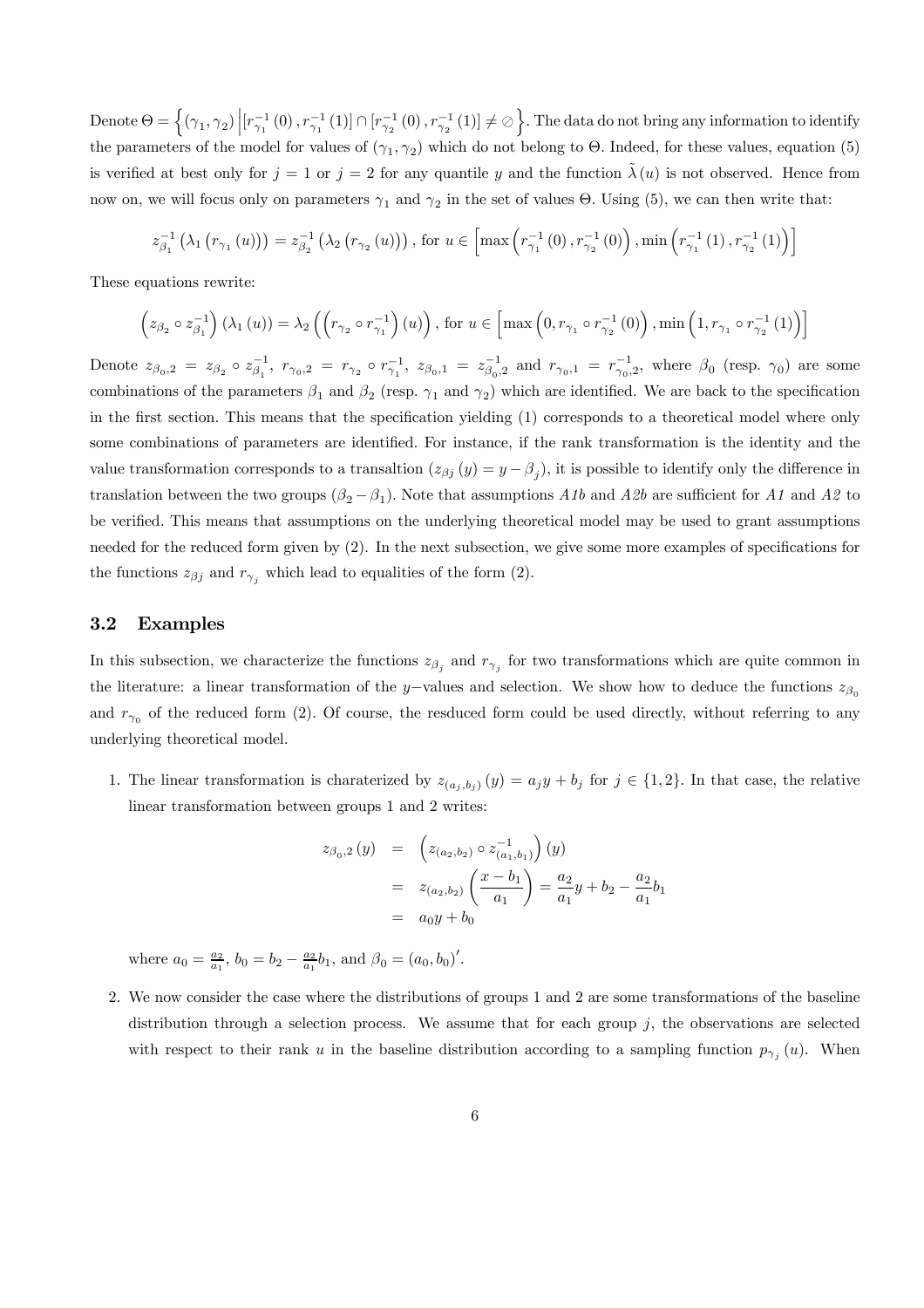Denote $\Theta = \left\{ (\gamma_1, \gamma_2) \left| [r_{\gamma_1}^{-1}(0), r_{\gamma_1}^{-1}(1)] \cap [r_{\gamma_2}^{-1}(0), r_{\gamma_2}^{-1}(1)] \neq \oslash \right. \right\}$. The data do not bring any information to identify the parameters of the model for values of $(\gamma_1, \gamma_2)$ which do not belong to $\Theta$. Indeed, for these values, equation (5) is verified at best only for $j = 1$ or $j = 2$ for any quantile $y$ and the function $\tilde{\lambda}(u)$ is not observed. Hence from now on, we will focus only on parameters $\gamma_1$ and $\gamma_2$ in the set of values $\Theta$. Using (5), we can then write that:

$$z_{\beta_1}^{-1}\left(\lambda_1\left(r_{\gamma_1}(u)\right)\right) = z_{\beta_2}^{-1}\left(\lambda_2\left(r_{\gamma_2}(u)\right)\right), \text{ for } u \in \left[\max\left(r_{\gamma_1}^{-1}(0), r_{\gamma_2}^{-1}(0)\right), \min\left(r_{\gamma_1}^{-1}(1), r_{\gamma_2}^{-1}(1)\right)\right]$$

These equations rewrite:

$$\left(z_{\beta_2} \circ z_{\beta_1}^{-1}\right)(\lambda_1(u)) = \lambda_2\left(\left(r_{\gamma_2} \circ r_{\gamma_1}^{-1}\right)(u)\right), \text{ for } u \in \left[\max\left(0, r_{\gamma_1} \circ r_{\gamma_2}^{-1}(0)\right), \min\left(1, r_{\gamma_1} \circ r_{\gamma_2}^{-1}(1)\right)\right]$$

Denote $z_{\beta_0,2} = z_{\beta_2} \circ z_{\beta_1}^{-1}$, $r_{\gamma_0,2} = r_{\gamma_2} \circ r_{\gamma_1}^{-1}$, $z_{\beta_0,1} = z_{\beta_0,2}^{-1}$ and $r_{\gamma_0,1} = r_{\gamma_0,2}^{-1}$, where $\beta_0$ (resp. $\gamma_0$) are some combinations of the parameters $\beta_1$ and $\beta_2$ (resp. $\gamma_1$ and $\gamma_2$) which are identified. We are back to the specification in the first section. This means that the specification yielding (1) corresponds to a theoretical model where only some combinations of parameters are identified. For instance, if the rank transformation is the identity and the value transformation corresponds to a transaltion ($z_{\beta j}(y) = y - \beta_j$), it is possible to identify only the difference in translation between the two groups ($\beta_2 - \beta_1$). Note that assumptions *A1b* and *A2b* are sufficient for *A1* and *A2* to be verified. This means that assumptions on the underlying theoretical model may be used to grant assumptions needed for the reduced form given by (2). In the next subsection, we give some more examples of specifications for the functions $z_{\beta j}$ and $r_{\gamma_j}$ which lead to equalities of the form (2).

### 3.2 Examples

In this subsection, we characterize the functions $z_{\beta_j}$ and $r_{\gamma_j}$ for two transformations which are quite common in the literature: a linear transformation of the $y-$values and selection. We show how to deduce the functions $z_{\beta_0}$ and $r_{\gamma_0}$ of the reduced form (2). Of course, the resduced form could be used directly, without referring to any underlying theoretical model.

1. The linear transformation is charaterized by $z_{(a_j,b_j)}(y) = a_j y + b_j$ for $j \in \{1, 2\}$. In that case, the relative linear transformation between groups 1 and 2 writes:

$$\begin{aligned} z_{\beta_0,2}(y) &= \left(z_{(a_2,b_2)} \circ z_{(a_1,b_1)}^{-1}\right)(y) \\ &= z_{(a_2,b_2)}\left(\frac{x - b_1}{a_1}\right) = \frac{a_2}{a_1}y + b_2 - \frac{a_2}{a_1}b_1 \\ &= a_0 y + b_0 \end{aligned}$$

   where $a_0 = \frac{a_2}{a_1}$, $b_0 = b_2 - \frac{a_2}{a_1}b_1$, and $\beta_0 = (a_0, b_0)'$.

2. We now consider the case where the distributions of groups 1 and 2 are some transformations of the baseline distribution through a selection process. We assume that for each group $j$, the observations are selected with respect to their rank $u$ in the baseline distribution according to a sampling function $p_{\gamma_j}(u)$. When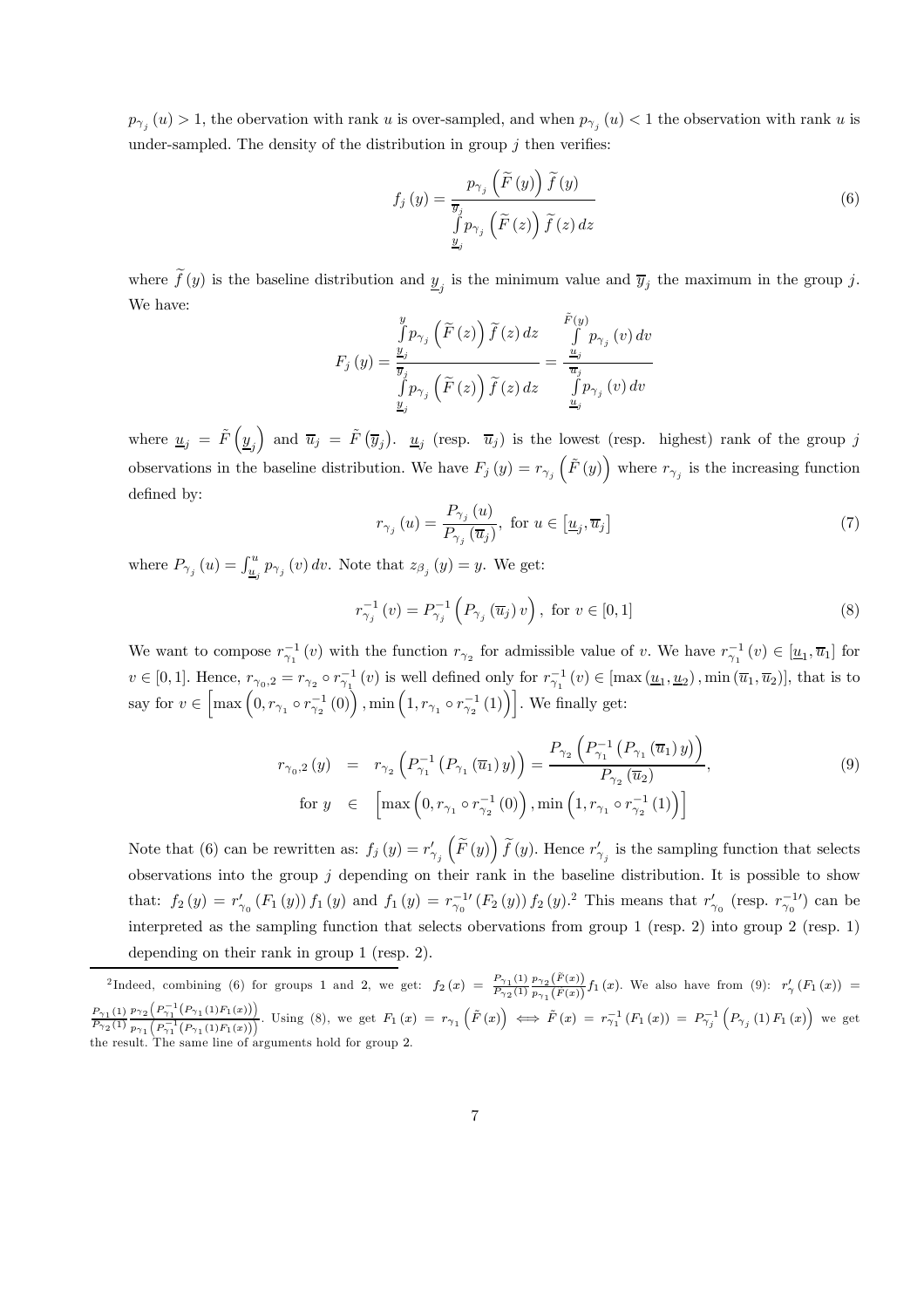$p_{\gamma_j}(u) > 1$, the obervation with rank $u$ is over-sampled, and when $p_{\gamma_j}(u) < 1$ the observation with rank $u$ is under-sampled. The density of the distribution in group $j$ then verifies:

$$f_j(y) = \frac{p_{\gamma_j}\left(\widetilde{F}(y)\right)\widetilde{f}(y)}{\int\limits_{\underline{y}_j}^{\overline{y}_j} p_{\gamma_j}\left(\widetilde{F}(z)\right)\widetilde{f}(z)\,dz} \tag{6}$$

where $\widetilde{f}(y)$ is the baseline distribution and $\underline{y}_j$ is the minimum value and $\overline{y}_j$ the maximum in the group $j$. We have:

$$F_j(y) = \frac{\int\limits_{\underline{y}_j}^{y} p_{\gamma_j}\left(\widetilde{F}(z)\right)\widetilde{f}(z)\,dz}{\int\limits_{\underline{y}_j}^{\overline{y}_j} p_{\gamma_j}\left(\widetilde{F}(z)\right)\widetilde{f}(z)\,dz} = \frac{\int\limits_{\underline{u}_j}^{\tilde{F}(y)} p_{\gamma_j}(v)\,dv}{\int\limits_{\underline{u}_j}^{\overline{u}_j} p_{\gamma_j}(v)\,dv}$$

where $\underline{u}_j = \tilde{F}\left(\underline{y}_j\right)$ and $\overline{u}_j = \tilde{F}\left(\overline{y}_j\right)$. $\underline{u}_j$ (resp. $\overline{u}_j$) is the lowest (resp. highest) rank of the group $j$ observations in the baseline distribution. We have $F_j(y) = r_{\gamma_j}\left(\tilde{F}(y)\right)$ where $r_{\gamma_j}$ is the increasing function defined by:

$$r_{\gamma_j}(u) = \frac{P_{\gamma_j}(u)}{P_{\gamma_j}(\overline{u}_j)}, \text{ for } u \in \left[\underline{u}_j, \overline{u}_j\right] \tag{7}$$

where $P_{\gamma_j}(u) = \int_{\underline{u}_j}^{u} p_{\gamma_j}(v)\,dv$. Note that $z_{\beta_j}(y) = y$. We get:

$$r_{\gamma_j}^{-1}(v) = P_{\gamma_j}^{-1}\left(P_{\gamma_j}(\overline{u}_j)\,v\right), \text{ for } v \in [0, 1] \tag{8}$$

We want to compose $r_{\gamma_1}^{-1}(v)$ with the function $r_{\gamma_2}$ for admissible value of $v$. We have $r_{\gamma_1}^{-1}(v) \in [\underline{u}_1, \overline{u}_1]$ for $v \in [0, 1]$. Hence, $r_{\gamma_0,2} = r_{\gamma_2} \circ r_{\gamma_1}^{-1}(v)$ is well defined only for $r_{\gamma_1}^{-1}(v) \in [\max(\underline{u}_1, \underline{u}_2), \min(\overline{u}_1, \overline{u}_2)]$, that is to say for $v \in \left[\max\left(0, r_{\gamma_1} \circ r_{\gamma_2}^{-1}(0)\right), \min\left(1, r_{\gamma_1} \circ r_{\gamma_2}^{-1}(1)\right)\right]$. We finally get:

$$\begin{aligned} r_{\gamma_0,2}(y) &= r_{\gamma_2}\left(P_{\gamma_1}^{-1}\left(P_{\gamma_1}(\overline{u}_1)\,y\right)\right) = \frac{P_{\gamma_2}\left(P_{\gamma_1}^{-1}\left(P_{\gamma_1}(\overline{u}_1)\,y\right)\right)}{P_{\gamma_2}(\overline{u}_2)}, \\ \text{for } y &\in \left[\max\left(0, r_{\gamma_1} \circ r_{\gamma_2}^{-1}(0)\right), \min\left(1, r_{\gamma_1} \circ r_{\gamma_2}^{-1}(1)\right)\right] \end{aligned} \tag{9}$$

Note that (6) can be rewritten as: $f_j(y) = r'_{\gamma_j}\left(\widetilde{F}(y)\right)\widetilde{f}(y)$. Hence $r'_{\gamma_j}$ is the sampling function that selects observations into the group $j$ depending on their rank in the baseline distribution. It is possible to show that: $f_2(y) = r'_{\gamma_0}(F_1(y))\,f_1(y)$ and $f_1(y) = r_{\gamma_0}^{-1\prime}(F_2(y))\,f_2(y)$.[2] This means that $r'_{\gamma_0}$ (resp. $r_{\gamma_0}^{-1\prime}$) can be interpreted as the sampling function that selects obervations from group 1 (resp. 2) into group 2 (resp. 1) depending on their rank in group 1 (resp. 2).

---

[2] Indeed, combining (6) for groups 1 and 2, we get: $f_2(x) = \frac{P_{\gamma_1}(1)}{P_{\gamma_2}(1)} \frac{p_{\gamma_2}(\tilde{F}(x))}{p_{\gamma_1}(F(x))} f_1(x)$. We also have from (9): $r'_{\gamma}(F_1(x)) = \frac{P_{\gamma_1}(1)}{P_{\gamma_2}(1)} \frac{p_{\gamma_2}\left(P_{\gamma_1}^{-1}(P_{\gamma_1}(1)F_1(x))\right)}{p_{\gamma_1}\left(P_{\gamma_1}^{-1}(P_{\gamma_1}(1)F_1(x))\right)}$. Using (8), we get $F_1(x) = r_{\gamma_1}\left(\tilde{F}(x)\right) \iff \tilde{F}(x) = r_{\gamma_1}^{-1}(F_1(x)) = P_{\gamma_j}^{-1}\left(P_{\gamma_j}(1)\,F_1(x)\right)$ we get the result. The same line of arguments hold for group 2.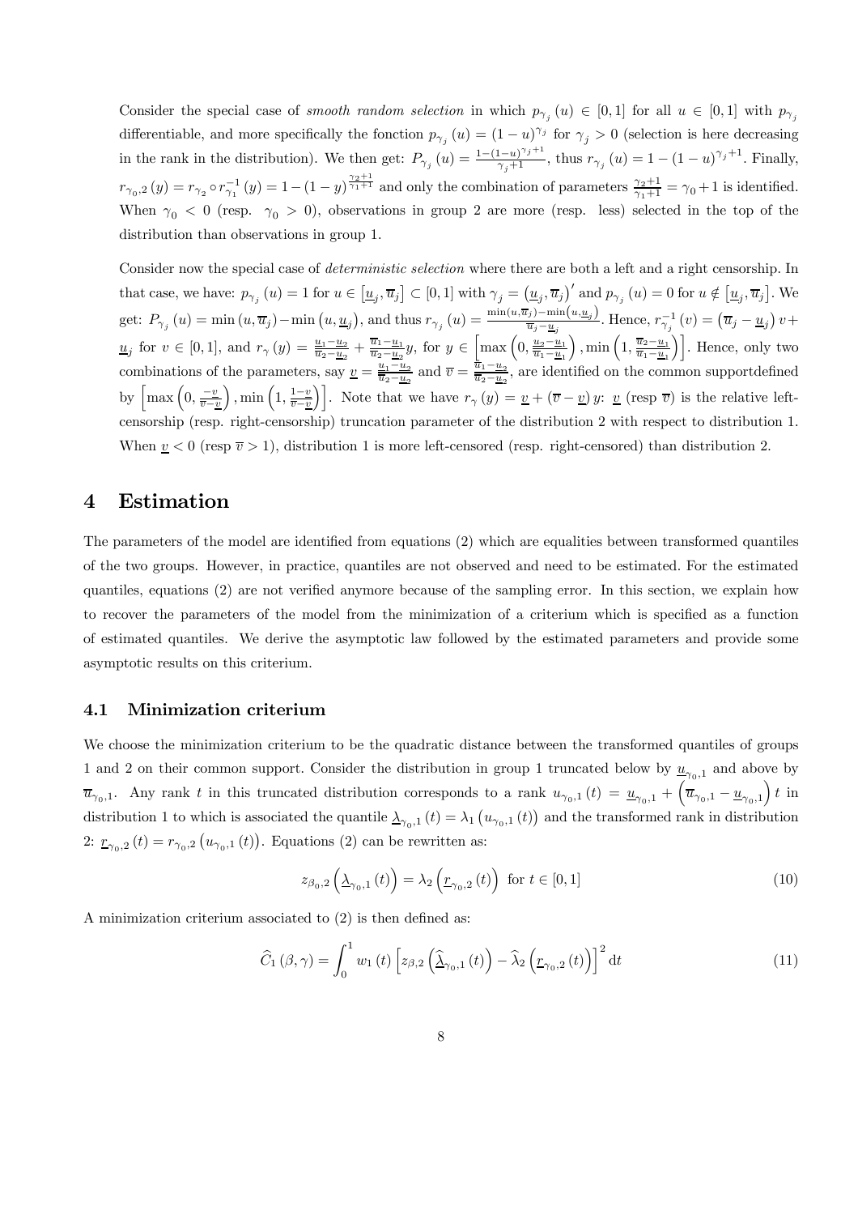Consider the special case of *smooth random selection* in which $p_{\gamma_j}(u) \in [0,1]$ for all $u \in [0,1]$ with $p_{\gamma_j}$ differentiable, and more specifically the fonction $p_{\gamma_j}(u) = (1-u)^{\gamma_j}$ for $\gamma_j > 0$ (selection is here decreasing in the rank in the distribution). We then get: $P_{\gamma_j}(u) = \frac{1-(1-u)^{\gamma_j+1}}{\gamma_j+1}$, thus $r_{\gamma_j}(u) = 1-(1-u)^{\gamma_j+1}$. Finally, $r_{\gamma_0,2}(y) = r_{\gamma_2} \circ r_{\gamma_1}^{-1}(y) = 1-(1-y)^{\frac{\gamma_2+1}{\gamma_1+1}}$ and only the combination of parameters $\frac{\gamma_2+1}{\gamma_1+1} = \gamma_0+1$ is identified. When $\gamma_0 < 0$ (resp. $\gamma_0 > 0$), observations in group 2 are more (resp. less) selected in the top of the distribution than observations in group 1.

Consider now the special case of *deterministic selection* where there are both a left and a right censorship. In that case, we have: $p_{\gamma_j}(u) = 1$ for $u \in [\underline{u}_j, \overline{u}_j] \subset [0,1]$ with $\gamma_j = (\underline{u}_j, \overline{u}_j)'$ and $p_{\gamma_j}(u) = 0$ for $u \notin [\underline{u}_j, \overline{u}_j]$. We get: $P_{\gamma_j}(u) = \min(u, \overline{u}_j) - \min(u, \underline{u}_j)$, and thus $r_{\gamma_j}(u) = \frac{\min(u,\overline{u}_j)-\min(u,\underline{u}_j)}{\overline{u}_j-\underline{u}_j}$. Hence, $r_{\gamma_j}^{-1}(v) = (\overline{u}_j - \underline{u}_j)v + \underline{u}_j$ for $v \in [0,1]$, and $r_\gamma(y) = \frac{\underline{u}_1-\underline{u}_2}{\overline{u}_2-\underline{u}_2} + \frac{\overline{u}_1-\underline{u}_1}{\overline{u}_2-\underline{u}_2}y$, for $y \in \left[\max\left(0, \frac{\underline{u}_2-\underline{u}_1}{\overline{u}_1-\underline{u}_1}\right), \min\left(1, \frac{\overline{u}_2-\underline{u}_1}{\overline{u}_1-\underline{u}_1}\right)\right]$. Hence, only two combinations of the parameters, say $\underline{v} = \frac{\underline{u}_1-\underline{u}_2}{\overline{u}_2-\underline{u}_2}$ and $\overline{v} = \frac{\overline{u}_1-\underline{u}_2}{\overline{u}_2-\underline{u}_2}$, are identified on the common supportdefined by $\left[\max\left(0, \frac{-\underline{v}}{\overline{v}-\underline{v}}\right), \min\left(1, \frac{1-\underline{v}}{\overline{v}-\underline{v}}\right)\right]$. Note that we have $r_\gamma(y) = \underline{v} + (\overline{v} - \underline{v})y$: $\underline{v}$ (resp $\overline{v}$) is the relative left-censorship (resp. right-censorship) truncation parameter of the distribution 2 with respect to distribution 1. When $\underline{v} < 0$ (resp $\overline{v} > 1$), distribution 1 is more left-censored (resp. right-censored) than distribution 2.

# 4 Estimation

The parameters of the model are identified from equations (2) which are equalities between transformed quantiles of the two groups. However, in practice, quantiles are not observed and need to be estimated. For the estimated quantiles, equations (2) are not verified anymore because of the sampling error. In this section, we explain how to recover the parameters of the model from the minimization of a criterium which is specified as a function of estimated quantiles. We derive the asymptotic law followed by the estimated parameters and provide some asymptotic results on this criterium.

## 4.1 Minimization criterium

We choose the minimization criterium to be the quadratic distance between the transformed quantiles of groups 1 and 2 on their common support. Consider the distribution in group 1 truncated below by $\underline{u}_{\gamma_0,1}$ and above by $\overline{u}_{\gamma_0,1}$. Any rank $t$ in this truncated distribution corresponds to a rank $u_{\gamma_0,1}(t) = \underline{u}_{\gamma_0,1} + \left(\overline{u}_{\gamma_0,1} - \underline{u}_{\gamma_0,1}\right)t$ in distribution 1 to which is associated the quantile $\underline{\lambda}_{\gamma_0,1}(t) = \lambda_1(u_{\gamma_0,1}(t))$ and the transformed rank in distribution 2: $\underline{r}_{\gamma_0,2}(t) = r_{\gamma_0,2}(u_{\gamma_0,1}(t))$. Equations (2) can be rewritten as:

$$z_{\beta_0,2}\left(\underline{\lambda}_{\gamma_0,1}(t)\right) = \lambda_2\left(\underline{r}_{\gamma_0,2}(t)\right) \text{ for } t \in [0,1] \tag{10}$$

A minimization criterium associated to (2) is then defined as:

$$\widehat{C}_1(\beta,\gamma) = \int_0^1 w_1(t)\left[z_{\beta,2}\left(\widehat{\underline{\lambda}}_{\gamma_0,1}(t)\right) - \widehat{\lambda}_2\left(\underline{r}_{\gamma_0,2}(t)\right)\right]^2 \mathrm{d}t \tag{11}$$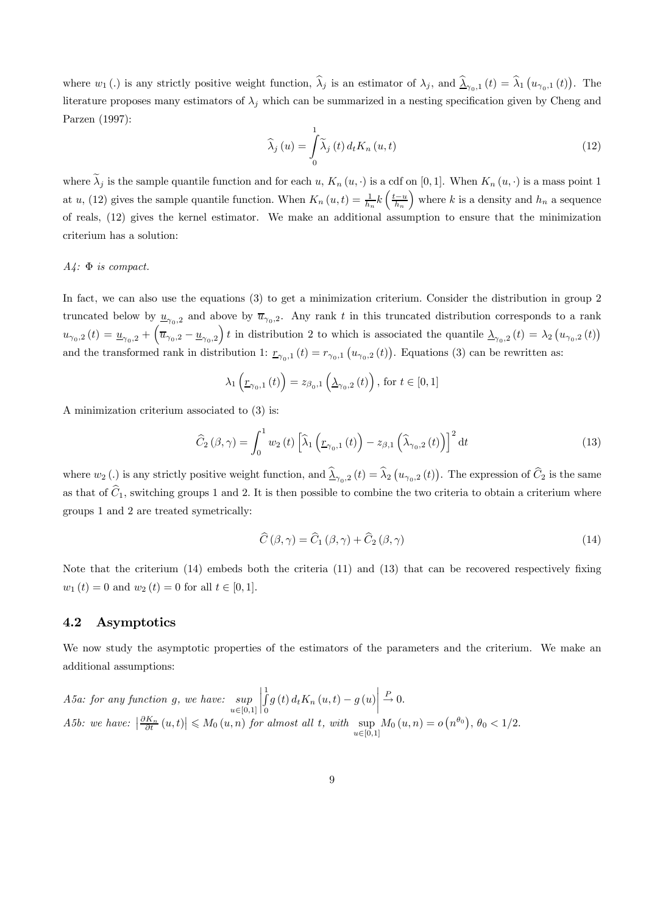where $w_1(.)$ is any strictly positive weight function, $\widehat{\lambda}_j$ is an estimator of $\lambda_j$, and $\widehat{\underline{\lambda}}_{\gamma_0,1}(t) = \widehat{\lambda}_1\left(u_{\gamma_0,1}(t)\right)$. The literature proposes many estimators of $\lambda_j$ which can be summarized in a nesting specification given by Cheng and Parzen (1997):

$$\widehat{\lambda}_j(u) = \int_0^1 \widetilde{\lambda}_j(t)\, d_t K_n(u,t) \tag{12}$$

where $\widetilde{\lambda}_j$ is the sample quantile function and for each $u$, $K_n(u,\cdot)$ is a cdf on $[0,1]$. When $K_n(u,\cdot)$ is a mass point 1 at $u$, (12) gives the sample quantile function. When $K_n(u,t) = \frac{1}{h_n} k\left(\frac{t-u}{h_n}\right)$ where $k$ is a density and $h_n$ a sequence of reals, (12) gives the kernel estimator. We make an additional assumption to ensure that the minimization criterium has a solution:

*A4: $\Phi$ is compact.*

In fact, we can also use the equations (3) to get a minimization criterium. Consider the distribution in group 2 truncated below by $\underline{u}_{\gamma_0,2}$ and above by $\overline{u}_{\gamma_0,2}$. Any rank $t$ in this truncated distribution corresponds to a rank $u_{\gamma_0,2}(t) = \underline{u}_{\gamma_0,2} + \left(\overline{u}_{\gamma_0,2} - \underline{u}_{\gamma_0,2}\right) t$ in distribution 2 to which is associated the quantile $\underline{\lambda}_{\gamma_0,2}(t) = \lambda_2\left(u_{\gamma_0,2}(t)\right)$ and the transformed rank in distribution 1: $\underline{r}_{\gamma_0,1}(t) = r_{\gamma_0,1}\left(u_{\gamma_0,2}(t)\right)$. Equations (3) can be rewritten as:

$$\lambda_1\left(\underline{r}_{\gamma_0,1}(t)\right) = z_{\beta_0,1}\left(\underline{\lambda}_{\gamma_0,2}(t)\right), \text{ for } t \in [0,1]$$

A minimization criterium associated to (3) is:

$$\widehat{C}_2(\beta,\gamma) = \int_0^1 w_2(t)\left[\widehat{\lambda}_1\left(\underline{r}_{\gamma_0,1}(t)\right) - z_{\beta,1}\left(\widehat{\underline{\lambda}}_{\gamma_0,2}(t)\right)\right]^2 \mathrm{d}t \tag{13}$$

where $w_2(.)$ is any strictly positive weight function, and $\widehat{\underline{\lambda}}_{\gamma_0,2}(t) = \widehat{\lambda}_2\left(u_{\gamma_0,2}(t)\right)$. The expression of $\widehat{C}_2$ is the same as that of $\widehat{C}_1$, switching groups 1 and 2. It is then possible to combine the two criteria to obtain a criterium where groups 1 and 2 are treated symetrically:

$$\widehat{C}(\beta,\gamma) = \widehat{C}_1(\beta,\gamma) + \widehat{C}_2(\beta,\gamma) \tag{14}$$

Note that the criterium (14) embeds both the criteria (11) and (13) that can be recovered respectively fixing $w_1(t) = 0$ and $w_2(t) = 0$ for all $t \in [0,1]$.

## 4.2 Asymptotics

We now study the asymptotic properties of the estimators of the parameters and the criterium. We make an additional assumptions:

*A5a: for any function $g$, we have:* $\sup\limits_{u\in[0,1]} \left| \int_0^1 g(t)\, d_t K_n(u,t) - g(u) \right| \xrightarrow{P} 0.$

*A5b: we have:* $\left|\frac{\partial K_n}{\partial t}(u,t)\right| \leqslant M_0(u,n)$ *for almost all $t$, with* $\sup\limits_{u\in[0,1]} M_0(u,n) = o\left(n^{\theta_0}\right)$, $\theta_0 < 1/2$.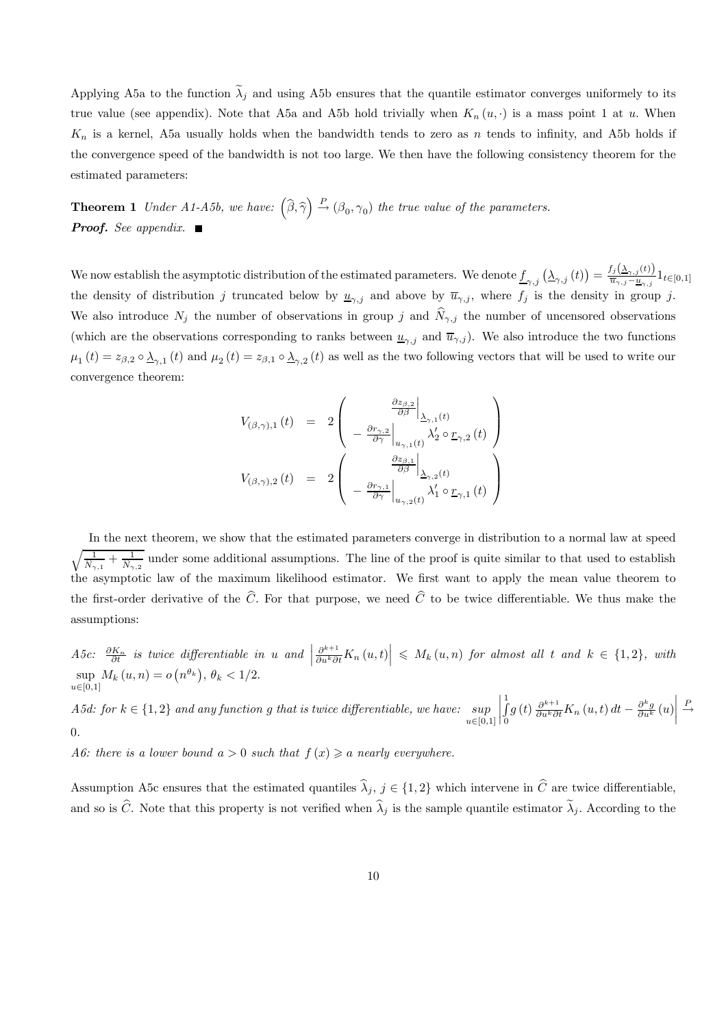Applying A5a to the function $\widetilde{\lambda}_j$ and using A5b ensures that the quantile estimator converges uniformely to its true value (see appendix). Note that A5a and A5b hold trivially when $K_n(u,\cdot)$ is a mass point 1 at $u$. When $K_n$ is a kernel, A5a usually holds when the bandwidth tends to zero as $n$ tends to infinity, and A5b holds if the convergence speed of the bandwidth is not too large. We then have the following consistency theorem for the estimated parameters:

**Theorem 1** *Under A1-A5b, we have:* $\left(\widehat{\beta},\widehat{\gamma}\right) \xrightarrow{P} (\beta_0,\gamma_0)$ *the true value of the parameters.*
***Proof.*** *See appendix.* ■

We now establish the asymptotic distribution of the estimated parameters. We denote $\underline{f}_{\gamma,j}\left(\underline{\lambda}_{\gamma,j}(t)\right) = \frac{f_j\left(\underline{\lambda}_{\gamma,j}(t)\right)}{\overline{u}_{\gamma,j}-\underline{u}_{\gamma,j}} 1_{t\in[0,1]}$ the density of distribution $j$ truncated below by $\underline{u}_{\gamma,j}$ and above by $\overline{u}_{\gamma,j}$, where $f_j$ is the density in group $j$. We also introduce $N_j$ the number of observations in group $j$ and $\widehat{N}_{\gamma,j}$ the number of uncensored observations (which are the observations corresponding to ranks between $\underline{u}_{\gamma,j}$ and $\overline{u}_{\gamma,j}$). We also introduce the two functions $\mu_1(t) = z_{\beta,2} \circ \underline{\lambda}_{\gamma,1}(t)$ and $\mu_2(t) = z_{\beta,1} \circ \underline{\lambda}_{\gamma,2}(t)$ as well as the two following vectors that will be used to write our convergence theorem:

$$
\begin{aligned}
V_{(\beta,\gamma),1}(t) &= 2\begin{pmatrix} \left.\frac{\partial z_{\beta,2}}{\partial \beta}\right|_{\underline{\lambda}_{\gamma,1}(t)} \\ -\left.\frac{\partial r_{\gamma,2}}{\partial \gamma}\right|_{u_{\gamma,1}(t)} \lambda_2' \circ \underline{r}_{\gamma,2}(t) \end{pmatrix} \\
V_{(\beta,\gamma),2}(t) &= 2\begin{pmatrix} \left.\frac{\partial z_{\beta,1}}{\partial \beta}\right|_{\underline{\lambda}_{\gamma,2}(t)} \\ -\left.\frac{\partial r_{\gamma,1}}{\partial \gamma}\right|_{u_{\gamma,2}(t)} \lambda_1' \circ \underline{r}_{\gamma,1}(t) \end{pmatrix}
\end{aligned}
$$

In the next theorem, we show that the estimated parameters converge in distribution to a normal law at speed $\sqrt{\frac{1}{N_{\gamma,1}}+\frac{1}{N_{\gamma,2}}}$ under some additional assumptions. The line of the proof is quite similar to that used to establish the asymptotic law of the maximum likelihood estimator. We first want to apply the mean value theorem to the first-order derivative of the $\widehat{C}$. For that purpose, we need $\widehat{C}$ to be twice differentiable. We thus make the assumptions:

*A5c:* $\frac{\partial K_n}{\partial t}$ *is twice differentiable in* $u$ *and* $\left|\frac{\partial^{k+1}}{\partial u^k \partial t}K_n(u,t)\right| \leqslant M_k(u,n)$ *for almost all* $t$ *and* $k \in \{1,2\}$*, with* $\sup_{u\in[0,1]} M_k(u,n) = o\left(n^{\theta_k}\right)$*,* $\theta_k < 1/2$*.*

*A5d: for* $k \in \{1,2\}$ *and any function* $g$ *that is twice differentiable, we have:* $\sup_{u\in[0,1]}\left|\int_0^1 g(t)\frac{\partial^{k+1}}{\partial u^k \partial t}K_n(u,t)\,dt - \frac{\partial^k g}{\partial u^k}(u)\right| \xrightarrow{P} 0$*.*

*A6: there is a lower bound* $a > 0$ *such that* $f(x) \geqslant a$ *nearly everywhere.*

Assumption A5c ensures that the estimated quantiles $\widehat{\lambda}_j$, $j \in \{1,2\}$ which intervene in $\widehat{C}$ are twice differentiable, and so is $\widehat{C}$. Note that this property is not verified when $\widehat{\lambda}_j$ is the sample quantile estimator $\widetilde{\lambda}_j$. According to the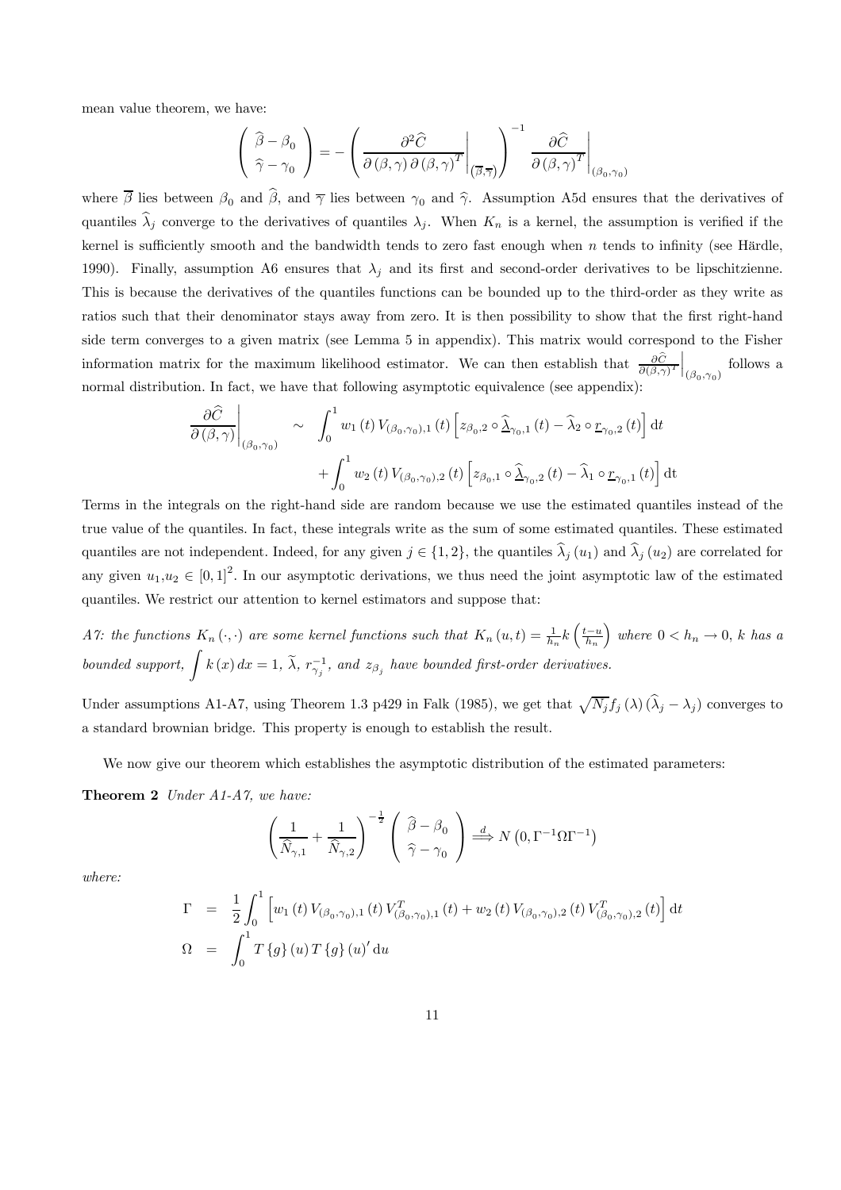mean value theorem, we have:

$$\begin{pmatrix} \widehat{\beta}-\beta_0 \\ \widehat{\gamma}-\gamma_0 \end{pmatrix} = -\left( \left. \frac{\partial^2 \widehat{C}}{\partial(\beta,\gamma)\,\partial(\beta,\gamma)^T} \right|_{(\overline{\beta},\overline{\gamma})} \right)^{-1} \left. \frac{\partial \widehat{C}}{\partial(\beta,\gamma)^T} \right|_{(\beta_0,\gamma_0)}$$

where $\overline{\beta}$ lies between $\beta_0$ and $\widehat{\beta}$, and $\overline{\gamma}$ lies between $\gamma_0$ and $\widehat{\gamma}$. Assumption A5d ensures that the derivatives of quantiles $\widehat{\lambda}_j$ converge to the derivatives of quantiles $\lambda_j$. When $K_n$ is a kernel, the assumption is verified if the kernel is sufficiently smooth and the bandwidth tends to zero fast enough when $n$ tends to infinity (see Härdle, 1990). Finally, assumption A6 ensures that $\lambda_j$ and its first and second-order derivatives to be lipschitzienne. This is because the derivatives of the quantiles functions can be bounded up to the third-order as they write as ratios such that their denominator stays away from zero. It is then possibility to show that the first right-hand side term converges to a given matrix (see Lemma 5 in appendix). This matrix would correspond to the Fisher information matrix for the maximum likelihood estimator. We can then establish that $\left.\frac{\partial \widehat{C}}{\partial(\beta,\gamma)^T}\right|_{(\beta_0,\gamma_0)}$ follows a normal distribution. In fact, we have that following asymptotic equivalence (see appendix):

$$\begin{aligned} \left. \frac{\partial \widehat{C}}{\partial(\beta,\gamma)} \right|_{(\beta_0,\gamma_0)} \sim & \int_0^1 w_1(t)\, V_{(\beta_0,\gamma_0),1}(t) \left[ z_{\beta_0,2} \circ \underline{\widehat{\lambda}}_{\gamma_0,1}(t) - \widehat{\lambda}_2 \circ \underline{r}_{\gamma_0,2}(t) \right] \mathrm{d}t \\ & + \int_0^1 w_2(t)\, V_{(\beta_0,\gamma_0),2}(t) \left[ z_{\beta_0,1} \circ \underline{\widehat{\lambda}}_{\gamma_0,2}(t) - \widehat{\lambda}_1 \circ \underline{r}_{\gamma_0,1}(t) \right] \mathrm{d}t \end{aligned}$$

Terms in the integrals on the right-hand side are random because we use the estimated quantiles instead of the true value of the quantiles. In fact, these integrals write as the sum of some estimated quantiles. These estimated quantiles are not independent. Indeed, for any given $j \in \{1,2\}$, the quantiles $\widehat{\lambda}_j(u_1)$ and $\widehat{\lambda}_j(u_2)$ are correlated for any given $u_1, u_2 \in [0,1]^2$. In our asymptotic derivations, we thus need the joint asymptotic law of the estimated quantiles. We restrict our attention to kernel estimators and suppose that:

*A7: the functions $K_n(\cdot,\cdot)$ are some kernel functions such that $K_n(u,t) = \frac{1}{h_n} k\left(\frac{t-u}{h_n}\right)$ where $0 < h_n \to 0$, $k$ has a bounded support, $\int k(x)\, dx = 1$, $\widetilde{\lambda}$, $r_{\gamma_j}^{-1}$, and $z_{\beta_j}$ have bounded first-order derivatives.*

Under assumptions A1-A7, using Theorem 1.3 p429 in Falk (1985), we get that $\sqrt{N_j} f_j(\lambda)\left(\widehat{\lambda}_j - \lambda_j\right)$ converges to a standard brownian bridge. This property is enough to establish the result.

We now give our theorem which establishes the asymptotic distribution of the estimated parameters:

**Theorem 2** *Under A1-A7, we have:*

$$\left( \frac{1}{\widehat{N}_{\gamma,1}} + \frac{1}{\widehat{N}_{\gamma,2}} \right)^{-\frac{1}{2}} \begin{pmatrix} \widehat{\beta}-\beta_0 \\ \widehat{\gamma}-\gamma_0 \end{pmatrix} \overset{d}{\Longrightarrow} N\left(0, \Gamma^{-1}\Omega\Gamma^{-1}\right)$$

*where:*

$$\begin{aligned} \Gamma &= \frac{1}{2} \int_0^1 \left[ w_1(t)\, V_{(\beta_0,\gamma_0),1}(t)\, V_{(\beta_0,\gamma_0),1}^T(t) + w_2(t)\, V_{(\beta_0,\gamma_0),2}(t)\, V_{(\beta_0,\gamma_0),2}^T(t) \right] \mathrm{d}t \\ \Omega &= \int_0^1 T\{g\}(u)\, T\{g\}(u)'\, \mathrm{d}u \end{aligned}$$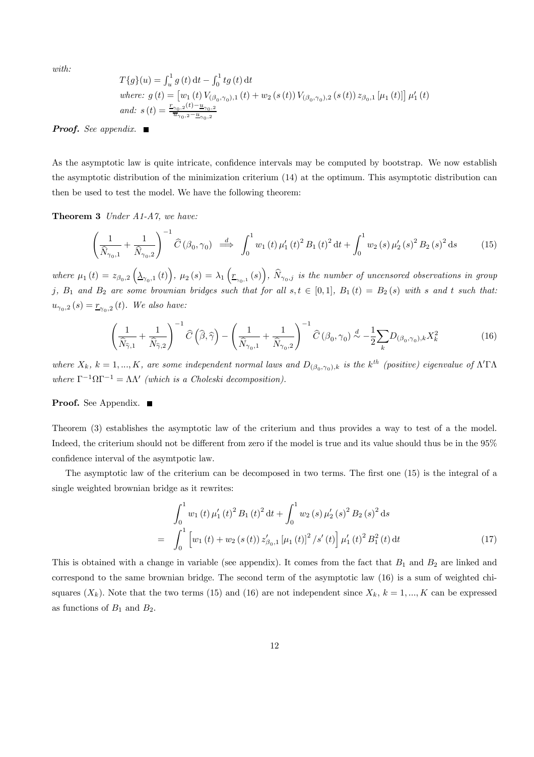*with:*

$$T\{g\}(u) = \int_u^1 g(t)\,\mathrm{d}t - \int_0^1 t g(t)\,\mathrm{d}t$$

*where:* $g(t) = \left[w_1(t)\, V_{(\beta_0,\gamma_0),1}(t) + w_2(s(t))\, V_{(\beta_0,\gamma_0),2}(s(t))\, z_{\beta_0,1}[\mu_1(t)]\right] \mu_1'(t)$

*and:* $s(t) = \frac{\underline{r}_{\gamma_0,2}(t) - \underline{u}_{\gamma_0,2}}{\overline{u}_{\gamma_0,2} - \underline{u}_{\gamma_0,2}}$

***Proof.*** *See appendix.* ■

As the asymptotic law is quite intricate, confidence intervals may be computed by bootstrap. We now establish the asymptotic distribution of the minimization criterium (14) at the optimum. This asymptotic distribution can then be used to test the model. We have the following theorem:

**Theorem 3** *Under A1-A7, we have:*

$$\left(\frac{1}{\widehat{N}_{\gamma_0,1}} + \frac{1}{\widehat{N}_{\gamma_0,2}}\right)^{-1} \widehat{C}(\beta_0,\gamma_0) \overset{d}{\Longrightarrow} \int_0^1 w_1(t)\, \mu_1'(t)^2\, B_1(t)^2\,\mathrm{d}t + \int_0^1 w_2(s)\, \mu_2'(s)^2\, B_2(s)^2\,\mathrm{d}s \tag{15}$$

*where* $\mu_1(t) = z_{\beta_0,2}\left(\underline{\lambda}_{\gamma_0,1}(t)\right)$, $\mu_2(s) = \lambda_1\left(\underline{r}_{\gamma_0,1}(s)\right)$, $\widehat{N}_{\gamma_0,j}$ *is the number of uncensored observations in group* $j$, $B_1$ *and* $B_2$ *are some brownian bridges such that for all* $s,t \in [0,1]$, $B_1(t) = B_2(s)$ *with* $s$ *and* $t$ *such that:* $u_{\gamma_0,2}(s) = \underline{r}_{\gamma_0,2}(t)$. *We also have:*

$$\left(\frac{1}{\widehat{N}_{\widehat{\gamma},1}} + \frac{1}{\widehat{N}_{\widehat{\gamma},2}}\right)^{-1} \widehat{C}\left(\widehat{\beta},\widehat{\gamma}\right) - \left(\frac{1}{\widehat{N}_{\gamma_0,1}} + \frac{1}{\widehat{N}_{\gamma_0,2}}\right)^{-1} \widehat{C}(\beta_0,\gamma_0) \overset{d}{\sim} -\frac{1}{2}\sum_k D_{(\beta_0,\gamma_0),k} X_k^2 \tag{16}$$

*where* $X_k$, $k = 1,...,K$, *are some independent normal laws and* $D_{(\beta_0,\gamma_0),k}$ *is the* $k^{th}$ *(positive) eigenvalue of* $\Lambda'\Gamma\Lambda$ *where* $\Gamma^{-1}\Omega\Gamma^{-1} = \Lambda\Lambda'$ *(which is a Choleski decomposition).*

**Proof.** See Appendix. ■

Theorem (3) establishes the asymptotic law of the criterium and thus provides a way to test of a the model. Indeed, the criterium should not be different from zero if the model is true and its value should thus be in the 95% confidence interval of the asymtpotic law.

The asymptotic law of the criterium can be decomposed in two terms. The first one (15) is the integral of a single weighted brownian bridge as it rewrites:

$$\begin{aligned}
& \int_0^1 w_1(t)\, \mu_1'(t)^2\, B_1(t)^2\,\mathrm{d}t + \int_0^1 w_2(s)\, \mu_2'(s)^2\, B_2(s)^2\,\mathrm{d}s \\
= & \int_0^1 \left[w_1(t) + w_2(s(t))\, z_{\beta_0,1}'[\mu_1(t)]^2 / s'(t)\right] \mu_1'(t)^2\, B_1^2(t)\,\mathrm{d}t
\end{aligned} \tag{17}$$

This is obtained with a change in variable (see appendix). It comes from the fact that $B_1$ and $B_2$ are linked and correspond to the same brownian bridge. The second term of the asymptotic law (16) is a sum of weighted chi-squares ($X_k$). Note that the two terms (15) and (16) are not independent since $X_k$, $k = 1,...,K$ can be expressed as functions of $B_1$ and $B_2$.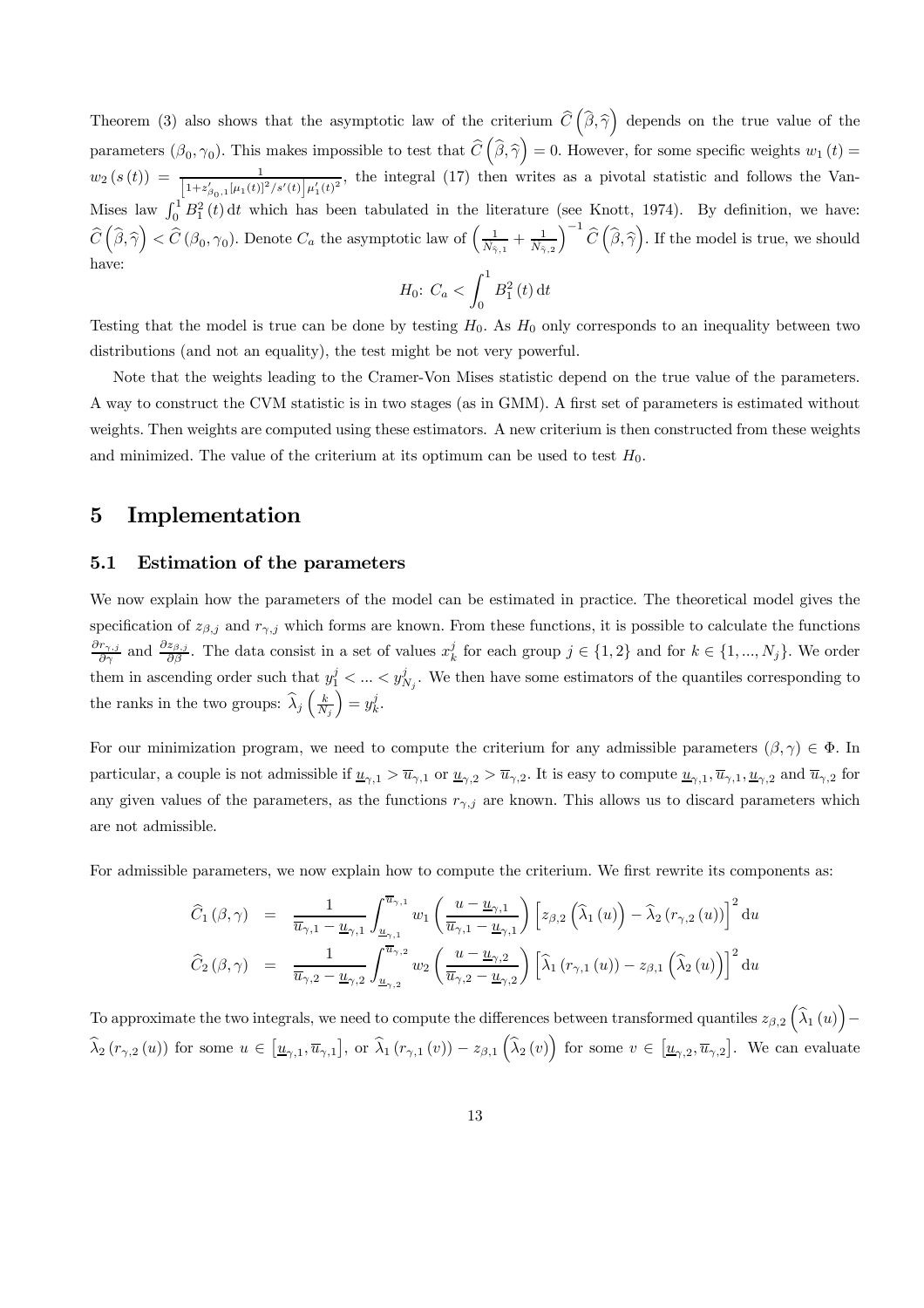Theorem (3) also shows that the asymptotic law of the criterium $\widehat{C}\left(\widehat{\beta},\widehat{\gamma}\right)$ depends on the true value of the parameters $(\beta_0,\gamma_0)$. This makes impossible to test that $\widehat{C}\left(\widehat{\beta},\widehat{\gamma}\right)=0$. However, for some specific weights $w_1(t)=w_2(s(t))=\frac{1}{\left[1+z'_{\beta_0,1}[\mu_1(t)]^2/s'(t)\right]\mu'_1(t)^2}$, the integral (17) then writes as a pivotal statistic and follows the Van-Mises law $\int_0^1 B_1^2(t)\,\mathrm{d}t$ which has been tabulated in the literature (see Knott, 1974). By definition, we have: $\widehat{C}\left(\widehat{\beta},\widehat{\gamma}\right)<\widehat{C}(\beta_0,\gamma_0)$. Denote $C_a$ the asymptotic law of $\left(\frac{1}{N_{\widehat{\gamma},1}}+\frac{1}{N_{\widehat{\gamma},2}}\right)^{-1}\widehat{C}\left(\widehat{\beta},\widehat{\gamma}\right)$. If the model is true, we should have:

$$H_0\text{: } C_a<\int_0^1 B_1^2(t)\,\mathrm{d}t$$

Testing that the model is true can be done by testing $H_0$. As $H_0$ only corresponds to an inequality between two distributions (and not an equality), the test might be not very powerful.

Note that the weights leading to the Cramer-Von Mises statistic depend on the true value of the parameters. A way to construct the CVM statistic is in two stages (as in GMM). A first set of parameters is estimated without weights. Then weights are computed using these estimators. A new criterium is then constructed from these weights and minimized. The value of the criterium at its optimum can be used to test $H_0$.

# 5 Implementation

## 5.1 Estimation of the parameters

We now explain how the parameters of the model can be estimated in practice. The theoretical model gives the specification of $z_{\beta,j}$ and $r_{\gamma,j}$ which forms are known. From these functions, it is possible to calculate the functions $\frac{\partial r_{\gamma,j}}{\partial\gamma}$ and $\frac{\partial z_{\beta,j}}{\partial\beta}$. The data consist in a set of values $x_k^j$ for each group $j\in\{1,2\}$ and for $k\in\{1,...,N_j\}$. We order them in ascending order such that $y_1^j<...<y_{N_j}^j$. We then have some estimators of the quantiles corresponding to the ranks in the two groups: $\widehat{\lambda}_j\left(\frac{k}{N_j}\right)=y_k^j$.

For our minimization program, we need to compute the criterium for any admissible parameters $(\beta,\gamma)\in\Phi$. In particular, a couple is not admissible if $\underline{u}_{\gamma,1}>\overline{u}_{\gamma,1}$ or $\underline{u}_{\gamma,2}>\overline{u}_{\gamma,2}$. It is easy to compute $\underline{u}_{\gamma,1},\overline{u}_{\gamma,1},\underline{u}_{\gamma,2}$ and $\overline{u}_{\gamma,2}$ for any given values of the parameters, as the functions $r_{\gamma,j}$ are known. This allows us to discard parameters which are not admissible.

For admissible parameters, we now explain how to compute the criterium. We first rewrite its components as:

$$\begin{aligned}
\widehat{C}_1(\beta,\gamma) &= \frac{1}{\overline{u}_{\gamma,1}-\underline{u}_{\gamma,1}}\int_{\underline{u}_{\gamma,1}}^{\overline{u}_{\gamma,1}} w_1\left(\frac{u-\underline{u}_{\gamma,1}}{\overline{u}_{\gamma,1}-\underline{u}_{\gamma,1}}\right)\left[z_{\beta,2}\left(\widehat{\lambda}_1(u)\right)-\widehat{\lambda}_2\left(r_{\gamma,2}(u)\right)\right]^2\mathrm{d}u \\
\widehat{C}_2(\beta,\gamma) &= \frac{1}{\overline{u}_{\gamma,2}-\underline{u}_{\gamma,2}}\int_{\underline{u}_{\gamma,2}}^{\overline{u}_{\gamma,2}} w_2\left(\frac{u-\underline{u}_{\gamma,2}}{\overline{u}_{\gamma,2}-\underline{u}_{\gamma,2}}\right)\left[\widehat{\lambda}_1\left(r_{\gamma,1}(u)\right)-z_{\beta,1}\left(\widehat{\lambda}_2(u)\right)\right]^2\mathrm{d}u
\end{aligned}$$

To approximate the two integrals, we need to compute the differences between transformed quantiles $z_{\beta,2}\left(\widehat{\lambda}_1(u)\right)-\widehat{\lambda}_2\left(r_{\gamma,2}(u)\right)$ for some $u\in\left[\underline{u}_{\gamma,1},\overline{u}_{\gamma,1}\right]$, or $\widehat{\lambda}_1\left(r_{\gamma,1}(v)\right)-z_{\beta,1}\left(\widehat{\lambda}_2(v)\right)$ for some $v\in\left[\underline{u}_{\gamma,2},\overline{u}_{\gamma,2}\right]$. We can evaluate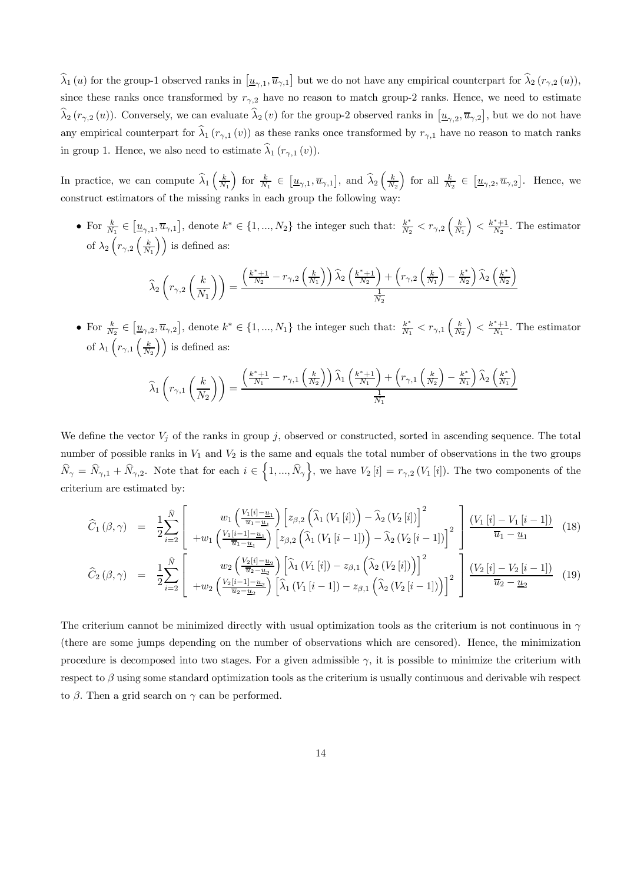$\widehat{\lambda}_1(u)$ for the group-1 observed ranks in $\left[\underline{u}_{\gamma,1}, \overline{u}_{\gamma,1}\right]$ but we do not have any empirical counterpart for $\widehat{\lambda}_2(r_{\gamma,2}(u))$, since these ranks once transformed by $r_{\gamma,2}$ have no reason to match group-2 ranks. Hence, we need to estimate $\widehat{\lambda}_2(r_{\gamma,2}(u))$. Conversely, we can evaluate $\widehat{\lambda}_2(v)$ for the group-2 observed ranks in $\left[\underline{u}_{\gamma,2}, \overline{u}_{\gamma,2}\right]$, but we do not have any empirical counterpart for $\widehat{\lambda}_1(r_{\gamma,1}(v))$ as these ranks once transformed by $r_{\gamma,1}$ have no reason to match ranks in group 1. Hence, we also need to estimate $\widehat{\lambda}_1(r_{\gamma,1}(v))$.

In practice, we can compute $\widehat{\lambda}_1\left(\frac{k}{N_1}\right)$ for $\frac{k}{N_1} \in \left[\underline{u}_{\gamma,1}, \overline{u}_{\gamma,1}\right]$, and $\widehat{\lambda}_2\left(\frac{k}{N_2}\right)$ for all $\frac{k}{N_2} \in \left[\underline{u}_{\gamma,2}, \overline{u}_{\gamma,2}\right]$. Hence, we construct estimators of the missing ranks in each group the following way:

- For $\frac{k}{N_1} \in \left[\underline{u}_{\gamma,1}, \overline{u}_{\gamma,1}\right]$, denote $k^* \in \{1, ..., N_2\}$ the integer such that: $\frac{k^*}{N_2} < r_{\gamma,2}\left(\frac{k}{N_1}\right) < \frac{k^*+1}{N_2}$. The estimator of $\lambda_2\left(r_{\gamma,2}\left(\frac{k}{N_1}\right)\right)$ is defined as:

$$\widehat{\lambda}_2\left(r_{\gamma,2}\left(\frac{k}{N_1}\right)\right) = \frac{\left(\frac{k^*+1}{N_2} - r_{\gamma,2}\left(\frac{k}{N_1}\right)\right)\widehat{\lambda}_2\left(\frac{k^*+1}{N_2}\right) + \left(r_{\gamma,2}\left(\frac{k}{N_1}\right) - \frac{k^*}{N_2}\right)\widehat{\lambda}_2\left(\frac{k^*}{N_2}\right)}{\frac{1}{N_2}}$$

- For $\frac{k}{N_2} \in \left[\underline{u}_{\gamma,2}, \overline{u}_{\gamma,2}\right]$, denote $k^* \in \{1, ..., N_1\}$ the integer such that: $\frac{k^*}{N_1} < r_{\gamma,1}\left(\frac{k}{N_2}\right) < \frac{k^*+1}{N_1}$. The estimator of $\lambda_1\left(r_{\gamma,1}\left(\frac{k}{N_2}\right)\right)$ is defined as:

$$\widehat{\lambda}_1\left(r_{\gamma,1}\left(\frac{k}{N_2}\right)\right) = \frac{\left(\frac{k^*+1}{N_1} - r_{\gamma,1}\left(\frac{k}{N_2}\right)\right)\widehat{\lambda}_1\left(\frac{k^*+1}{N_1}\right) + \left(r_{\gamma,1}\left(\frac{k}{N_2}\right) - \frac{k^*}{N_1}\right)\widehat{\lambda}_2\left(\frac{k^*}{N_1}\right)}{\frac{1}{N_1}}$$

We define the vector $V_j$ of the ranks in group $j$, observed or constructed, sorted in ascending sequence. The total number of possible ranks in $V_1$ and $V_2$ is the same and equals the total number of observations in the two groups $\widehat{N}_\gamma = \widehat{N}_{\gamma,1} + \widehat{N}_{\gamma,2}$. Note that for each $i \in \left\{1, ..., \widehat{N}_\gamma\right\}$, we have $V_2[i] = r_{\gamma,2}(V_1[i])$. The two components of the criterium are estimated by:

$$\widehat{C}_1(\beta,\gamma) = \frac{1}{2}\sum_{i=2}^{\widehat{N}} \left[\begin{array}{c} w_1\left(\frac{V_1[i]-\underline{u}_1}{\overline{u}_1-\underline{u}_1}\right)\left[z_{\beta,2}\left(\widehat{\lambda}_1(V_1[i])\right) - \widehat{\lambda}_2(V_2[i])\right]^2 \\ +w_1\left(\frac{V_1[i-1]-\underline{u}_1}{\overline{u}_1-\underline{u}_1}\right)\left[z_{\beta,2}\left(\widehat{\lambda}_1(V_1[i-1])\right) - \widehat{\lambda}_2(V_2[i-1])\right]^2 \end{array}\right] \frac{(V_1[i] - V_1[i-1])}{\overline{u}_1 - \underline{u}_1} \quad (18)$$

$$\widehat{C}_2(\beta,\gamma) = \frac{1}{2}\sum_{i=2}^{\widehat{N}} \left[\begin{array}{c} w_2\left(\frac{V_2[i]-\underline{u}_2}{\overline{u}_2-\underline{u}_2}\right)\left[\widehat{\lambda}_1(V_1[i]) - z_{\beta,1}\left(\widehat{\lambda}_2(V_2[i])\right)\right]^2 \\ +w_2\left(\frac{V_2[i-1]-\underline{u}_2}{\overline{u}_2-\underline{u}_2}\right)\left[\widehat{\lambda}_1(V_1[i-1]) - z_{\beta,1}\left(\widehat{\lambda}_2(V_2[i-1])\right)\right]^2 \end{array}\right] \frac{(V_2[i] - V_2[i-1])}{\overline{u}_2 - \underline{u}_2} \quad (19)$$

The criterium cannot be minimized directly with usual optimization tools as the criterium is not continuous in $\gamma$ (there are some jumps depending on the number of observations which are censored). Hence, the minimization procedure is decomposed into two stages. For a given admissible $\gamma$, it is possible to minimize the criterium with respect to $\beta$ using some standard optimization tools as the criterium is usually continuous and derivable wih respect to $\beta$. Then a grid search on $\gamma$ can be performed.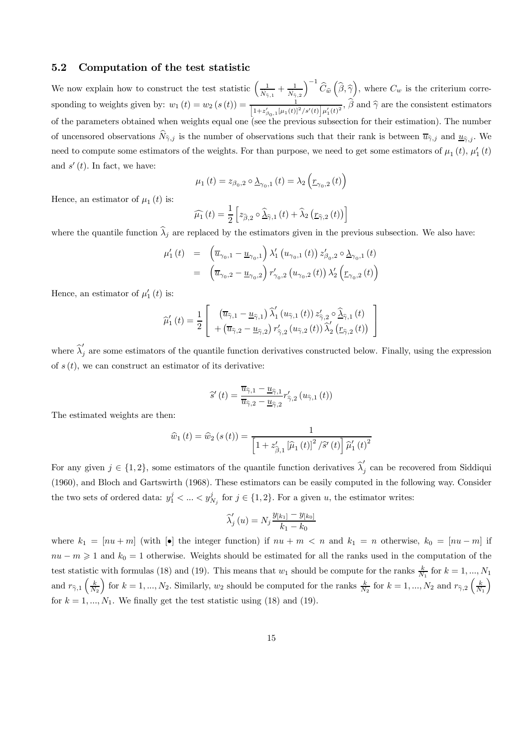### 5.2 Computation of the test statistic

We now explain how to construct the test statistic $\left(\frac{1}{N_{\widehat{\gamma},1}}+\frac{1}{N_{\widehat{\gamma},2}}\right)^{-1}\widehat{C}_{\widehat{w}}\left(\widehat{\beta},\widehat{\gamma}\right)$, where $C_w$ is the criterium corresponding to weights given by: $w_1(t)=w_2(s(t))=\frac{1}{\left[1+z'_{\beta_0,1}[\mu_1(t)]^2/s'(t)\right]\mu'_1(t)^2}$, $\widehat{\beta}$ and $\widehat{\gamma}$ are the consistent estimators of the parameters obtained when weights equal one (see the previous subsection for their estimation). The number of uncensored observations $\widehat{N}_{\widehat{\gamma},j}$ is the number of observations such that their rank is between $\overline{u}_{\widehat{\gamma},j}$ and $\underline{u}_{\widehat{\gamma},j}$. We need to compute some estimators of the weights. For than purpose, we need to get some estimators of $\mu_1(t)$, $\mu'_1(t)$ and $s'(t)$. In fact, we have:

$$\mu_1(t)=z_{\beta_0,2}\circ\underline{\lambda}_{\gamma_0,1}(t)=\lambda_2\left(\underline{r}_{\gamma_0,2}(t)\right)$$

Hence, an estimator of $\mu_1(t)$ is:

$$\widehat{\mu_1}(t)=\frac{1}{2}\left[z_{\widehat{\beta},2}\circ\underline{\widehat{\lambda}}_{\widehat{\gamma},1}(t)+\widehat{\lambda}_2\left(\underline{r}_{\widehat{\gamma},2}(t)\right)\right]$$

where the quantile function $\widehat{\lambda}_j$ are replaced by the estimators given in the previous subsection. We also have:

$$\begin{aligned}\mu'_1(t)&=\left(\overline{u}_{\gamma_0,1}-\underline{u}_{\gamma_0,1}\right)\lambda'_1\left(u_{\gamma_0,1}(t)\right)z'_{\beta_0,2}\circ\underline{\lambda}_{\gamma_0,1}(t)\\&=\left(\overline{u}_{\gamma_0,2}-\underline{u}_{\gamma_0,2}\right)r'_{\gamma_0,2}\left(u_{\gamma_0,2}(t)\right)\lambda'_2\left(\underline{r}_{\gamma_0,2}(t)\right)\end{aligned}$$

Hence, an estimator of $\mu'_1(t)$ is:

$$\widehat{\mu}'_1(t)=\frac{1}{2}\left[\begin{array}{c}\left(\overline{u}_{\widehat{\gamma},1}-\underline{u}_{\widehat{\gamma},1}\right)\widehat{\lambda}'_1\left(u_{\widehat{\gamma},1}(t)\right)z'_{\widehat{\gamma},2}\circ\underline{\widehat{\lambda}}_{\widehat{\gamma},1}(t)\\+\left(\overline{u}_{\widehat{\gamma},2}-\underline{u}_{\widehat{\gamma},2}\right)r'_{\widehat{\gamma},2}\left(u_{\widehat{\gamma},2}(t)\right)\widehat{\lambda}'_2\left(\underline{r}_{\widehat{\gamma},2}(t)\right)\end{array}\right]$$

where $\widehat{\lambda}'_j$ are some estimators of the quantile function derivatives constructed below. Finally, using the expression of $s(t)$, we can construct an estimator of its derivative:

$$\widehat{s}'(t)=\frac{\overline{u}_{\widehat{\gamma},1}-\underline{u}_{\widehat{\gamma},1}}{\overline{u}_{\widehat{\gamma},2}-\underline{u}_{\widehat{\gamma},2}}r'_{\widehat{\gamma},2}\left(u_{\widehat{\gamma},1}(t)\right)$$

The estimated weights are then:

$$\widehat{w}_1(t)=\widehat{w}_2(s(t))=\frac{1}{\left[1+z'_{\widehat{\beta},1}\left[\widehat{\mu}_1(t)\right]^2/\widehat{s}'(t)\right]\widehat{\mu}'_1(t)^2}$$

For any given $j\in\{1,2\}$, some estimators of the quantile function derivatives $\widehat{\lambda}'_j$ can be recovered from Siddiqui (1960), and Bloch and Gartswirth (1968). These estimators can be easily computed in the following way. Consider the two sets of ordered data: $y_1^j<...<y_{N_j}^j$ for $j\in\{1,2\}$. For a given $u$, the estimator writes:

$$\widehat{\lambda}'_j(u)=N_j\frac{y_{[k_1]}-y_{[k_0]}}{k_1-k_0}$$

where $k_1=[nu+m]$ (with $[\bullet]$ the integer function) if $nu+m<n$ and $k_1=n$ otherwise, $k_0=[nu-m]$ if $nu-m\geqslant 1$ and $k_0=1$ otherwise. Weights should be estimated for all the ranks used in the computation of the test statistic with formulas (18) and (19). This means that $w_1$ should be compute for the ranks $\frac{k}{N_1}$ for $k=1,...,N_1$ and $r_{\widehat{\gamma},1}\left(\frac{k}{N_2}\right)$ for $k=1,...,N_2$. Similarly, $w_2$ should be computed for the ranks $\frac{k}{N_2}$ for $k=1,...,N_2$ and $r_{\widehat{\gamma},2}\left(\frac{k}{N_1}\right)$ for $k=1,...,N_1$. We finally get the test statistic using (18) and (19).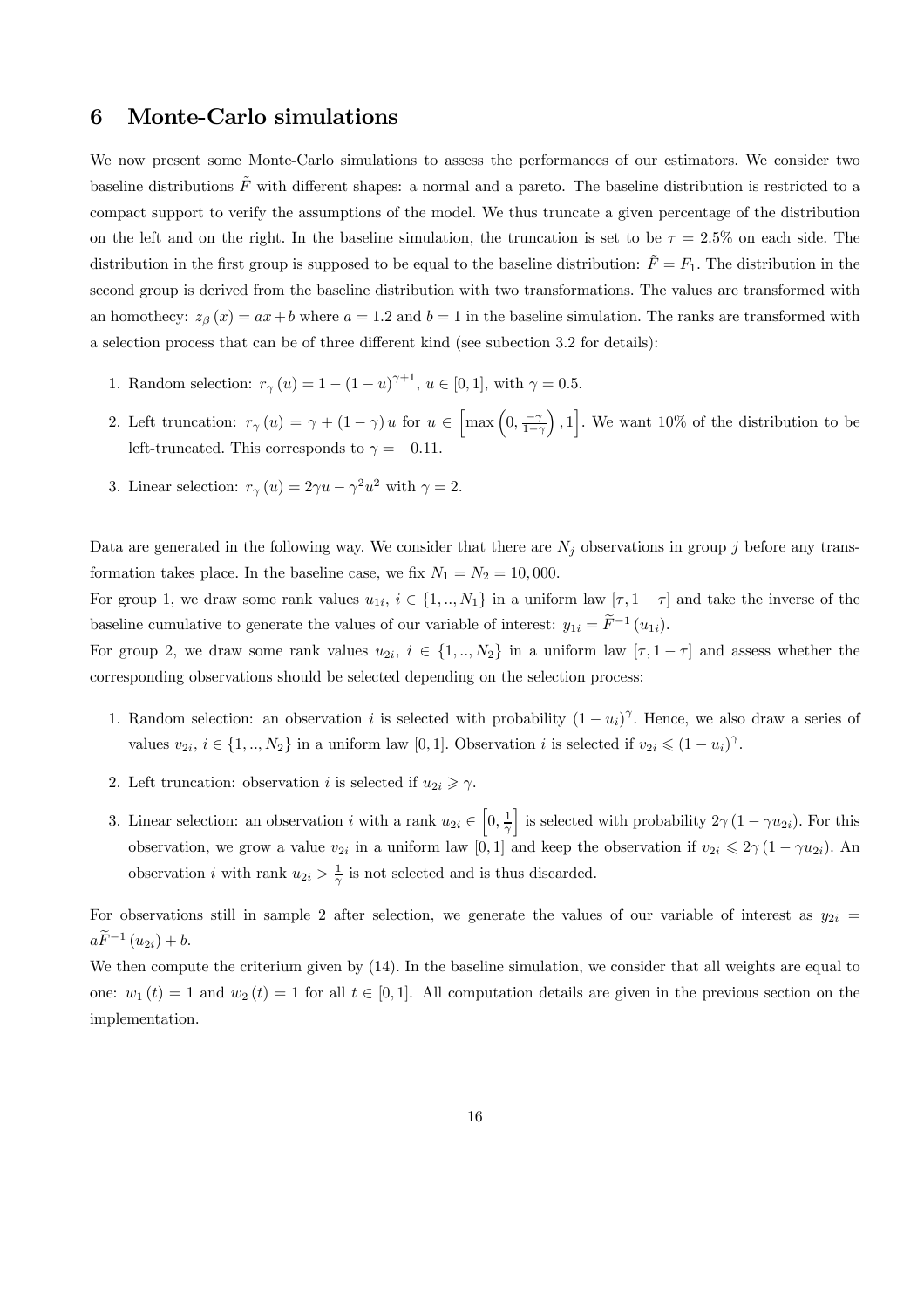## 6 Monte-Carlo simulations

We now present some Monte-Carlo simulations to assess the performances of our estimators. We consider two baseline distributions $\tilde{F}$ with different shapes: a normal and a pareto. The baseline distribution is restricted to a compact support to verify the assumptions of the model. We thus truncate a given percentage of the distribution on the left and on the right. In the baseline simulation, the truncation is set to be $\tau = 2.5\%$ on each side. The distribution in the first group is supposed to be equal to the baseline distribution: $\tilde{F} = F_1$. The distribution in the second group is derived from the baseline distribution with two transformations. The values are transformed with an homothecy: $z_\beta(x) = ax + b$ where $a = 1.2$ and $b = 1$ in the baseline simulation. The ranks are transformed with a selection process that can be of three different kind (see subection 3.2 for details):

1. Random selection: $r_\gamma(u) = 1 - (1-u)^{\gamma+1}$, $u \in [0,1]$, with $\gamma = 0.5$.
2. Left truncation: $r_\gamma(u) = \gamma + (1-\gamma)u$ for $u \in \left[\max\left(0, \frac{-\gamma}{1-\gamma}\right), 1\right]$. We want 10% of the distribution to be left-truncated. This corresponds to $\gamma = -0.11$.
3. Linear selection: $r_\gamma(u) = 2\gamma u - \gamma^2 u^2$ with $\gamma = 2$.

Data are generated in the following way. We consider that there are $N_j$ observations in group $j$ before any transformation takes place. In the baseline case, we fix $N_1 = N_2 = 10,000$.

For group 1, we draw some rank values $u_{1i}$, $i \in \{1, .., N_1\}$ in a uniform law $[\tau, 1-\tau]$ and take the inverse of the baseline cumulative to generate the values of our variable of interest: $y_{1i} = \widetilde{F}^{-1}(u_{1i})$.

For group 2, we draw some rank values $u_{2i}$, $i \in \{1, .., N_2\}$ in a uniform law $[\tau, 1-\tau]$ and assess whether the corresponding observations should be selected depending on the selection process:

1. Random selection: an observation $i$ is selected with probability $(1-u_i)^\gamma$. Hence, we also draw a series of values $v_{2i}$, $i \in \{1, .., N_2\}$ in a uniform law $[0,1]$. Observation $i$ is selected if $v_{2i} \leqslant (1-u_i)^\gamma$.
2. Left truncation: observation $i$ is selected if $u_{2i} \geqslant \gamma$.
3. Linear selection: an observation $i$ with a rank $u_{2i} \in \left[0, \frac{1}{\gamma}\right]$ is selected with probability $2\gamma(1 - \gamma u_{2i})$. For this observation, we grow a value $v_{2i}$ in a uniform law $[0,1]$ and keep the observation if $v_{2i} \leqslant 2\gamma(1 - \gamma u_{2i})$. An observation $i$ with rank $u_{2i} > \frac{1}{\gamma}$ is not selected and is thus discarded.

For observations still in sample 2 after selection, we generate the values of our variable of interest as $y_{2i} = a\widetilde{F}^{-1}(u_{2i}) + b$.

We then compute the criterium given by (14). In the baseline simulation, we consider that all weights are equal to one: $w_1(t) = 1$ and $w_2(t) = 1$ for all $t \in [0,1]$. All computation details are given in the previous section on the implementation.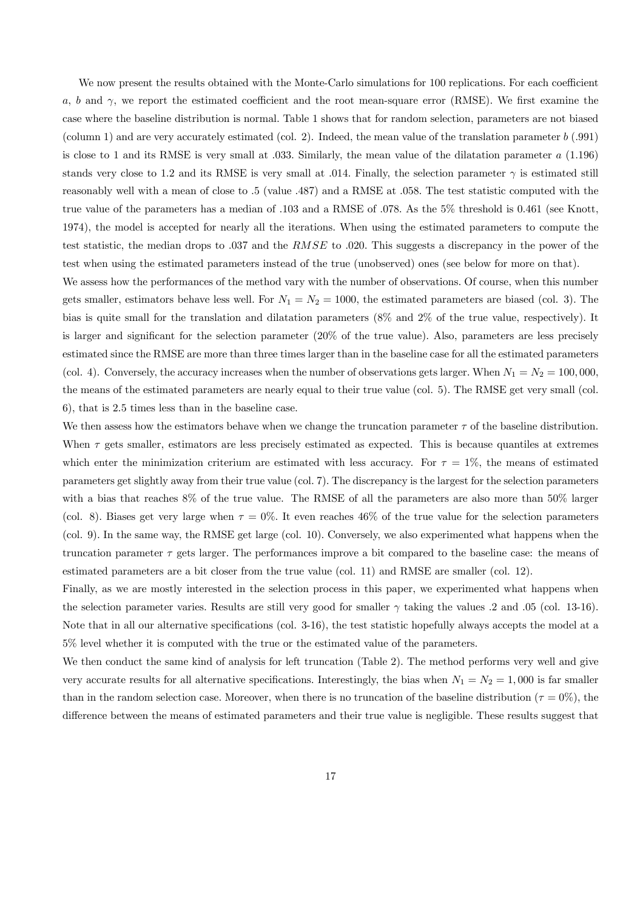We now present the results obtained with the Monte-Carlo simulations for 100 replications. For each coefficient $a$, $b$ and $\gamma$, we report the estimated coefficient and the root mean-square error (RMSE). We first examine the case where the baseline distribution is normal. Table 1 shows that for random selection, parameters are not biased (column 1) and are very accurately estimated (col. 2). Indeed, the mean value of the translation parameter $b$ (.991) is close to 1 and its RMSE is very small at .033. Similarly, the mean value of the dilatation parameter $a$ (1.196) stands very close to 1.2 and its RMSE is very small at .014. Finally, the selection parameter $\gamma$ is estimated still reasonably well with a mean of close to .5 (value .487) and a RMSE at .058. The test statistic computed with the true value of the parameters has a median of .103 and a RMSE of .078. As the 5% threshold is 0.461 (see Knott, 1974), the model is accepted for nearly all the iterations. When using the estimated parameters to compute the test statistic, the median drops to .037 and the $RMSE$ to .020. This suggests a discrepancy in the power of the test when using the estimated parameters instead of the true (unobserved) ones (see below for more on that).

We assess how the performances of the method vary with the number of observations. Of course, when this number gets smaller, estimators behave less well. For $N_1 = N_2 = 1000$, the estimated parameters are biased (col. 3). The bias is quite small for the translation and dilatation parameters (8% and 2% of the true value, respectively). It is larger and significant for the selection parameter (20% of the true value). Also, parameters are less precisely estimated since the RMSE are more than three times larger than in the baseline case for all the estimated parameters (col. 4). Conversely, the accuracy increases when the number of observations gets larger. When $N_1 = N_2 = 100,000$, the means of the estimated parameters are nearly equal to their true value (col. 5). The RMSE get very small (col. 6), that is 2.5 times less than in the baseline case.

We then assess how the estimators behave when we change the truncation parameter $\tau$ of the baseline distribution. When $\tau$ gets smaller, estimators are less precisely estimated as expected. This is because quantiles at extremes which enter the minimization criterium are estimated with less accuracy. For $\tau = 1\%$, the means of estimated parameters get slightly away from their true value (col. 7). The discrepancy is the largest for the selection parameters with a bias that reaches 8% of the true value. The RMSE of all the parameters are also more than 50% larger (col. 8). Biases get very large when $\tau = 0\%$. It even reaches 46% of the true value for the selection parameters (col. 9). In the same way, the RMSE get large (col. 10). Conversely, we also experimented what happens when the truncation parameter $\tau$ gets larger. The performances improve a bit compared to the baseline case: the means of estimated parameters are a bit closer from the true value (col. 11) and RMSE are smaller (col. 12).

Finally, as we are mostly interested in the selection process in this paper, we experimented what happens when the selection parameter varies. Results are still very good for smaller $\gamma$ taking the values .2 and .05 (col. 13-16). Note that in all our alternative specifications (col. 3-16), the test statistic hopefully always accepts the model at a 5% level whether it is computed with the true or the estimated value of the parameters.

We then conduct the same kind of analysis for left truncation (Table 2). The method performs very well and give very accurate results for all alternative specifications. Interestingly, the bias when $N_1 = N_2 = 1,000$ is far smaller than in the random selection case. Moreover, when there is no truncation of the baseline distribution ($\tau = 0\%$), the difference between the means of estimated parameters and their true value is negligible. These results suggest that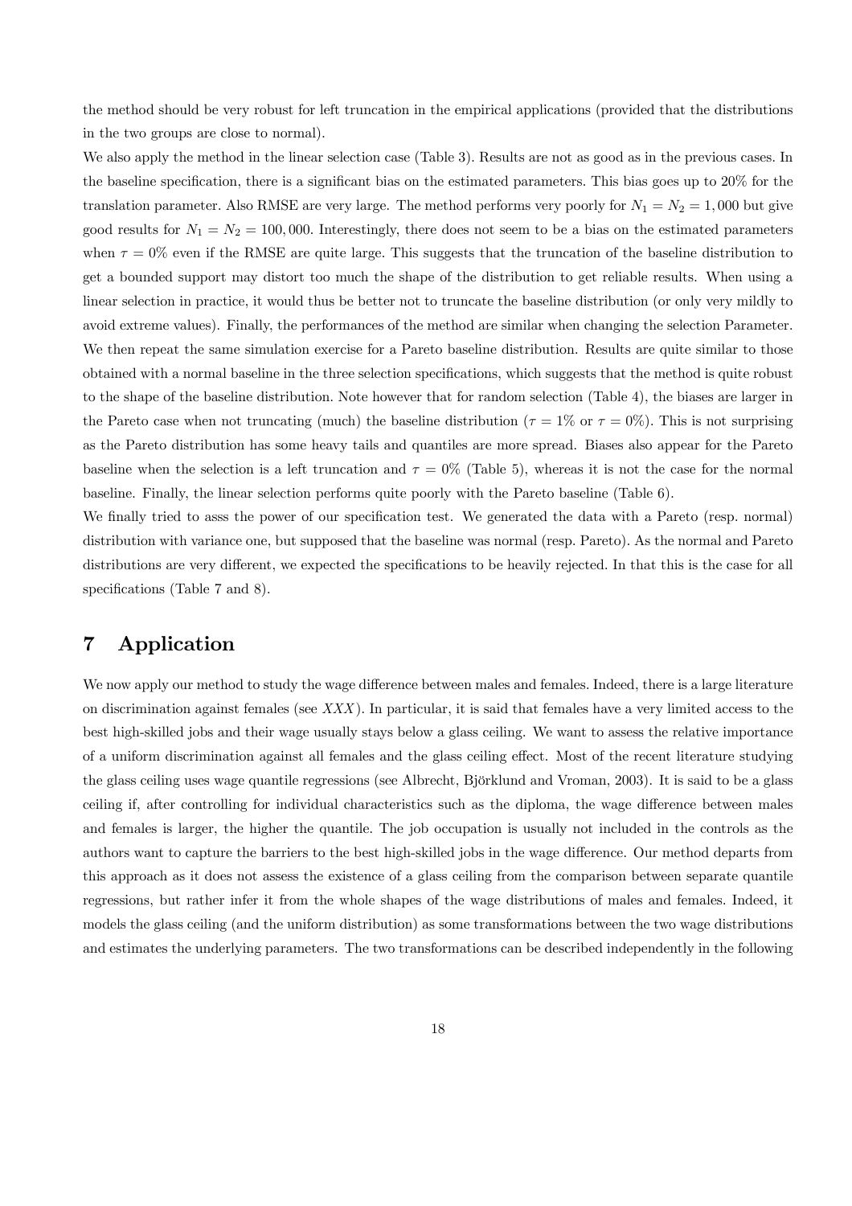the method should be very robust for left truncation in the empirical applications (provided that the distributions in the two groups are close to normal).

We also apply the method in the linear selection case (Table 3). Results are not as good as in the previous cases. In the baseline specification, there is a significant bias on the estimated parameters. This bias goes up to 20% for the translation parameter. Also RMSE are very large. The method performs very poorly for $N_1 = N_2 = 1,000$ but give good results for $N_1 = N_2 = 100,000$. Interestingly, there does not seem to be a bias on the estimated parameters when $\tau = 0\%$ even if the RMSE are quite large. This suggests that the truncation of the baseline distribution to get a bounded support may distort too much the shape of the distribution to get reliable results. When using a linear selection in practice, it would thus be better not to truncate the baseline distribution (or only very mildly to avoid extreme values). Finally, the performances of the method are similar when changing the selection Parameter.

We then repeat the same simulation exercise for a Pareto baseline distribution. Results are quite similar to those obtained with a normal baseline in the three selection specifications, which suggests that the method is quite robust to the shape of the baseline distribution. Note however that for random selection (Table 4), the biases are larger in the Pareto case when not truncating (much) the baseline distribution ($\tau = 1\%$ or $\tau = 0\%$). This is not surprising as the Pareto distribution has some heavy tails and quantiles are more spread. Biases also appear for the Pareto baseline when the selection is a left truncation and $\tau = 0\%$ (Table 5), whereas it is not the case for the normal baseline. Finally, the linear selection performs quite poorly with the Pareto baseline (Table 6).

We finally tried to asss the power of our specification test. We generated the data with a Pareto (resp. normal) distribution with variance one, but supposed that the baseline was normal (resp. Pareto). As the normal and Pareto distributions are very different, we expected the specifications to be heavily rejected. In that this is the case for all specifications (Table 7 and 8).

# 7 Application

We now apply our method to study the wage difference between males and females. Indeed, there is a large literature on discrimination against females (see $XXX$). In particular, it is said that females have a very limited access to the best high-skilled jobs and their wage usually stays below a glass ceiling. We want to assess the relative importance of a uniform discrimination against all females and the glass ceiling effect. Most of the recent literature studying the glass ceiling uses wage quantile regressions (see Albrecht, Björklund and Vroman, 2003). It is said to be a glass ceiling if, after controlling for individual characteristics such as the diploma, the wage difference between males and females is larger, the higher the quantile. The job occupation is usually not included in the controls as the authors want to capture the barriers to the best high-skilled jobs in the wage difference. Our method departs from this approach as it does not assess the existence of a glass ceiling from the comparison between separate quantile regressions, but rather infer it from the whole shapes of the wage distributions of males and females. Indeed, it models the glass ceiling (and the uniform distribution) as some transformations between the two wage distributions and estimates the underlying parameters. The two transformations can be described independently in the following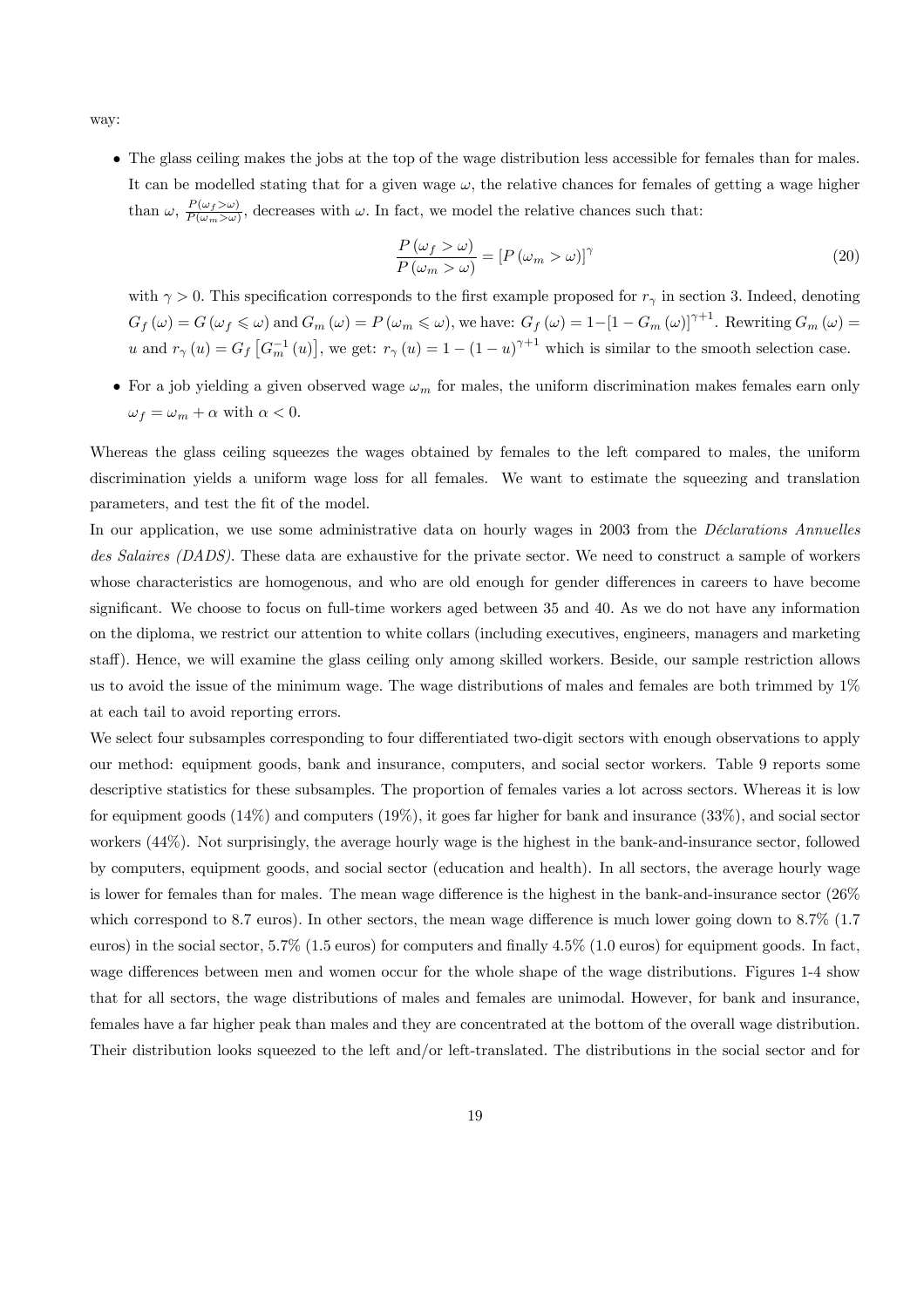way:

- The glass ceiling makes the jobs at the top of the wage distribution less accessible for females than for males. It can be modelled stating that for a given wage $\omega$, the relative chances for females of getting a wage higher than $\omega$, $\frac{P(\omega_f > \omega)}{P(\omega_m > \omega)}$, decreases with $\omega$. In fact, we model the relative chances such that:

$$\frac{P(\omega_f > \omega)}{P(\omega_m > \omega)} = [P(\omega_m > \omega)]^{\gamma} \tag{20}$$

  with $\gamma > 0$. This specification corresponds to the first example proposed for $r_\gamma$ in section 3. Indeed, denoting $G_f(\omega) = G(\omega_f \leqslant \omega)$ and $G_m(\omega) = P(\omega_m \leqslant \omega)$, we have: $G_f(\omega) = 1 - [1 - G_m(\omega)]^{\gamma+1}$. Rewriting $G_m(\omega) = u$ and $r_\gamma(u) = G_f\left[G_m^{-1}(u)\right]$, we get: $r_\gamma(u) = 1 - (1-u)^{\gamma+1}$ which is similar to the smooth selection case.

- For a job yielding a given observed wage $\omega_m$ for males, the uniform discrimination makes females earn only $\omega_f = \omega_m + \alpha$ with $\alpha < 0$.

Whereas the glass ceiling squeezes the wages obtained by females to the left compared to males, the uniform discrimination yields a uniform wage loss for all females. We want to estimate the squeezing and translation parameters, and test the fit of the model.

In our application, we use some administrative data on hourly wages in 2003 from the *Déclarations Annuelles des Salaires (DADS)*. These data are exhaustive for the private sector. We need to construct a sample of workers whose characteristics are homogenous, and who are old enough for gender differences in careers to have become significant. We choose to focus on full-time workers aged between 35 and 40. As we do not have any information on the diploma, we restrict our attention to white collars (including executives, engineers, managers and marketing staff). Hence, we will examine the glass ceiling only among skilled workers. Beside, our sample restriction allows us to avoid the issue of the minimum wage. The wage distributions of males and females are both trimmed by 1% at each tail to avoid reporting errors.

We select four subsamples corresponding to four differentiated two-digit sectors with enough observations to apply our method: equipment goods, bank and insurance, computers, and social sector workers. Table 9 reports some descriptive statistics for these subsamples. The proportion of females varies a lot across sectors. Whereas it is low for equipment goods (14%) and computers (19%), it goes far higher for bank and insurance (33%), and social sector workers (44%). Not surprisingly, the average hourly wage is the highest in the bank-and-insurance sector, followed by computers, equipment goods, and social sector (education and health). In all sectors, the average hourly wage is lower for females than for males. The mean wage difference is the highest in the bank-and-insurance sector (26% which correspond to 8.7 euros). In other sectors, the mean wage difference is much lower going down to 8.7% (1.7 euros) in the social sector, 5.7% (1.5 euros) for computers and finally 4.5% (1.0 euros) for equipment goods. In fact, wage differences between men and women occur for the whole shape of the wage distributions. Figures 1-4 show that for all sectors, the wage distributions of males and females are unimodal. However, for bank and insurance, females have a far higher peak than males and they are concentrated at the bottom of the overall wage distribution. Their distribution looks squeezed to the left and/or left-translated. The distributions in the social sector and for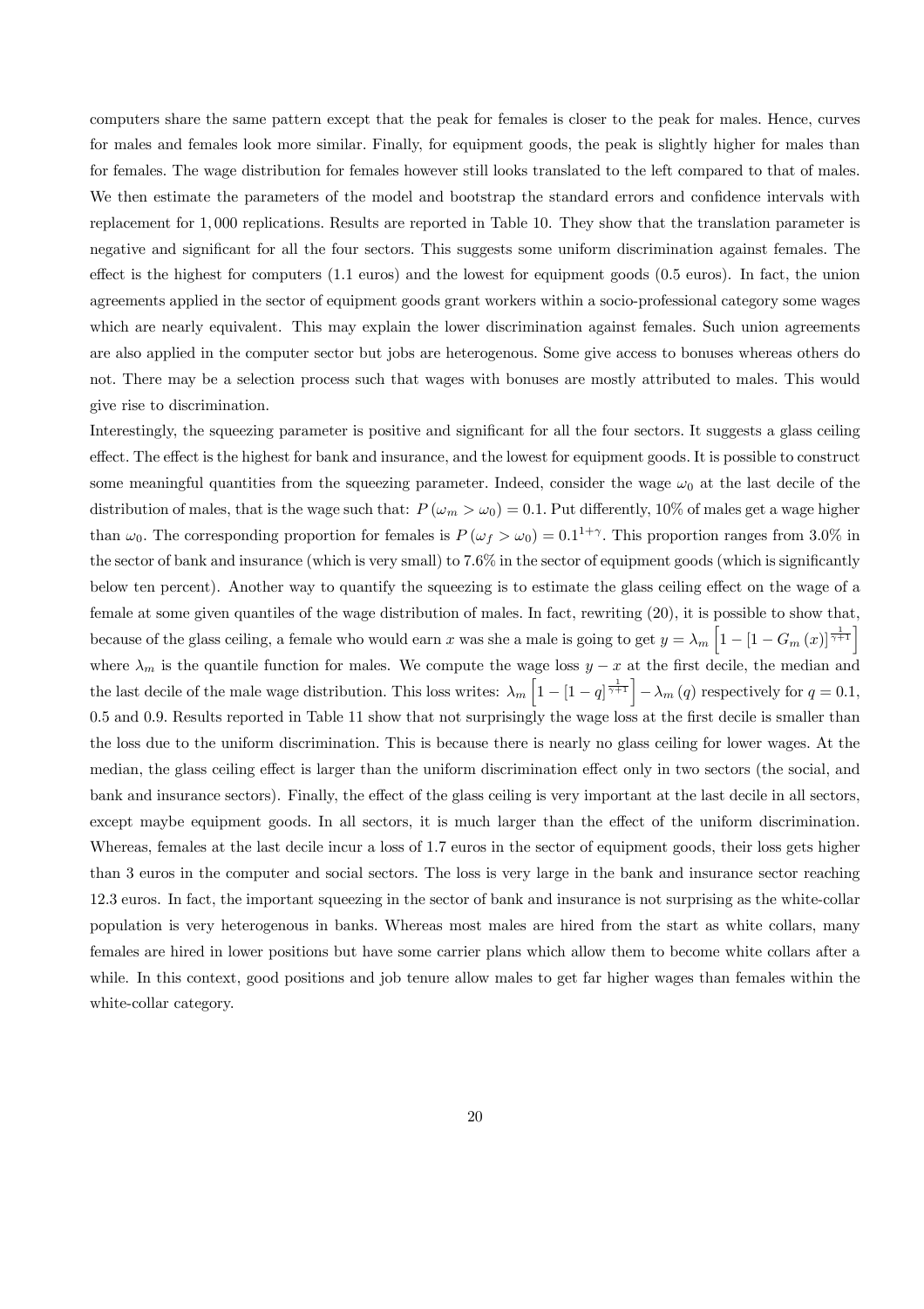computers share the same pattern except that the peak for females is closer to the peak for males. Hence, curves for males and females look more similar. Finally, for equipment goods, the peak is slightly higher for males than for females. The wage distribution for females however still looks translated to the left compared to that of males. We then estimate the parameters of the model and bootstrap the standard errors and confidence intervals with replacement for 1,000 replications. Results are reported in Table 10. They show that the translation parameter is negative and significant for all the four sectors. This suggests some uniform discrimination against females. The effect is the highest for computers (1.1 euros) and the lowest for equipment goods (0.5 euros). In fact, the union agreements applied in the sector of equipment goods grant workers within a socio-professional category some wages which are nearly equivalent. This may explain the lower discrimination against females. Such union agreements are also applied in the computer sector but jobs are heterogenous. Some give access to bonuses whereas others do not. There may be a selection process such that wages with bonuses are mostly attributed to males. This would give rise to discrimination.

Interestingly, the squeezing parameter is positive and significant for all the four sectors. It suggests a glass ceiling effect. The effect is the highest for bank and insurance, and the lowest for equipment goods. It is possible to construct some meaningful quantities from the squeezing parameter. Indeed, consider the wage $\omega_0$ at the last decile of the distribution of males, that is the wage such that: $P(\omega_m > \omega_0) = 0.1$. Put differently, 10% of males get a wage higher than $\omega_0$. The corresponding proportion for females is $P(\omega_f > \omega_0) = 0.1^{1+\gamma}$. This proportion ranges from 3.0% in the sector of bank and insurance (which is very small) to 7.6% in the sector of equipment goods (which is significantly below ten percent). Another way to quantify the squeezing is to estimate the glass ceiling effect on the wage of a female at some given quantiles of the wage distribution of males. In fact, rewriting (20), it is possible to show that, because of the glass ceiling, a female who would earn $x$ was she a male is going to get $y = \lambda_m \left[1 - [1 - G_m(x)]^{\frac{1}{\gamma+1}}\right]$ where $\lambda_m$ is the quantile function for males. We compute the wage loss $y - x$ at the first decile, the median and the last decile of the male wage distribution. This loss writes: $\lambda_m \left[1 - [1 - q]^{\frac{1}{\gamma+1}}\right] - \lambda_m(q)$ respectively for $q = 0.1$, 0.5 and 0.9. Results reported in Table 11 show that not surprisingly the wage loss at the first decile is smaller than the loss due to the uniform discrimination. This is because there is nearly no glass ceiling for lower wages. At the median, the glass ceiling effect is larger than the uniform discrimination effect only in two sectors (the social, and bank and insurance sectors). Finally, the effect of the glass ceiling is very important at the last decile in all sectors, except maybe equipment goods. In all sectors, it is much larger than the effect of the uniform discrimination. Whereas, females at the last decile incur a loss of 1.7 euros in the sector of equipment goods, their loss gets higher than 3 euros in the computer and social sectors. The loss is very large in the bank and insurance sector reaching 12.3 euros. In fact, the important squeezing in the sector of bank and insurance is not surprising as the white-collar population is very heterogenous in banks. Whereas most males are hired from the start as white collars, many females are hired in lower positions but have some carrier plans which allow them to become white collars after a while. In this context, good positions and job tenure allow males to get far higher wages than females within the white-collar category.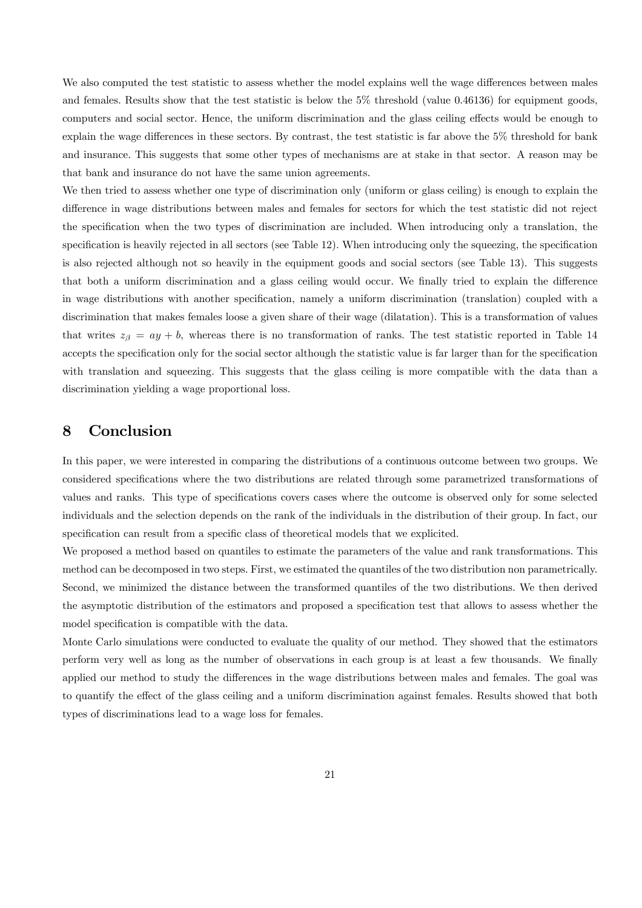We also computed the test statistic to assess whether the model explains well the wage differences between males and females. Results show that the test statistic is below the 5% threshold (value 0.46136) for equipment goods, computers and social sector. Hence, the uniform discrimination and the glass ceiling effects would be enough to explain the wage differences in these sectors. By contrast, the test statistic is far above the 5% threshold for bank and insurance. This suggests that some other types of mechanisms are at stake in that sector. A reason may be that bank and insurance do not have the same union agreements.

We then tried to assess whether one type of discrimination only (uniform or glass ceiling) is enough to explain the difference in wage distributions between males and females for sectors for which the test statistic did not reject the specification when the two types of discrimination are included. When introducing only a translation, the specification is heavily rejected in all sectors (see Table 12). When introducing only the squeezing, the specification is also rejected although not so heavily in the equipment goods and social sectors (see Table 13). This suggests that both a uniform discrimination and a glass ceiling would occur. We finally tried to explain the difference in wage distributions with another specification, namely a uniform discrimination (translation) coupled with a discrimination that makes females loose a given share of their wage (dilatation). This is a transformation of values that writes $z_\beta = ay + b$, whereas there is no transformation of ranks. The test statistic reported in Table 14 accepts the specification only for the social sector although the statistic value is far larger than for the specification with translation and squeezing. This suggests that the glass ceiling is more compatible with the data than a discrimination yielding a wage proportional loss.

# 8 Conclusion

In this paper, we were interested in comparing the distributions of a continuous outcome between two groups. We considered specifications where the two distributions are related through some parametrized transformations of values and ranks. This type of specifications covers cases where the outcome is observed only for some selected individuals and the selection depends on the rank of the individuals in the distribution of their group. In fact, our specification can result from a specific class of theoretical models that we explicited.

We proposed a method based on quantiles to estimate the parameters of the value and rank transformations. This method can be decomposed in two steps. First, we estimated the quantiles of the two distribution non parametrically. Second, we minimized the distance between the transformed quantiles of the two distributions. We then derived the asymptotic distribution of the estimators and proposed a specification test that allows to assess whether the model specification is compatible with the data.

Monte Carlo simulations were conducted to evaluate the quality of our method. They showed that the estimators perform very well as long as the number of observations in each group is at least a few thousands. We finally applied our method to study the differences in the wage distributions between males and females. The goal was to quantify the effect of the glass ceiling and a uniform discrimination against females. Results showed that both types of discriminations lead to a wage loss for females.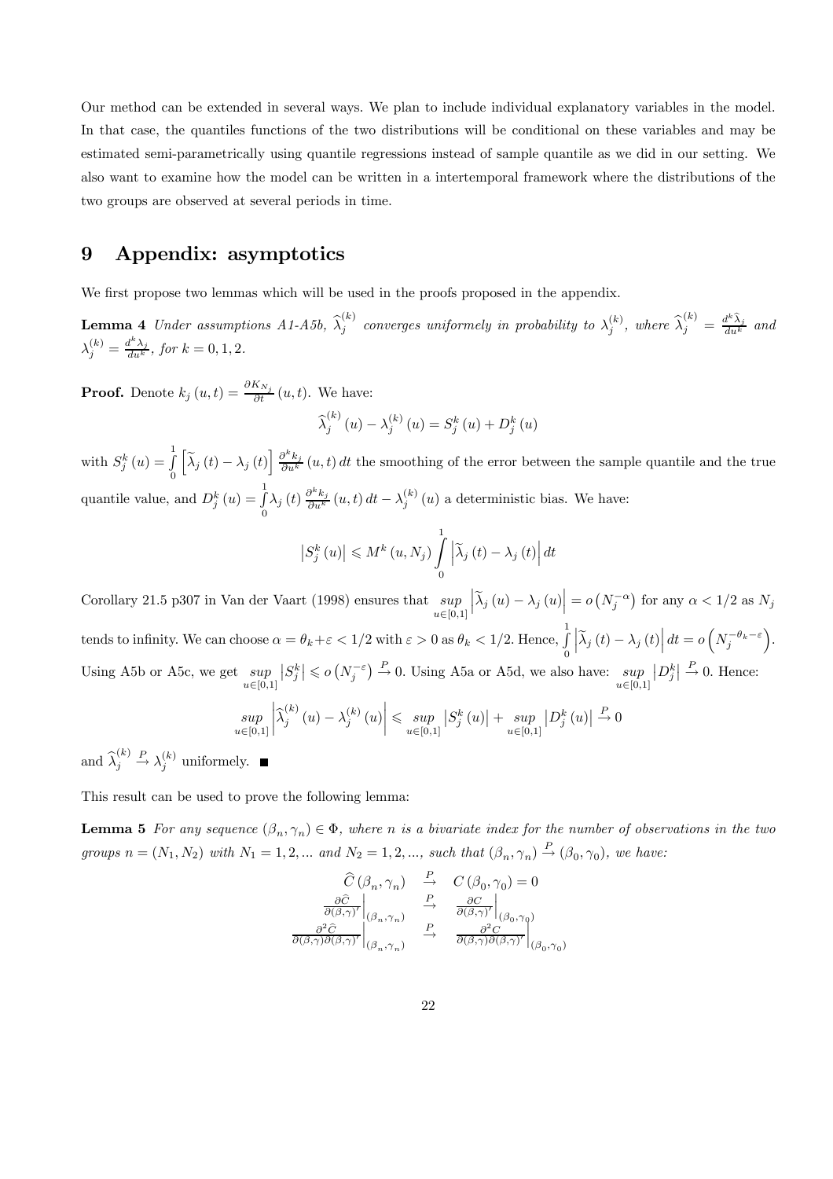Our method can be extended in several ways. We plan to include individual explanatory variables in the model. In that case, the quantiles functions of the two distributions will be conditional on these variables and may be estimated semi-parametrically using quantile regressions instead of sample quantile as we did in our setting. We also want to examine how the model can be written in a intertemporal framework where the distributions of the two groups are observed at several periods in time.

# 9 Appendix: asymptotics

We first propose two lemmas which will be used in the proofs proposed in the appendix.

**Lemma 4** *Under assumptions A1-A5b, $\widehat{\lambda}_j^{(k)}$ converges uniformely in probability to $\lambda_j^{(k)}$, where $\widehat{\lambda}_j^{(k)} = \frac{d^k \widehat{\lambda}_j}{du^k}$ and $\lambda_j^{(k)} = \frac{d^k \lambda_j}{du^k}$, for $k = 0, 1, 2$.*

**Proof.** Denote $k_j(u,t) = \frac{\partial K_{N_j}}{\partial t}(u,t)$. We have:

$$\widehat{\lambda}_j^{(k)}(u) - \lambda_j^{(k)}(u) = S_j^k(u) + D_j^k(u)$$

with $S_j^k(u) = \int_0^1 \left[\widetilde{\lambda}_j(t) - \lambda_j(t)\right] \frac{\partial^k k_j}{\partial u^k}(u,t)\, dt$ the smoothing of the error between the sample quantile and the true quantile value, and $D_j^k(u) = \int_0^1 \lambda_j(t) \frac{\partial^k k_j}{\partial u^k}(u,t)\, dt - \lambda_j^{(k)}(u)$ a deterministic bias. We have:

$$\left|S_j^k(u)\right| \leqslant M^k(u, N_j) \int_0^1 \left|\widetilde{\lambda}_j(t) - \lambda_j(t)\right| dt$$

Corollary 21.5 p307 in Van der Vaart (1998) ensures that $\sup_{u\in[0,1]} \left|\widetilde{\lambda}_j(u) - \lambda_j(u)\right| = o\left(N_j^{-\alpha}\right)$ for any $\alpha < 1/2$ as $N_j$ tends to infinity. We can choose $\alpha = \theta_k + \varepsilon < 1/2$ with $\varepsilon > 0$ as $\theta_k < 1/2$. Hence, $\int_0^1 \left|\widetilde{\lambda}_j(t) - \lambda_j(t)\right| dt = o\left(N_j^{-\theta_k - \varepsilon}\right)$. Using A5b or A5c, we get $\sup_{u\in[0,1]} \left|S_j^k\right| \leqslant o\left(N_j^{-\varepsilon}\right) \xrightarrow{P} 0$. Using A5a or A5d, we also have: $\sup_{u\in[0,1]} \left|D_j^k\right| \xrightarrow{P} 0$. Hence:

$$\sup_{u\in[0,1]} \left|\widehat{\lambda}_j^{(k)}(u) - \lambda_j^{(k)}(u)\right| \leqslant \sup_{u\in[0,1]} \left|S_j^k(u)\right| + \sup_{u\in[0,1]} \left|D_j^k(u)\right| \xrightarrow{P} 0$$

and $\widehat{\lambda}_j^{(k)} \xrightarrow{P} \lambda_j^{(k)}$ uniformely. ■

This result can be used to prove the following lemma:

**Lemma 5** *For any sequence $(\beta_n, \gamma_n) \in \Phi$, where $n$ is a bivariate index for the number of observations in the two groups $n = (N_1, N_2)$ with $N_1 = 1, 2, ...$ and $N_2 = 1, 2, ...$, such that $(\beta_n, \gamma_n) \xrightarrow{P} (\beta_0, \gamma_0)$, we have:*

$$\begin{aligned}
\widehat{C}(\beta_n, \gamma_n) &\xrightarrow{P} C(\beta_0, \gamma_0) = 0 \\
\left.\frac{\partial \widehat{C}}{\partial (\beta,\gamma)'}\right|_{(\beta_n,\gamma_n)} &\xrightarrow{P} \left.\frac{\partial C}{\partial (\beta,\gamma)'}\right|_{(\beta_0,\gamma_0)} \\
\left.\frac{\partial^2 \widehat{C}}{\partial (\beta,\gamma)\partial (\beta,\gamma)'}\right|_{(\beta_n,\gamma_n)} &\xrightarrow{P} \left.\frac{\partial^2 C}{\partial (\beta,\gamma)\partial (\beta,\gamma)'}\right|_{(\beta_0,\gamma_0)}
\end{aligned}$$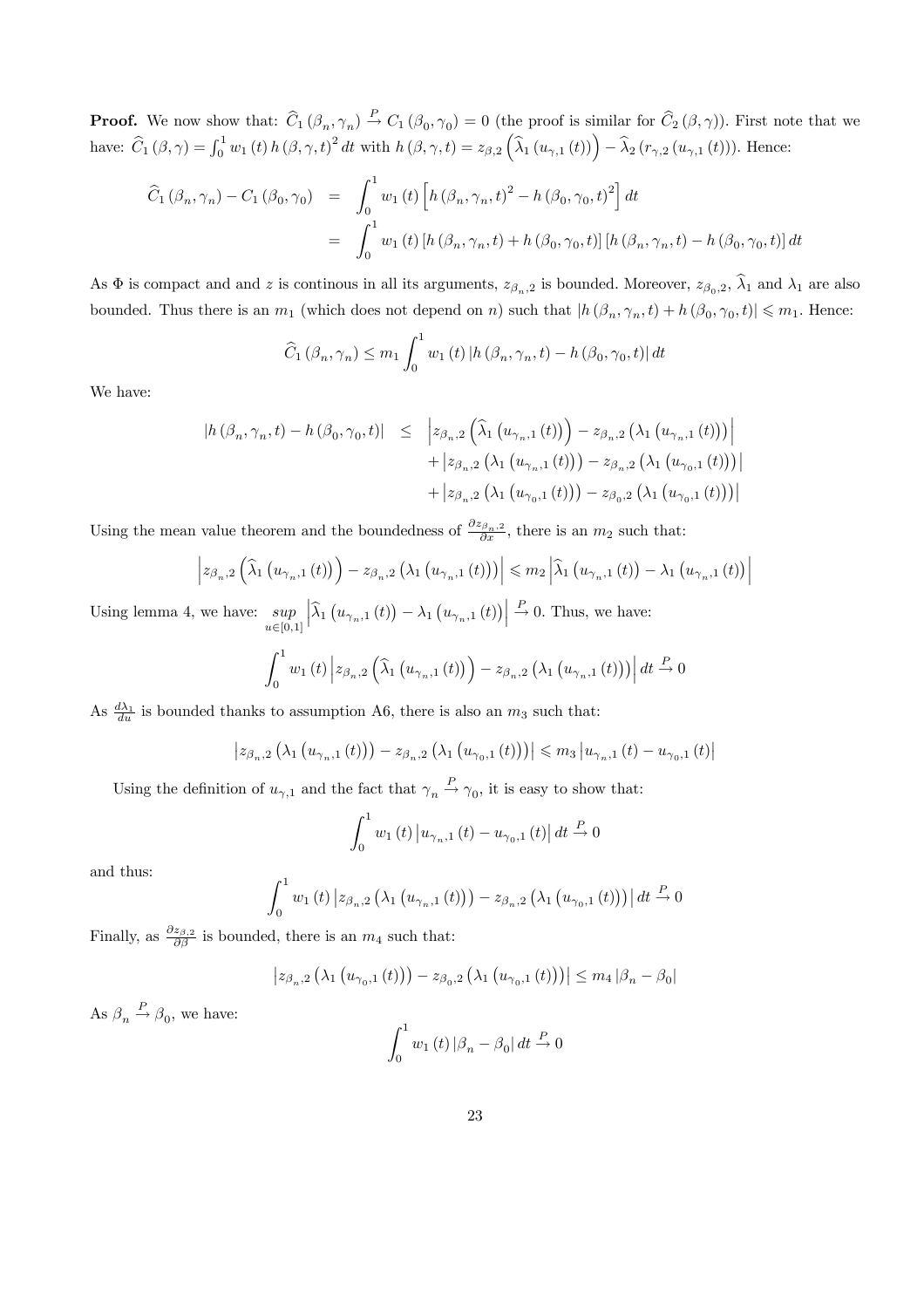**Proof.** We now show that: $\widehat{C}_1(\beta_n, \gamma_n) \xrightarrow{P} C_1(\beta_0, \gamma_0) = 0$ (the proof is similar for $\widehat{C}_2(\beta, \gamma)$). First note that we have: $\widehat{C}_1(\beta, \gamma) = \int_0^1 w_1(t)\, h(\beta, \gamma, t)^2\, dt$ with $h(\beta, \gamma, t) = z_{\beta,2}\left(\widehat{\lambda}_1(u_{\gamma,1}(t))\right) - \widehat{\lambda}_2(r_{\gamma,2}(u_{\gamma,1}(t)))$. Hence:

$$
\begin{aligned}
\widehat{C}_1(\beta_n, \gamma_n) - C_1(\beta_0, \gamma_0) &= \int_0^1 w_1(t)\left[h(\beta_n, \gamma_n, t)^2 - h(\beta_0, \gamma_0, t)^2\right] dt \\
&= \int_0^1 w_1(t)\left[h(\beta_n, \gamma_n, t) + h(\beta_0, \gamma_0, t)\right]\left[h(\beta_n, \gamma_n, t) - h(\beta_0, \gamma_0, t)\right] dt
\end{aligned}
$$

As $\Phi$ is compact and and $z$ is continous in all its arguments, $z_{\beta_n,2}$ is bounded. Moreover, $z_{\beta_0,2}$, $\widehat{\lambda}_1$ and $\lambda_1$ are also bounded. Thus there is an $m_1$ (which does not depend on $n$) such that $|h(\beta_n, \gamma_n, t) + h(\beta_0, \gamma_0, t)| \leqslant m_1$. Hence:

$$
\widehat{C}_1(\beta_n, \gamma_n) \leq m_1 \int_0^1 w_1(t)\, |h(\beta_n, \gamma_n, t) - h(\beta_0, \gamma_0, t)|\, dt
$$

We have:

$$
\begin{aligned}
|h(\beta_n, \gamma_n, t) - h(\beta_0, \gamma_0, t)| \leq\; & \left|z_{\beta_n,2}\left(\widehat{\lambda}_1(u_{\gamma_n,1}(t))\right) - z_{\beta_n,2}\left(\lambda_1(u_{\gamma_n,1}(t))\right)\right| \\
& + \left|z_{\beta_n,2}\left(\lambda_1(u_{\gamma_n,1}(t))\right) - z_{\beta_n,2}\left(\lambda_1(u_{\gamma_0,1}(t))\right)\right| \\
& + \left|z_{\beta_n,2}\left(\lambda_1(u_{\gamma_0,1}(t))\right) - z_{\beta_0,2}\left(\lambda_1(u_{\gamma_0,1}(t))\right)\right|
\end{aligned}
$$

Using the mean value theorem and the boundedness of $\frac{\partial z_{\beta_n,2}}{\partial x}$, there is an $m_2$ such that:

$$
\left|z_{\beta_n,2}\left(\widehat{\lambda}_1(u_{\gamma_n,1}(t))\right) - z_{\beta_n,2}\left(\lambda_1(u_{\gamma_n,1}(t))\right)\right| \leqslant m_2 \left|\widehat{\lambda}_1(u_{\gamma_n,1}(t)) - \lambda_1(u_{\gamma_n,1}(t))\right|
$$

Using lemma 4, we have: $\underset{u\in[0,1]}{sup}\left|\widehat{\lambda}_1(u_{\gamma_n,1}(t)) - \lambda_1(u_{\gamma_n,1}(t))\right| \xrightarrow{P} 0$. Thus, we have:

$$
\int_0^1 w_1(t)\left|z_{\beta_n,2}\left(\widehat{\lambda}_1(u_{\gamma_n,1}(t))\right) - z_{\beta_n,2}\left(\lambda_1(u_{\gamma_n,1}(t))\right)\right| dt \xrightarrow{P} 0
$$

As $\frac{d\lambda_1}{du}$ is bounded thanks to assumption A6, there is also an $m_3$ such that:

$$
\left|z_{\beta_n,2}\left(\lambda_1(u_{\gamma_n,1}(t))\right) - z_{\beta_n,2}\left(\lambda_1(u_{\gamma_0,1}(t))\right)\right| \leqslant m_3 \left|u_{\gamma_n,1}(t) - u_{\gamma_0,1}(t)\right|
$$

Using the definition of $u_{\gamma,1}$ and the fact that $\gamma_n \xrightarrow{P} \gamma_0$, it is easy to show that:

$$
\int_0^1 w_1(t)\left|u_{\gamma_n,1}(t) - u_{\gamma_0,1}(t)\right| dt \xrightarrow{P} 0
$$

and thus:

$$
\int_0^1 w_1(t)\left|z_{\beta_n,2}\left(\lambda_1(u_{\gamma_n,1}(t))\right) - z_{\beta_n,2}\left(\lambda_1(u_{\gamma_0,1}(t))\right)\right| dt \xrightarrow{P} 0
$$

Finally, as $\frac{\partial z_{\beta,2}}{\partial \beta}$ is bounded, there is an $m_4$ such that:

$$
\left|z_{\beta_n,2}\left(\lambda_1(u_{\gamma_0,1}(t))\right) - z_{\beta_0,2}\left(\lambda_1(u_{\gamma_0,1}(t))\right)\right| \leq m_4 |\beta_n - \beta_0|
$$

As $\beta_n \xrightarrow{P} \beta_0$, we have:

$$
\int_0^1 w_1(t)\, |\beta_n - \beta_0|\, dt \xrightarrow{P} 0
$$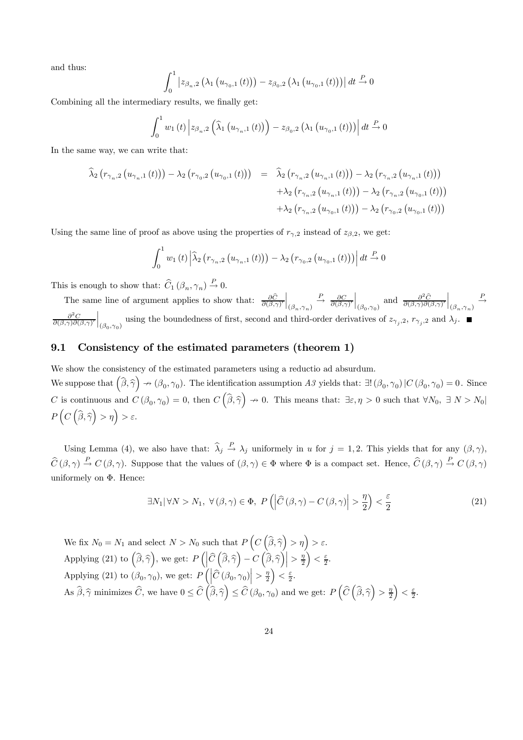and thus:

$$\int_0^1 \left| z_{\beta_n,2}\left(\lambda_1\left(u_{\gamma_0,1}(t)\right)\right) - z_{\beta_0,2}\left(\lambda_1\left(u_{\gamma_0,1}(t)\right)\right)\right| dt \xrightarrow{P} 0$$

Combining all the intermediary results, we finally get:

$$\int_0^1 w_1(t)\left| z_{\beta_n,2}\left(\widehat{\lambda}_1\left(u_{\gamma_n,1}(t)\right)\right) - z_{\beta_0,2}\left(\lambda_1\left(u_{\gamma_0,1}(t)\right)\right)\right| dt \xrightarrow{P} 0$$

In the same way, we can write that:

$$\begin{aligned}
\widehat{\lambda}_2\left(r_{\gamma_n,2}\left(u_{\gamma_n,1}(t)\right)\right) - \lambda_2\left(r_{\gamma_0,2}\left(u_{\gamma_0,1}(t)\right)\right) &= \widehat{\lambda}_2\left(r_{\gamma_n,2}\left(u_{\gamma_n,1}(t)\right)\right) - \lambda_2\left(r_{\gamma_n,2}\left(u_{\gamma_n,1}(t)\right)\right) \\
&\quad + \lambda_2\left(r_{\gamma_n,2}\left(u_{\gamma_n,1}(t)\right)\right) - \lambda_2\left(r_{\gamma_n,2}\left(u_{\gamma_0,1}(t)\right)\right) \\
&\quad + \lambda_2\left(r_{\gamma_n,2}\left(u_{\gamma_0,1}(t)\right)\right) - \lambda_2\left(r_{\gamma_0,2}\left(u_{\gamma_0,1}(t)\right)\right)
\end{aligned}$$

Using the same line of proof as above using the properties of $r_{\gamma,2}$ instead of $z_{\beta,2}$, we get:

$$\int_0^1 w_1(t)\left| \widehat{\lambda}_2\left(r_{\gamma_n,2}\left(u_{\gamma_n,1}(t)\right)\right) - \lambda_2\left(r_{\gamma_0,2}\left(u_{\gamma_0,1}(t)\right)\right)\right| dt \xrightarrow{P} 0$$

This is enough to show that: $\widehat{C}_1\left(\beta_n,\gamma_n\right) \xrightarrow{P} 0$.

The same line of argument applies to show that: $\left.\frac{\partial \widehat{C}}{\partial(\beta,\gamma)'}\right|_{(\beta_n,\gamma_n)} \xrightarrow{P} \left.\frac{\partial C}{\partial(\beta,\gamma)'}\right|_{(\beta_0,\gamma_0)}$ and $\left.\frac{\partial^2 \widehat{C}}{\partial(\beta,\gamma)\partial(\beta,\gamma)'}\right|_{(\beta_n,\gamma_n)} \xrightarrow{P} \left.\frac{\partial^2 C}{\partial(\beta,\gamma)\partial(\beta,\gamma)'}\right|_{(\beta_0,\gamma_0)}$ using the boundedness of first, second and third-order derivatives of $z_{\gamma_j,2}$, $r_{\gamma_j,2}$ and $\lambda_j$. ■

## 9.1 Consistency of the estimated parameters (theorem 1)

We show the consistency of the estimated parameters using a reductio ad absurdum.

We suppose that $\left(\widehat{\beta},\widehat{\gamma}\right) \nrightarrow \left(\beta_0,\gamma_0\right)$. The identification assumption $A3$ yields that: $\exists!\left(\beta_0,\gamma_0\right)|C\left(\beta_0,\gamma_0\right)=0$. Since $C$ is continuous and $C\left(\beta_0,\gamma_0\right)=0$, then $C\left(\widehat{\beta},\widehat{\gamma}\right) \nrightarrow 0$. This means that: $\exists \varepsilon,\eta>0$ such that $\forall N_0$, $\exists\ N>N_0|$ $P\left(C\left(\widehat{\beta},\widehat{\gamma}\right)>\eta\right)>\varepsilon$.

Using Lemma (4), we also have that: $\widehat{\lambda}_j \xrightarrow{P} \lambda_j$ uniformely in $u$ for $j=1,2$. This yields that for any $(\beta,\gamma)$, $\widehat{C}(\beta,\gamma) \xrightarrow{P} C(\beta,\gamma)$. Suppose that the values of $(\beta,\gamma)\in\Phi$ where $\Phi$ is a compact set. Hence, $\widehat{C}(\beta,\gamma) \xrightarrow{P} C(\beta,\gamma)$ uniformely on $\Phi$. Hence:

$$\exists N_1|\,\forall N>N_1,\ \forall(\beta,\gamma)\in\Phi,\ P\left(\left|\widehat{C}(\beta,\gamma)-C(\beta,\gamma)\right|>\frac{\eta}{2}\right)<\frac{\varepsilon}{2} \tag{21}$$

We fix $N_0=N_1$ and select $N>N_0$ such that $P\left(C\left(\widehat{\beta},\widehat{\gamma}\right)>\eta\right)>\varepsilon$.

Applying (21) to $\left(\widehat{\beta},\widehat{\gamma}\right)$, we get: $P\left(\left|\widehat{C}\left(\widehat{\beta},\widehat{\gamma}\right)-C\left(\widehat{\beta},\widehat{\gamma}\right)\right|>\frac{\eta}{2}\right)<\frac{\varepsilon}{2}$.

Applying (21) to $\left(\beta_0,\gamma_0\right)$, we get: $P\left(\left|\widehat{C}\left(\beta_0,\gamma_0\right)\right|>\frac{\eta}{2}\right)<\frac{\varepsilon}{2}$.

As $\widehat{\beta},\widehat{\gamma}$ minimizes $\widehat{C}$, we have $0\leq\widehat{C}\left(\widehat{\beta},\widehat{\gamma}\right)\leq\widehat{C}\left(\beta_0,\gamma_0\right)$ and we get: $P\left(\widehat{C}\left(\widehat{\beta},\widehat{\gamma}\right)>\frac{\eta}{2}\right)<\frac{\varepsilon}{2}$.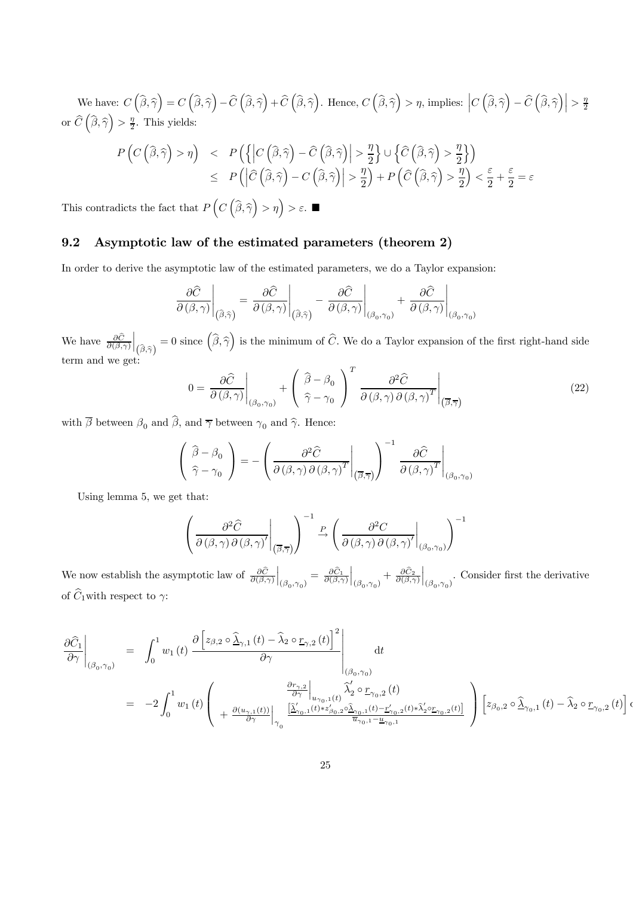We have: $C\left(\widehat{\beta},\widehat{\gamma}\right) = C\left(\widehat{\beta},\widehat{\gamma}\right) - \widehat{C}\left(\widehat{\beta},\widehat{\gamma}\right) + \widehat{C}\left(\widehat{\beta},\widehat{\gamma}\right)$. Hence, $C\left(\widehat{\beta},\widehat{\gamma}\right) > \eta$, implies: $\left|C\left(\widehat{\beta},\widehat{\gamma}\right) - \widehat{C}\left(\widehat{\beta},\widehat{\gamma}\right)\right| > \frac{\eta}{2}$ or $\widehat{C}\left(\widehat{\beta},\widehat{\gamma}\right) > \frac{\eta}{2}$. This yields:

$$
\begin{aligned}
P\left(C\left(\widehat{\beta},\widehat{\gamma}\right) > \eta\right) &< P\left(\left\{\left|C\left(\widehat{\beta},\widehat{\gamma}\right) - \widehat{C}\left(\widehat{\beta},\widehat{\gamma}\right)\right| > \frac{\eta}{2}\right\} \cup \left\{\widehat{C}\left(\widehat{\beta},\widehat{\gamma}\right) > \frac{\eta}{2}\right\}\right) \\
&\leq P\left(\left|\widehat{C}\left(\widehat{\beta},\widehat{\gamma}\right) - C\left(\widehat{\beta},\widehat{\gamma}\right)\right| > \frac{\eta}{2}\right) + P\left(\widehat{C}\left(\widehat{\beta},\widehat{\gamma}\right) > \frac{\eta}{2}\right) < \frac{\varepsilon}{2} + \frac{\varepsilon}{2} = \varepsilon
\end{aligned}
$$

This contradicts the fact that $P\left(C\left(\widehat{\beta},\widehat{\gamma}\right) > \eta\right) > \varepsilon$. ■

## 9.2 Asymptotic law of the estimated parameters (theorem 2)

In order to derive the asymptotic law of the estimated parameters, we do a Taylor expansion:

$$
\left.\frac{\partial \widehat{C}}{\partial(\beta,\gamma)}\right|_{\left(\widehat{\beta},\widehat{\gamma}\right)} = \left.\frac{\partial \widehat{C}}{\partial(\beta,\gamma)}\right|_{\left(\widehat{\beta},\widehat{\gamma}\right)} - \left.\frac{\partial \widehat{C}}{\partial(\beta,\gamma)}\right|_{(\beta_0,\gamma_0)} + \left.\frac{\partial \widehat{C}}{\partial(\beta,\gamma)}\right|_{(\beta_0,\gamma_0)}
$$

We have $\left.\frac{\partial \widehat{C}}{\partial(\beta,\gamma)}\right|_{\left(\widehat{\beta},\widehat{\gamma}\right)} = 0$ since $\left(\widehat{\beta},\widehat{\gamma}\right)$ is the minimum of $\widehat{C}$. We do a Taylor expansion of the first right-hand side term and we get:

$$
0 = \left.\frac{\partial \widehat{C}}{\partial(\beta,\gamma)}\right|_{(\beta_0,\gamma_0)} + \begin{pmatrix} \widehat{\beta} - \beta_0 \\ \widehat{\gamma} - \gamma_0 \end{pmatrix}^T \left.\frac{\partial^2 \widehat{C}}{\partial(\beta,\gamma)\,\partial(\beta,\gamma)^T}\right|_{\left(\overline{\beta},\overline{\gamma}\right)} \tag{22}
$$

with $\overline{\beta}$ between $\beta_0$ and $\widehat{\beta}$, and $\overline{\gamma}$ between $\gamma_0$ and $\widehat{\gamma}$. Hence:

$$
\begin{pmatrix} \widehat{\beta} - \beta_0 \\ \widehat{\gamma} - \gamma_0 \end{pmatrix} = -\left(\left.\frac{\partial^2 \widehat{C}}{\partial(\beta,\gamma)\,\partial(\beta,\gamma)^T}\right|_{\left(\overline{\beta},\overline{\gamma}\right)}\right)^{-1} \left.\frac{\partial \widehat{C}}{\partial(\beta,\gamma)^T}\right|_{(\beta_0,\gamma_0)}
$$

Using lemma 5, we get that:

$$
\left(\left.\frac{\partial^2 \widehat{C}}{\partial(\beta,\gamma)\,\partial(\beta,\gamma)'}\right|_{\left(\overline{\beta},\overline{\gamma}\right)}\right)^{-1} \overset{P}{\to} \left(\left.\frac{\partial^2 C}{\partial(\beta,\gamma)\,\partial(\beta,\gamma)'}\right|_{(\beta_0,\gamma_0)}\right)^{-1}
$$

We now establish the asymptotic law of $\left.\frac{\partial \widehat{C}}{\partial(\beta,\gamma)}\right|_{(\beta_0,\gamma_0)} = \left.\frac{\partial \widehat{C}_1}{\partial(\beta,\gamma)}\right|_{(\beta_0,\gamma_0)} + \left.\frac{\partial \widehat{C}_2}{\partial(\beta,\gamma)}\right|_{(\beta_0,\gamma_0)}$. Consider first the derivative of $\widehat{C}_1$with respect to $\gamma$:

$$
\begin{aligned}
\left.\frac{\partial \widehat{C}_1}{\partial \gamma}\right|_{(\beta_0,\gamma_0)} &= \int_0^1 w_1(t) \left.\frac{\partial \left[z_{\beta,2} \circ \widehat{\underline{\lambda}}_{\gamma,1}(t) - \widehat{\lambda}_2 \circ \underline{r}_{\gamma,2}(t)\right]^2}{\partial \gamma}\right|_{(\beta_0,\gamma_0)} \mathrm{d}t \\
&= -2\int_0^1 w_1(t) \begin{pmatrix} \left.\frac{\partial r_{\gamma,2}}{\partial \gamma}\right|_{u_{\gamma_0,1}(t)} \widehat{\lambda}_2' \circ \underline{r}_{\gamma_0,2}(t) \\ + \left.\frac{\partial(u_{\gamma,1}(t))}{\partial \gamma}\right|_{\gamma_0} \frac{\left[\underline{\widehat{\lambda}}_{\gamma_0,1}'(t) * z_{\beta_0,2}' \circ \underline{\widehat{\lambda}}_{\gamma_0,1}(t) - \underline{r}_{\gamma_0,2}'(t) * \widehat{\lambda}_2' \circ \underline{r}_{\gamma_0,2}(t)\right]}{\overline{u}_{\gamma_0,1} - \underline{u}_{\gamma_0,1}} \end{pmatrix} \left[z_{\beta_0,2} \circ \widehat{\underline{\lambda}}_{\gamma_0,1}(t) - \widehat{\lambda}_2 \circ \underline{r}_{\gamma_0,2}(t)\right] \mathrm{d}
\end{aligned}
$$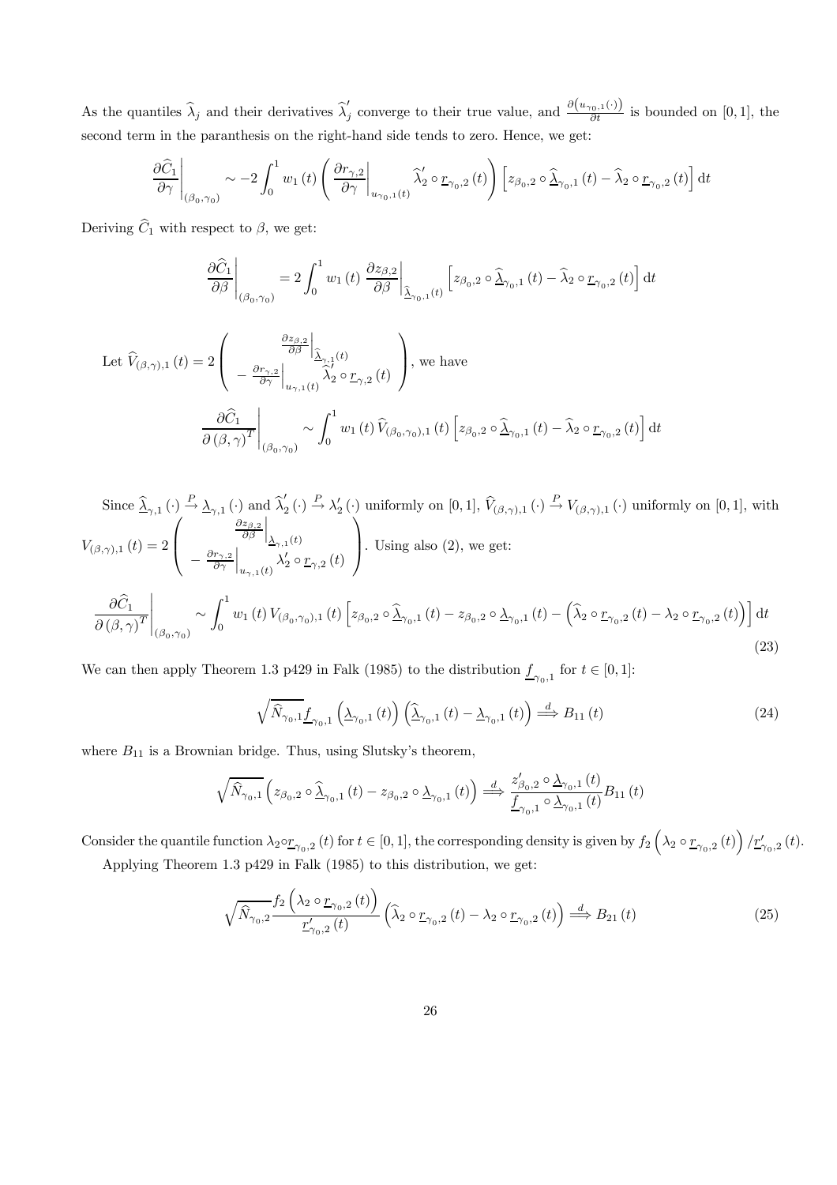As the quantiles $\widehat{\lambda}_j$ and their derivatives $\widehat{\lambda}_j'$ converge to their true value, and $\frac{\partial\left(u_{\gamma_0,1}(\cdot)\right)}{\partial t}$ is bounded on $[0,1]$, the second term in the paranthesis on the right-hand side tends to zero. Hence, we get:

$$\left.\frac{\partial \widehat{C}_1}{\partial \gamma}\right|_{(\beta_0,\gamma_0)} \sim -2\int_0^1 w_1(t)\left(\left.\frac{\partial r_{\gamma,2}}{\partial \gamma}\right|_{u_{\gamma_0,1}(t)} \widehat{\lambda}_2' \circ \underline{r}_{\gamma_0,2}(t)\right)\left[z_{\beta_0,2}\circ \underline{\widehat{\lambda}}_{\gamma_0,1}(t) - \widehat{\lambda}_2 \circ \underline{r}_{\gamma_0,2}(t)\right]\mathrm{d}t$$

Deriving $\widehat{C}_1$ with respect to $\beta$, we get:

$$\left.\frac{\partial \widehat{C}_1}{\partial \beta}\right|_{(\beta_0,\gamma_0)} = 2\int_0^1 w_1(t)\left.\frac{\partial z_{\beta,2}}{\partial \beta}\right|_{\underline{\widehat{\lambda}}_{\gamma_0,1}(t)}\left[z_{\beta_0,2}\circ \underline{\widehat{\lambda}}_{\gamma_0,1}(t) - \widehat{\lambda}_2 \circ \underline{r}_{\gamma_0,2}(t)\right]\mathrm{d}t$$

Let $\widehat{V}_{(\beta,\gamma),1}(t) = 2\begin{pmatrix} \left.\frac{\partial z_{\beta,2}}{\partial \beta}\right|_{\underline{\widehat{\lambda}}_{\gamma,1}(t)} \\ -\left.\frac{\partial r_{\gamma,2}}{\partial \gamma}\right|_{u_{\gamma,1}(t)} \widehat{\lambda}_2' \circ \underline{r}_{\gamma,2}(t)\end{pmatrix}$, we have

$$\left.\frac{\partial \widehat{C}_1}{\partial (\beta,\gamma)^T}\right|_{(\beta_0,\gamma_0)} \sim \int_0^1 w_1(t)\,\widehat{V}_{(\beta_0,\gamma_0),1}(t)\left[z_{\beta_0,2}\circ \underline{\widehat{\lambda}}_{\gamma_0,1}(t) - \widehat{\lambda}_2 \circ \underline{r}_{\gamma_0,2}(t)\right]\mathrm{d}t$$

Since $\underline{\widehat{\lambda}}_{\gamma,1}(\cdot) \xrightarrow{P} \underline{\lambda}_{\gamma,1}(\cdot)$ and $\widehat{\lambda}_2'(\cdot) \xrightarrow{P} \lambda_2'(\cdot)$ uniformly on $[0,1]$, $\widehat{V}_{(\beta,\gamma),1}(\cdot) \xrightarrow{P} V_{(\beta,\gamma),1}(\cdot)$ uniformly on $[0,1]$, with $V_{(\beta,\gamma),1}(t) = 2\begin{pmatrix} \left.\frac{\partial z_{\beta,2}}{\partial \beta}\right|_{\underline{\lambda}_{\gamma,1}(t)} \\ -\left.\frac{\partial r_{\gamma,2}}{\partial \gamma}\right|_{u_{\gamma,1}(t)} \lambda_2' \circ \underline{r}_{\gamma,2}(t)\end{pmatrix}$. Using also (2), we get:

$$\left.\frac{\partial \widehat{C}_1}{\partial (\beta,\gamma)^T}\right|_{(\beta_0,\gamma_0)} \sim \int_0^1 w_1(t)\,V_{(\beta_0,\gamma_0),1}(t)\left[z_{\beta_0,2}\circ \underline{\widehat{\lambda}}_{\gamma_0,1}(t) - z_{\beta_0,2}\circ \underline{\lambda}_{\gamma_0,1}(t) - \left(\widehat{\lambda}_2 \circ \underline{r}_{\gamma_0,2}(t) - \lambda_2 \circ \underline{r}_{\gamma_0,2}(t)\right)\right]\mathrm{d}t \tag{23}$$

We can then apply Theorem 1.3 p429 in Falk (1985) to the distribution $\underline{f}_{\gamma_0,1}$ for $t \in [0,1]$:

$$\sqrt{\widehat{N}_{\gamma_0,1}}\,\underline{f}_{\gamma_0,1}\left(\underline{\lambda}_{\gamma_0,1}(t)\right)\left(\underline{\widehat{\lambda}}_{\gamma_0,1}(t) - \underline{\lambda}_{\gamma_0,1}(t)\right) \xrightarrow{d} B_{11}(t) \tag{24}$$

where $B_{11}$ is a Brownian bridge. Thus, using Slutsky's theorem,

$$\sqrt{\widehat{N}_{\gamma_0,1}}\left(z_{\beta_0,2}\circ \underline{\widehat{\lambda}}_{\gamma_0,1}(t) - z_{\beta_0,2}\circ \underline{\lambda}_{\gamma_0,1}(t)\right) \xrightarrow{d} \frac{z_{\beta_0,2}'\circ \underline{\lambda}_{\gamma_0,1}(t)}{\underline{f}_{\gamma_0,1}\circ \underline{\lambda}_{\gamma_0,1}(t)} B_{11}(t)$$

Consider the quantile function $\lambda_2 \circ \underline{r}_{\gamma_0,2}(t)$ for $t \in [0,1]$, the corresponding density is given by $f_2\left(\lambda_2 \circ \underline{r}_{\gamma_0,2}(t)\right)/\underline{r}_{\gamma_0,2}'(t)$.

Applying Theorem 1.3 p429 in Falk (1985) to this distribution, we get:

$$\sqrt{\widehat{N}_{\gamma_0,2}}\frac{f_2\left(\lambda_2 \circ \underline{r}_{\gamma_0,2}(t)\right)}{\underline{r}_{\gamma_0,2}'(t)}\left(\widehat{\lambda}_2 \circ \underline{r}_{\gamma_0,2}(t) - \lambda_2 \circ \underline{r}_{\gamma_0,2}(t)\right) \xrightarrow{d} B_{21}(t) \tag{25}$$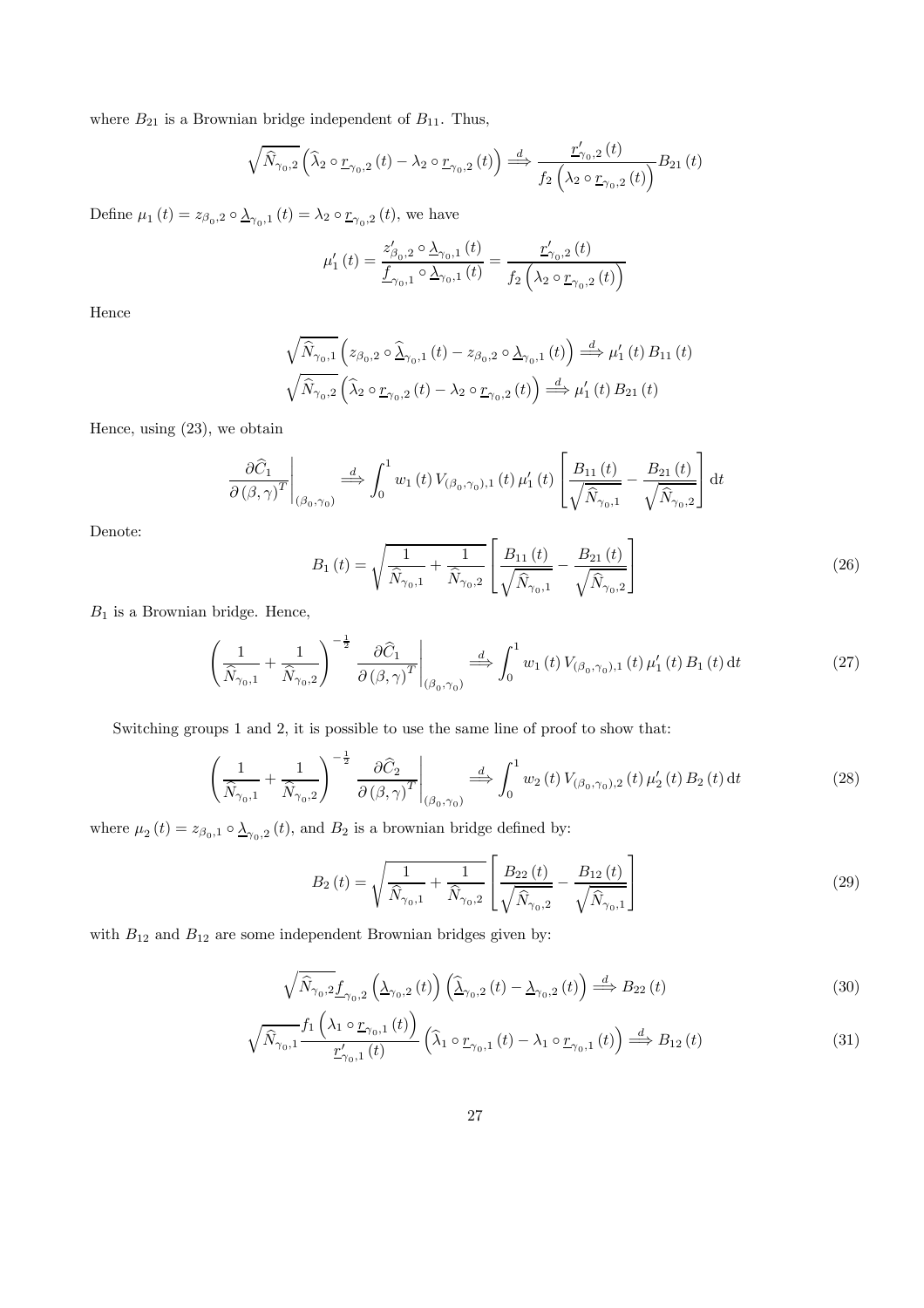where $B_{21}$ is a Brownian bridge independent of $B_{11}$. Thus,

$$\sqrt{\widehat{N}_{\gamma_0,2}}\left(\widehat{\lambda}_2 \circ \underline{r}_{\gamma_0,2}(t) - \lambda_2 \circ \underline{r}_{\gamma_0,2}(t)\right) \overset{d}{\Longrightarrow} \frac{\underline{r}'_{\gamma_0,2}(t)}{f_2\left(\lambda_2 \circ \underline{r}_{\gamma_0,2}(t)\right)} B_{21}(t)$$

Define $\mu_1(t) = z_{\beta_0,2} \circ \underline{\lambda}_{\gamma_0,1}(t) = \lambda_2 \circ \underline{r}_{\gamma_0,2}(t)$, we have

$$\mu'_1(t) = \frac{z'_{\beta_0,2} \circ \underline{\lambda}_{\gamma_0,1}(t)}{\underline{f}_{\gamma_0,1} \circ \underline{\lambda}_{\gamma_0,1}(t)} = \frac{\underline{r}'_{\gamma_0,2}(t)}{f_2\left(\lambda_2 \circ \underline{r}_{\gamma_0,2}(t)\right)}$$

Hence

$$\sqrt{\widehat{N}_{\gamma_0,1}}\left(z_{\beta_0,2} \circ \widehat{\underline{\lambda}}_{\gamma_0,1}(t) - z_{\beta_0,2} \circ \underline{\lambda}_{\gamma_0,1}(t)\right) \overset{d}{\Longrightarrow} \mu'_1(t) B_{11}(t)$$

$$\sqrt{\widehat{N}_{\gamma_0,2}}\left(\widehat{\lambda}_2 \circ \underline{r}_{\gamma_0,2}(t) - \lambda_2 \circ \underline{r}_{\gamma_0,2}(t)\right) \overset{d}{\Longrightarrow} \mu'_1(t) B_{21}(t)$$

Hence, using (23), we obtain

$$\left.\frac{\partial \widehat{C}_1}{\partial (\beta,\gamma)^T}\right|_{(\beta_0,\gamma_0)} \overset{d}{\Longrightarrow} \int_0^1 w_1(t) V_{(\beta_0,\gamma_0),1}(t) \mu'_1(t) \left[\frac{B_{11}(t)}{\sqrt{\widehat{N}_{\gamma_0,1}}} - \frac{B_{21}(t)}{\sqrt{\widehat{N}_{\gamma_0,2}}}\right] \mathrm{d}t$$

Denote:

$$B_1(t) = \sqrt{\frac{1}{\widehat{N}_{\gamma_0,1}} + \frac{1}{\widehat{N}_{\gamma_0,2}}}\left[\frac{B_{11}(t)}{\sqrt{\widehat{N}_{\gamma_0,1}}} - \frac{B_{21}(t)}{\sqrt{\widehat{N}_{\gamma_0,2}}}\right] \tag{26}$$

$B_1$ is a Brownian bridge. Hence,

$$\left(\frac{1}{\widehat{N}_{\gamma_0,1}} + \frac{1}{\widehat{N}_{\gamma_0,2}}\right)^{-\frac{1}{2}} \left.\frac{\partial \widehat{C}_1}{\partial (\beta,\gamma)^T}\right|_{(\beta_0,\gamma_0)} \overset{d}{\Longrightarrow} \int_0^1 w_1(t) V_{(\beta_0,\gamma_0),1}(t) \mu'_1(t) B_1(t) \mathrm{d}t \tag{27}$$

Switching groups 1 and 2, it is possible to use the same line of proof to show that:

$$\left(\frac{1}{\widehat{N}_{\gamma_0,1}} + \frac{1}{\widehat{N}_{\gamma_0,2}}\right)^{-\frac{1}{2}} \left.\frac{\partial \widehat{C}_2}{\partial (\beta,\gamma)^T}\right|_{(\beta_0,\gamma_0)} \overset{d}{\Longrightarrow} \int_0^1 w_2(t) V_{(\beta_0,\gamma_0),2}(t) \mu'_2(t) B_2(t) \mathrm{d}t \tag{28}$$

where $\mu_2(t) = z_{\beta_0,1} \circ \underline{\lambda}_{\gamma_0,2}(t)$, and $B_2$ is a brownian bridge defined by:

$$B_2(t) = \sqrt{\frac{1}{\widehat{N}_{\gamma_0,1}} + \frac{1}{\widehat{N}_{\gamma_0,2}}}\left[\frac{B_{22}(t)}{\sqrt{\widehat{N}_{\gamma_0,2}}} - \frac{B_{12}(t)}{\sqrt{\widehat{N}_{\gamma_0,1}}}\right] \tag{29}$$

with $B_{12}$ and $B_{12}$ are some independent Brownian bridges given by:

$$\sqrt{\widehat{N}_{\gamma_0,2}}\underline{f}_{\gamma_0,2}\left(\underline{\lambda}_{\gamma_0,2}(t)\right)\left(\widehat{\underline{\lambda}}_{\gamma_0,2}(t) - \underline{\lambda}_{\gamma_0,2}(t)\right) \overset{d}{\Longrightarrow} B_{22}(t) \tag{30}$$

$$\sqrt{\widehat{N}_{\gamma_0,1}}\frac{f_1\left(\lambda_1 \circ \underline{r}_{\gamma_0,1}(t)\right)}{\underline{r}'_{\gamma_0,1}(t)}\left(\widehat{\lambda}_1 \circ \underline{r}_{\gamma_0,1}(t) - \lambda_1 \circ \underline{r}_{\gamma_0,1}(t)\right) \overset{d}{\Longrightarrow} B_{12}(t) \tag{31}$$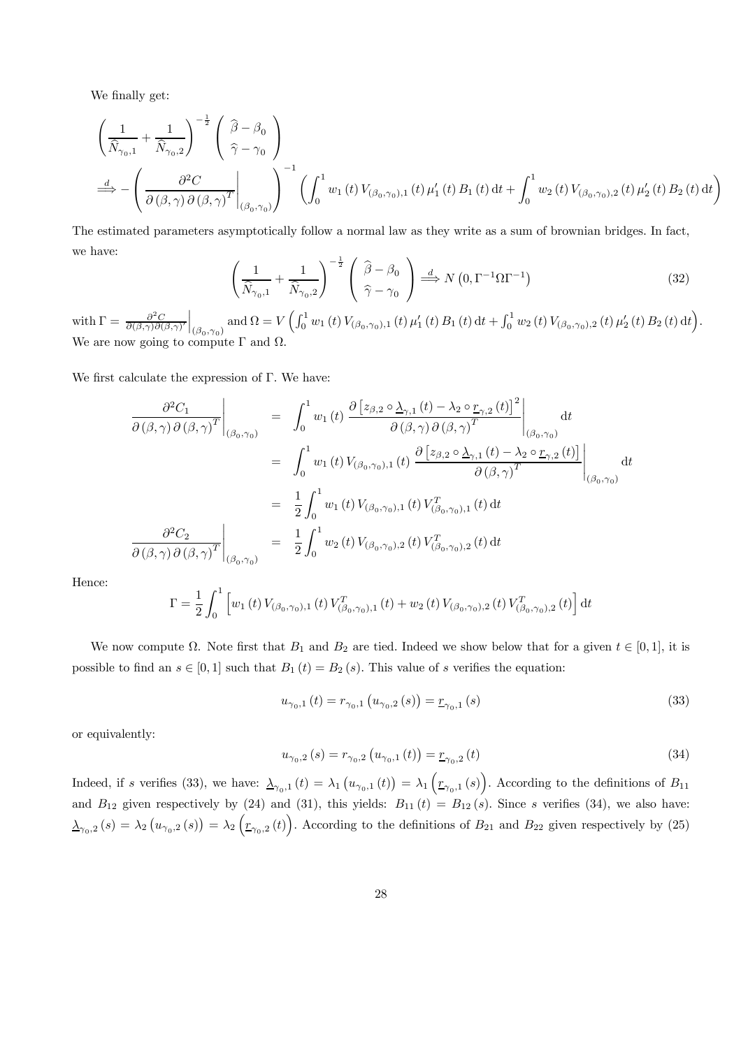We finally get:

$$
\left(\frac{1}{\widehat{N}_{\gamma_0,1}}+\frac{1}{\widehat{N}_{\gamma_0,2}}\right)^{-\frac{1}{2}}\left(\begin{array}{c}\widehat{\beta}-\beta_0\\ \widehat{\gamma}-\gamma_0\end{array}\right)
$$

$$
\stackrel{d}{\Longrightarrow}-\left(\left.\frac{\partial^2 C}{\partial(\beta,\gamma)\,\partial(\beta,\gamma)^T}\right|_{(\beta_0,\gamma_0)}\right)^{-1}\left(\int_0^1 w_1(t)\,V_{(\beta_0,\gamma_0),1}(t)\,\mu_1'(t)\,B_1(t)\,\mathrm{d}t+\int_0^1 w_2(t)\,V_{(\beta_0,\gamma_0),2}(t)\,\mu_2'(t)\,B_2(t)\,\mathrm{d}t\right)
$$

The estimated parameters asymptotically follow a normal law as they write as a sum of brownian bridges. In fact, we have:

$$
\left(\frac{1}{\widehat{N}_{\gamma_0,1}}+\frac{1}{\widehat{N}_{\gamma_0,2}}\right)^{-\frac{1}{2}}\left(\begin{array}{c}\widehat{\beta}-\beta_0\\ \widehat{\gamma}-\gamma_0\end{array}\right)\stackrel{d}{\Longrightarrow}N\left(0,\Gamma^{-1}\Omega\Gamma^{-1}\right) \tag{32}
$$

with $\Gamma=\left.\frac{\partial^2 C}{\partial(\beta,\gamma)\partial(\beta,\gamma)'}\right|_{(\beta_0,\gamma_0)}$ and $\Omega=V\left(\int_0^1 w_1(t)\,V_{(\beta_0,\gamma_0),1}(t)\,\mu_1'(t)\,B_1(t)\,\mathrm{d}t+\int_0^1 w_2(t)\,V_{(\beta_0,\gamma_0),2}(t)\,\mu_2'(t)\,B_2(t)\,\mathrm{d}t\right)$. We are now going to compute $\Gamma$ and $\Omega$.

We first calculate the expression of $\Gamma$. We have:

$$
\begin{aligned}
\left.\frac{\partial^2 C_1}{\partial(\beta,\gamma)\,\partial(\beta,\gamma)^T}\right|_{(\beta_0,\gamma_0)} &= \int_0^1 w_1(t)\left.\frac{\partial\left[z_{\beta,2}\circ\underline{\lambda}_{\gamma,1}(t)-\lambda_2\circ\underline{r}_{\gamma,2}(t)\right]^2}{\partial(\beta,\gamma)\,\partial(\beta,\gamma)^T}\right|_{(\beta_0,\gamma_0)}\mathrm{d}t\\
&= \int_0^1 w_1(t)\,V_{(\beta_0,\gamma_0),1}(t)\left.\frac{\partial\left[z_{\beta,2}\circ\underline{\lambda}_{\gamma,1}(t)-\lambda_2\circ\underline{r}_{\gamma,2}(t)\right]}{\partial(\beta,\gamma)^T}\right|_{(\beta_0,\gamma_0)}\mathrm{d}t\\
&= \frac{1}{2}\int_0^1 w_1(t)\,V_{(\beta_0,\gamma_0),1}(t)\,V_{(\beta_0,\gamma_0),1}^T(t)\,\mathrm{d}t\\
\left.\frac{\partial^2 C_2}{\partial(\beta,\gamma)\,\partial(\beta,\gamma)^T}\right|_{(\beta_0,\gamma_0)} &= \frac{1}{2}\int_0^1 w_2(t)\,V_{(\beta_0,\gamma_0),2}(t)\,V_{(\beta_0,\gamma_0),2}^T(t)\,\mathrm{d}t
\end{aligned}
$$

Hence:

$$
\Gamma=\frac{1}{2}\int_0^1\left[w_1(t)\,V_{(\beta_0,\gamma_0),1}(t)\,V_{(\beta_0,\gamma_0),1}^T(t)+w_2(t)\,V_{(\beta_0,\gamma_0),2}(t)\,V_{(\beta_0,\gamma_0),2}^T(t)\right]\mathrm{d}t
$$

We now compute $\Omega$. Note first that $B_1$ and $B_2$ are tied. Indeed we show below that for a given $t\in[0,1]$, it is possible to find an $s\in[0,1]$ such that $B_1(t)=B_2(s)$. This value of $s$ verifies the equation:

$$
u_{\gamma_0,1}(t)=r_{\gamma_0,1}\left(u_{\gamma_0,2}(s)\right)=\underline{r}_{\gamma_0,1}(s) \tag{33}
$$

or equivalently:

$$
u_{\gamma_0,2}(s)=r_{\gamma_0,2}\left(u_{\gamma_0,1}(t)\right)=\underline{r}_{\gamma_0,2}(t) \tag{34}
$$

Indeed, if $s$ verifies (33), we have: $\underline{\lambda}_{\gamma_0,1}(t)=\lambda_1\left(u_{\gamma_0,1}(t)\right)=\lambda_1\left(\underline{r}_{\gamma_0,1}(s)\right)$. According to the definitions of $B_{11}$ and $B_{12}$ given respectively by (24) and (31), this yields: $B_{11}(t)=B_{12}(s)$. Since $s$ verifies (34), we also have: $\underline{\lambda}_{\gamma_0,2}(s)=\lambda_2\left(u_{\gamma_0,2}(s)\right)=\lambda_2\left(\underline{r}_{\gamma_0,2}(t)\right)$. According to the definitions of $B_{21}$ and $B_{22}$ given respectively by (25)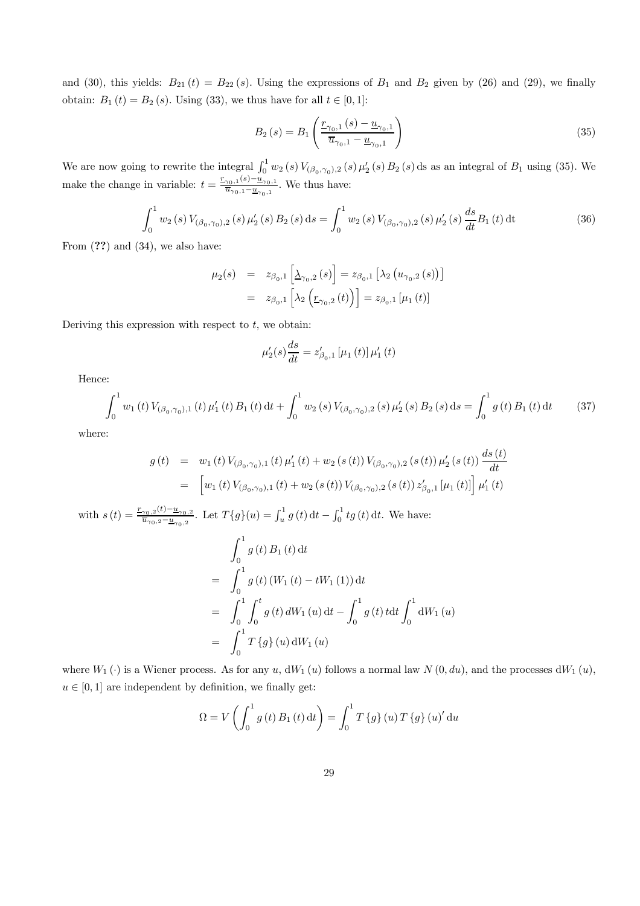and (30), this yields: $B_{21}(t) = B_{22}(s)$. Using the expressions of $B_1$ and $B_2$ given by (26) and (29), we finally obtain: $B_1(t) = B_2(s)$. Using (33), we thus have for all $t \in [0,1]$:

$$B_2(s) = B_1\left(\frac{\underline{r}_{\gamma_0,1}(s) - \underline{u}_{\gamma_0,1}}{\overline{u}_{\gamma_0,1} - \underline{u}_{\gamma_0,1}}\right) \tag{35}$$

We are now going to rewrite the integral $\int_0^1 w_2(s) V_{(\beta_0,\gamma_0),2}(s) \mu_2'(s) B_2(s) \,\mathrm{d}s$ as an integral of $B_1$ using (35). We make the change in variable: $t = \frac{\underline{r}_{\gamma_0,1}(s) - \underline{u}_{\gamma_0,1}}{\overline{u}_{\gamma_0,1} - \underline{u}_{\gamma_0,1}}$. We thus have:

$$\int_0^1 w_2(s) V_{(\beta_0,\gamma_0),2}(s) \mu_2'(s) B_2(s) \,\mathrm{d}s = \int_0^1 w_2(s) V_{(\beta_0,\gamma_0),2}(s) \mu_2'(s) \frac{ds}{dt} B_1(t) \,\mathrm{d}t \tag{36}$$

From (**??**) and (34), we also have:

$$\begin{aligned}
\mu_2(s) &= z_{\beta_0,1}\left[\underline{\lambda}_{\gamma_0,2}(s)\right] = z_{\beta_0,1}\left[\lambda_2\left(u_{\gamma_0,2}(s)\right)\right] \\
&= z_{\beta_0,1}\left[\lambda_2\left(\underline{r}_{\gamma_0,2}(t)\right)\right] = z_{\beta_0,1}\left[\mu_1(t)\right]
\end{aligned}$$

Deriving this expression with respect to $t$, we obtain:

$$\mu_2'(s)\frac{ds}{dt} = z_{\beta_0,1}'\left[\mu_1(t)\right]\mu_1'(t)$$

Hence:

$$\int_0^1 w_1(t) V_{(\beta_0,\gamma_0),1}(t) \mu_1'(t) B_1(t) \,\mathrm{d}t + \int_0^1 w_2(s) V_{(\beta_0,\gamma_0),2}(s) \mu_2'(s) B_2(s) \,\mathrm{d}s = \int_0^1 g(t) B_1(t) \,\mathrm{d}t \tag{37}$$

where:

$$\begin{aligned}
g(t) &= w_1(t) V_{(\beta_0,\gamma_0),1}(t) \mu_1'(t) + w_2(s(t)) V_{(\beta_0,\gamma_0),2}(s(t)) \mu_2'(s(t)) \frac{ds(t)}{dt} \\
&= \left[w_1(t) V_{(\beta_0,\gamma_0),1}(t) + w_2(s(t)) V_{(\beta_0,\gamma_0),2}(s(t)) z_{\beta_0,1}'\left[\mu_1(t)\right]\right] \mu_1'(t)
\end{aligned}$$

with $s(t) = \frac{\underline{r}_{\gamma_0,2}(t) - \underline{u}_{\gamma_0,2}}{\overline{u}_{\gamma_0,2} - \underline{u}_{\gamma_0,2}}$. Let $T\{g\}(u) = \int_u^1 g(t) \,\mathrm{d}t - \int_0^1 t g(t) \,\mathrm{d}t$. We have:

$$\begin{aligned}
&\int_0^1 g(t) B_1(t) \,\mathrm{d}t \\
=& \int_0^1 g(t) \left(W_1(t) - t W_1(1)\right) \mathrm{d}t \\
=& \int_0^1 \int_0^t g(t) \, dW_1(u) \,\mathrm{d}t - \int_0^1 g(t) t \mathrm{d}t \int_0^1 \mathrm{d}W_1(u) \\
=& \int_0^1 T\{g\}(u) \,\mathrm{d}W_1(u)
\end{aligned}$$

where $W_1(\cdot)$ is a Wiener process. As for any $u$, $\mathrm{d}W_1(u)$ follows a normal law $N(0, du)$, and the processes $\mathrm{d}W_1(u)$, $u \in [0,1]$ are independent by definition, we finally get:

$$\Omega = V\left(\int_0^1 g(t) B_1(t) \,\mathrm{d}t\right) = \int_0^1 T\{g\}(u) T\{g\}(u)' \,\mathrm{d}u$$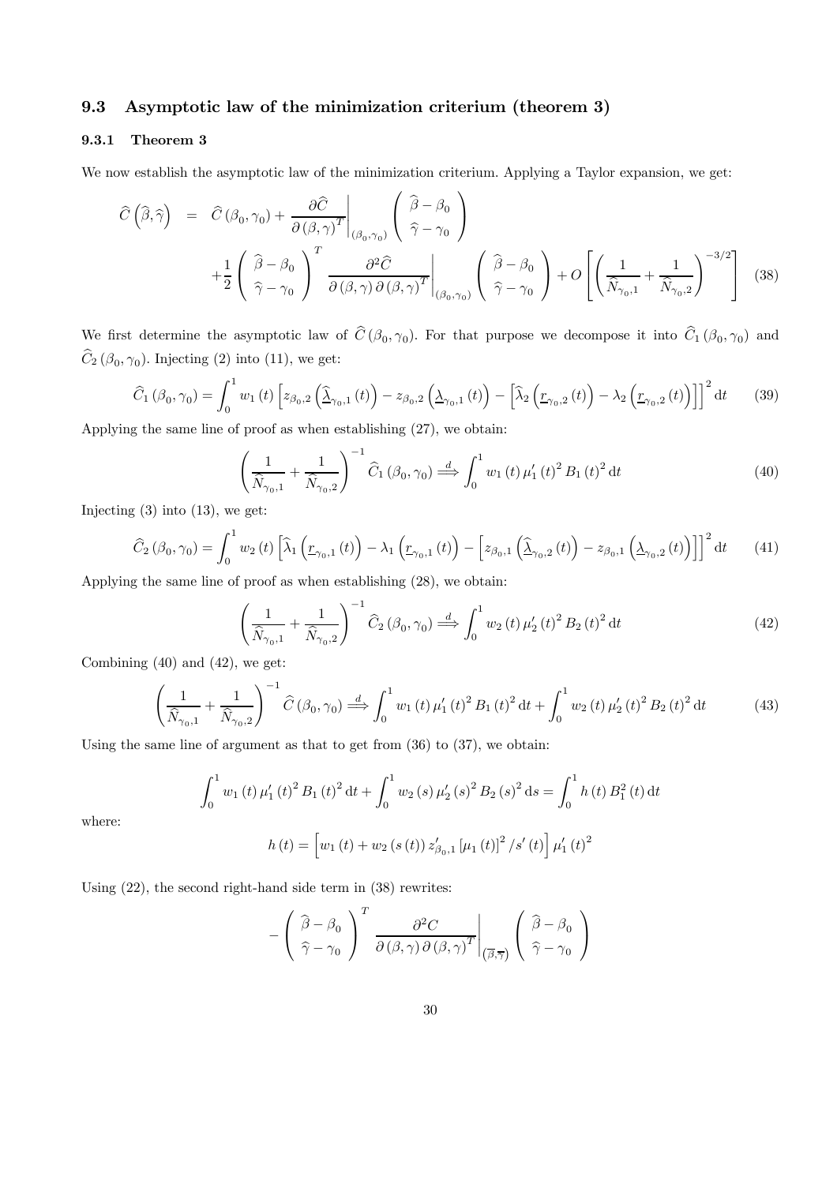### 9.3 Asymptotic law of the minimization criterium (theorem 3)

#### 9.3.1 Theorem 3

We now establish the asymptotic law of the minimization criterium. Applying a Taylor expansion, we get:

$$
\begin{aligned}
\widehat{C}\left(\widehat{\beta},\widehat{\gamma}\right) &= \widehat{C}\left(\beta_0,\gamma_0\right) + \left.\frac{\partial \widehat{C}}{\partial\left(\beta,\gamma\right)^T}\right|_{\left(\beta_0,\gamma_0\right)} \begin{pmatrix} \widehat{\beta}-\beta_0 \\ \widehat{\gamma}-\gamma_0 \end{pmatrix} \\
&+\frac{1}{2}\begin{pmatrix} \widehat{\beta}-\beta_0 \\ \widehat{\gamma}-\gamma_0 \end{pmatrix}^T \left.\frac{\partial^2 \widehat{C}}{\partial\left(\beta,\gamma\right)\partial\left(\beta,\gamma\right)^T}\right|_{\left(\beta_0,\gamma_0\right)} \begin{pmatrix} \widehat{\beta}-\beta_0 \\ \widehat{\gamma}-\gamma_0 \end{pmatrix} + O\left[\left(\frac{1}{\widehat{N}_{\gamma_0,1}}+\frac{1}{\widehat{N}_{\gamma_0,2}}\right)^{-3/2}\right] \quad (38)
\end{aligned}
$$

We first determine the asymptotic law of $\widehat{C}\left(\beta_0,\gamma_0\right)$. For that purpose we decompose it into $\widehat{C}_1\left(\beta_0,\gamma_0\right)$ and $\widehat{C}_2\left(\beta_0,\gamma_0\right)$. Injecting (2) into (11), we get:

$$
\widehat{C}_1\left(\beta_0,\gamma_0\right) = \int_0^1 w_1\left(t\right)\left[z_{\beta_0,2}\left(\widehat{\underline{\lambda}}_{\gamma_0,1}\left(t\right)\right) - z_{\beta_0,2}\left(\underline{\lambda}_{\gamma_0,1}\left(t\right)\right) - \left[\widehat{\lambda}_2\left(\underline{r}_{\gamma_0,2}\left(t\right)\right) - \lambda_2\left(\underline{r}_{\gamma_0,2}\left(t\right)\right)\right]\right]^2 \mathrm{d}t \quad (39)
$$

Applying the same line of proof as when establishing (27), we obtain:

$$
\left(\frac{1}{\widehat{N}_{\gamma_0,1}}+\frac{1}{\widehat{N}_{\gamma_0,2}}\right)^{-1}\widehat{C}_1\left(\beta_0,\gamma_0\right) \stackrel{d}{\Longrightarrow} \int_0^1 w_1\left(t\right)\mu_1'\left(t\right)^2 B_1\left(t\right)^2 \mathrm{d}t \quad (40)
$$

Injecting (3) into (13), we get:

$$
\widehat{C}_2\left(\beta_0,\gamma_0\right) = \int_0^1 w_2\left(t\right)\left[\widehat{\lambda}_1\left(\underline{r}_{\gamma_0,1}\left(t\right)\right) - \lambda_1\left(\underline{r}_{\gamma_0,1}\left(t\right)\right) - \left[z_{\beta_0,1}\left(\widehat{\underline{\lambda}}_{\gamma_0,2}\left(t\right)\right) - z_{\beta_0,1}\left(\underline{\lambda}_{\gamma_0,2}\left(t\right)\right)\right]\right]^2 \mathrm{d}t \quad (41)
$$

Applying the same line of proof as when establishing (28), we obtain:

$$
\left(\frac{1}{\widehat{N}_{\gamma_0,1}}+\frac{1}{\widehat{N}_{\gamma_0,2}}\right)^{-1}\widehat{C}_2\left(\beta_0,\gamma_0\right) \stackrel{d}{\Longrightarrow} \int_0^1 w_2\left(t\right)\mu_2'\left(t\right)^2 B_2\left(t\right)^2 \mathrm{d}t \quad (42)
$$

Combining (40) and (42), we get:

$$
\left(\frac{1}{\widehat{N}_{\gamma_0,1}}+\frac{1}{\widehat{N}_{\gamma_0,2}}\right)^{-1}\widehat{C}\left(\beta_0,\gamma_0\right) \stackrel{d}{\Longrightarrow} \int_0^1 w_1\left(t\right)\mu_1'\left(t\right)^2 B_1\left(t\right)^2 \mathrm{d}t + \int_0^1 w_2\left(t\right)\mu_2'\left(t\right)^2 B_2\left(t\right)^2 \mathrm{d}t \quad (43)
$$

Using the same line of argument as that to get from (36) to (37), we obtain:

$$
\int_0^1 w_1\left(t\right)\mu_1'\left(t\right)^2 B_1\left(t\right)^2 \mathrm{d}t + \int_0^1 w_2\left(s\right)\mu_2'\left(s\right)^2 B_2\left(s\right)^2 \mathrm{d}s = \int_0^1 h\left(t\right) B_1^2\left(t\right)\mathrm{d}t
$$

where:

$$
h\left(t\right) = \left[w_1\left(t\right) + w_2\left(s\left(t\right)\right) z_{\beta_0,1}'\left[\mu_1\left(t\right)\right]^2 / s'\left(t\right)\right]\mu_1'\left(t\right)^2
$$

Using (22), the second right-hand side term in (38) rewrites:

$$
-\begin{pmatrix} \widehat{\beta}-\beta_0 \\ \widehat{\gamma}-\gamma_0 \end{pmatrix}^T \left.\frac{\partial^2 C}{\partial\left(\beta,\gamma\right)\partial\left(\beta,\gamma\right)^T}\right|_{\left(\overline{\beta},\overline{\gamma}\right)} \begin{pmatrix} \widehat{\beta}-\beta_0 \\ \widehat{\gamma}-\gamma_0 \end{pmatrix}
$$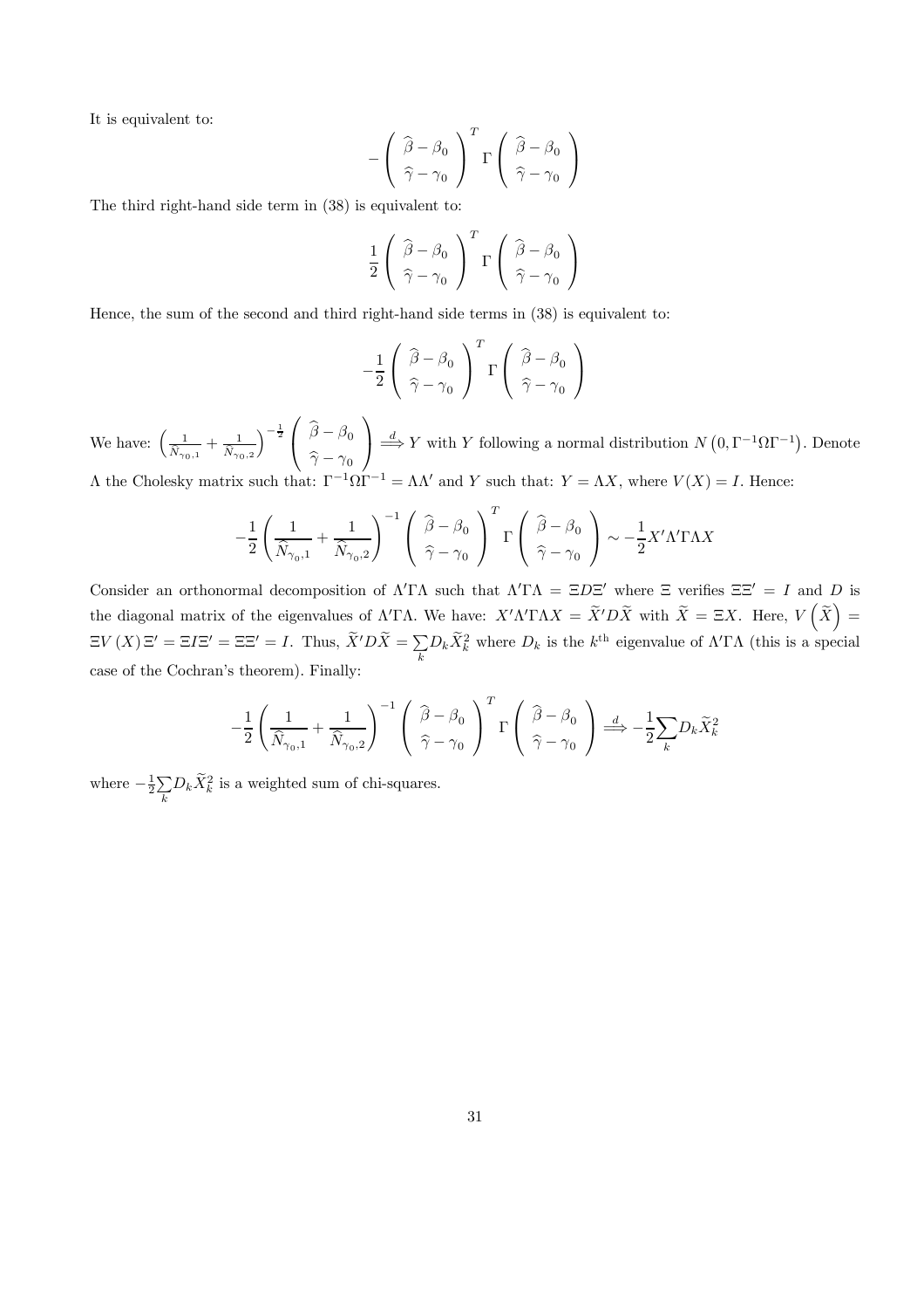It is equivalent to:

$$
-\left(\begin{array}{c} \widehat{\beta}-\beta_0 \\ \widehat{\gamma}-\gamma_0 \end{array}\right)^T \Gamma \left(\begin{array}{c} \widehat{\beta}-\beta_0 \\ \widehat{\gamma}-\gamma_0 \end{array}\right)
$$

The third right-hand side term in (38) is equivalent to:

$$
\frac{1}{2}\left(\begin{array}{c} \widehat{\beta}-\beta_0 \\ \widehat{\gamma}-\gamma_0 \end{array}\right)^T \Gamma \left(\begin{array}{c} \widehat{\beta}-\beta_0 \\ \widehat{\gamma}-\gamma_0 \end{array}\right)
$$

Hence, the sum of the second and third right-hand side terms in (38) is equivalent to:

$$
-\frac{1}{2}\left(\begin{array}{c} \widehat{\beta}-\beta_0 \\ \widehat{\gamma}-\gamma_0 \end{array}\right)^T \Gamma \left(\begin{array}{c} \widehat{\beta}-\beta_0 \\ \widehat{\gamma}-\gamma_0 \end{array}\right)
$$

We have: $\left(\frac{1}{\widehat{N}_{\gamma_0,1}}+\frac{1}{\widehat{N}_{\gamma_0,2}}\right)^{-\frac{1}{2}}\left(\begin{array}{c} \widehat{\beta}-\beta_0 \\ \widehat{\gamma}-\gamma_0 \end{array}\right) \overset{d}{\Longrightarrow} Y$ with $Y$ following a normal distribution $N\left(0,\Gamma^{-1}\Omega\Gamma^{-1}\right)$. Denote $\Lambda$ the Cholesky matrix such that: $\Gamma^{-1}\Omega\Gamma^{-1}=\Lambda\Lambda'$ and $Y$ such that: $Y=\Lambda X$, where $V(X)=I$. Hence:

$$
-\frac{1}{2}\left(\frac{1}{\widehat{N}_{\gamma_0,1}}+\frac{1}{\widehat{N}_{\gamma_0,2}}\right)^{-1}\left(\begin{array}{c} \widehat{\beta}-\beta_0 \\ \widehat{\gamma}-\gamma_0 \end{array}\right)^T \Gamma \left(\begin{array}{c} \widehat{\beta}-\beta_0 \\ \widehat{\gamma}-\gamma_0 \end{array}\right) \sim -\frac{1}{2}X'\Lambda'\Gamma\Lambda X
$$

Consider an orthonormal decomposition of $\Lambda'\Gamma\Lambda$ such that $\Lambda'\Gamma\Lambda=\Xi D\Xi'$ where $\Xi$ verifies $\Xi\Xi'=I$ and $D$ is the diagonal matrix of the eigenvalues of $\Lambda'\Gamma\Lambda$. We have: $X'\Lambda'\Gamma\Lambda X=\widetilde{X}'D\widetilde{X}$ with $\widetilde{X}=\Xi X$. Here, $V\left(\widetilde{X}\right)=\Xi V\left(X\right)\Xi'=\Xi I\Xi'=\Xi\Xi'=I$. Thus, $\widetilde{X}'D\widetilde{X}=\sum\limits_k D_k\widetilde{X}_k^2$ where $D_k$ is the $k^{\text{th}}$ eigenvalue of $\Lambda'\Gamma\Lambda$ (this is a special case of the Cochran's theorem). Finally:

$$
-\frac{1}{2}\left(\frac{1}{\widehat{N}_{\gamma_0,1}}+\frac{1}{\widehat{N}_{\gamma_0,2}}\right)^{-1}\left(\begin{array}{c} \widehat{\beta}-\beta_0 \\ \widehat{\gamma}-\gamma_0 \end{array}\right)^T \Gamma \left(\begin{array}{c} \widehat{\beta}-\beta_0 \\ \widehat{\gamma}-\gamma_0 \end{array}\right) \overset{d}{\Longrightarrow} -\frac{1}{2}\sum_k D_k\widetilde{X}_k^2
$$

where $-\frac{1}{2}\sum\limits_k D_k\widetilde{X}_k^2$ is a weighted sum of chi-squares.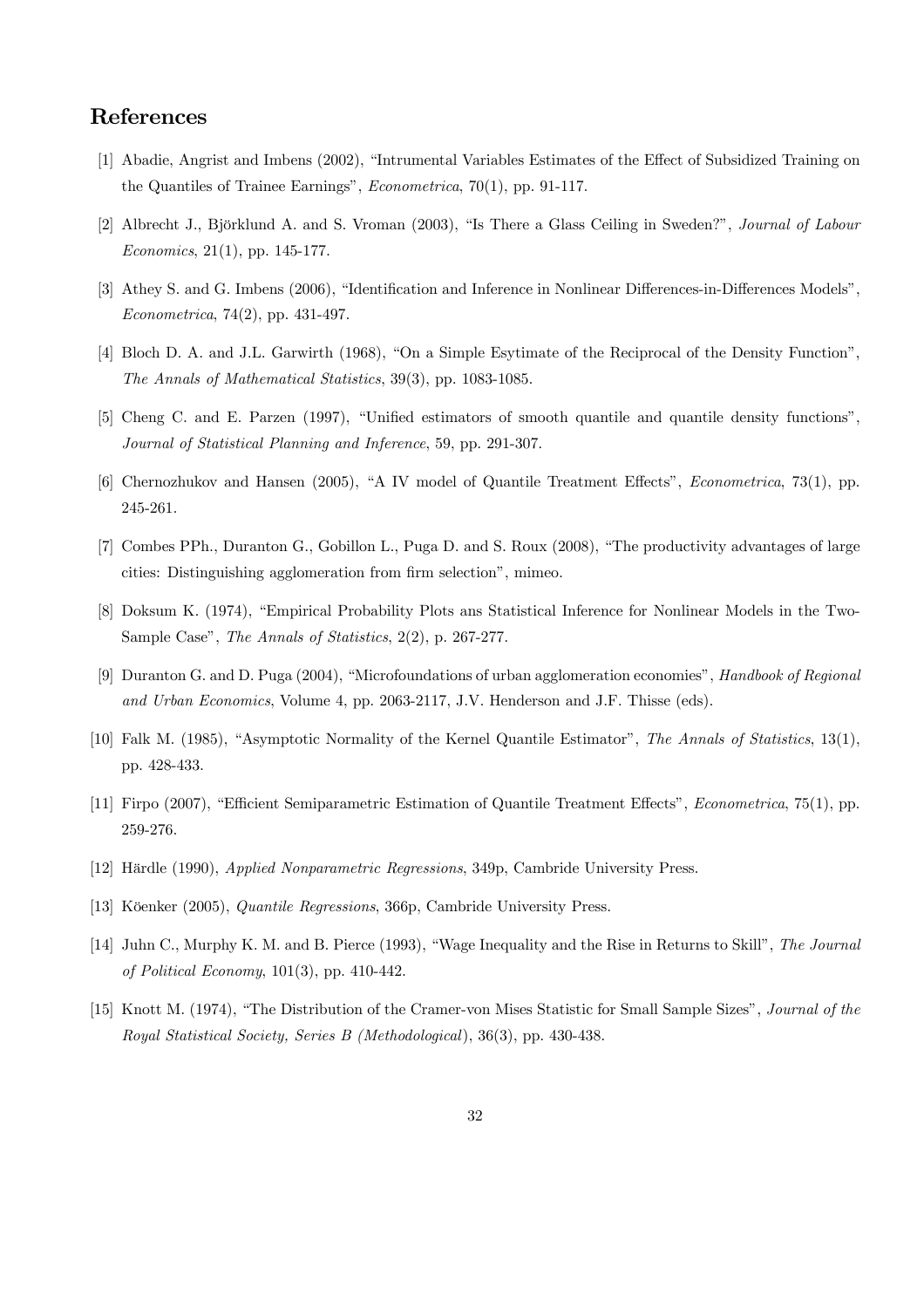## References

[1] Abadie, Angrist and Imbens (2002), "Intrumental Variables Estimates of the Effect of Subsidized Training on the Quantiles of Trainee Earnings", *Econometrica*, 70(1), pp. 91-117.

[2] Albrecht J., Björklund A. and S. Vroman (2003), "Is There a Glass Ceiling in Sweden?", *Journal of Labour Economics*, 21(1), pp. 145-177.

[3] Athey S. and G. Imbens (2006), "Identification and Inference in Nonlinear Differences-in-Differences Models", *Econometrica*, 74(2), pp. 431-497.

[4] Bloch D. A. and J.L. Garwirth (1968), "On a Simple Esytimate of the Reciprocal of the Density Function", *The Annals of Mathematical Statistics*, 39(3), pp. 1083-1085.

[5] Cheng C. and E. Parzen (1997), "Unified estimators of smooth quantile and quantile density functions", *Journal of Statistical Planning and Inference*, 59, pp. 291-307.

[6] Chernozhukov and Hansen (2005), "A IV model of Quantile Treatment Effects", *Econometrica*, 73(1), pp. 245-261.

[7] Combes PPh., Duranton G., Gobillon L., Puga D. and S. Roux (2008), "The productivity advantages of large cities: Distinguishing agglomeration from firm selection", mimeo.

[8] Doksum K. (1974), "Empirical Probability Plots ans Statistical Inference for Nonlinear Models in the Two-Sample Case", *The Annals of Statistics*, 2(2), p. 267-277.

[9] Duranton G. and D. Puga (2004), "Microfoundations of urban agglomeration economies", *Handbook of Regional and Urban Economics*, Volume 4, pp. 2063-2117, J.V. Henderson and J.F. Thisse (eds).

[10] Falk M. (1985), "Asymptotic Normality of the Kernel Quantile Estimator", *The Annals of Statistics*, 13(1), pp. 428-433.

[11] Firpo (2007), "Efficient Semiparametric Estimation of Quantile Treatment Effects", *Econometrica*, 75(1), pp. 259-276.

[12] Härdle (1990), *Applied Nonparametric Regressions*, 349p, Cambride University Press.

[13] Köenker (2005), *Quantile Regressions*, 366p, Cambride University Press.

[14] Juhn C., Murphy K. M. and B. Pierce (1993), "Wage Inequality and the Rise in Returns to Skill", *The Journal of Political Economy*, 101(3), pp. 410-442.

[15] Knott M. (1974), "The Distribution of the Cramer-von Mises Statistic for Small Sample Sizes", *Journal of the Royal Statistical Society, Series B (Methodological)*, 36(3), pp. 430-438.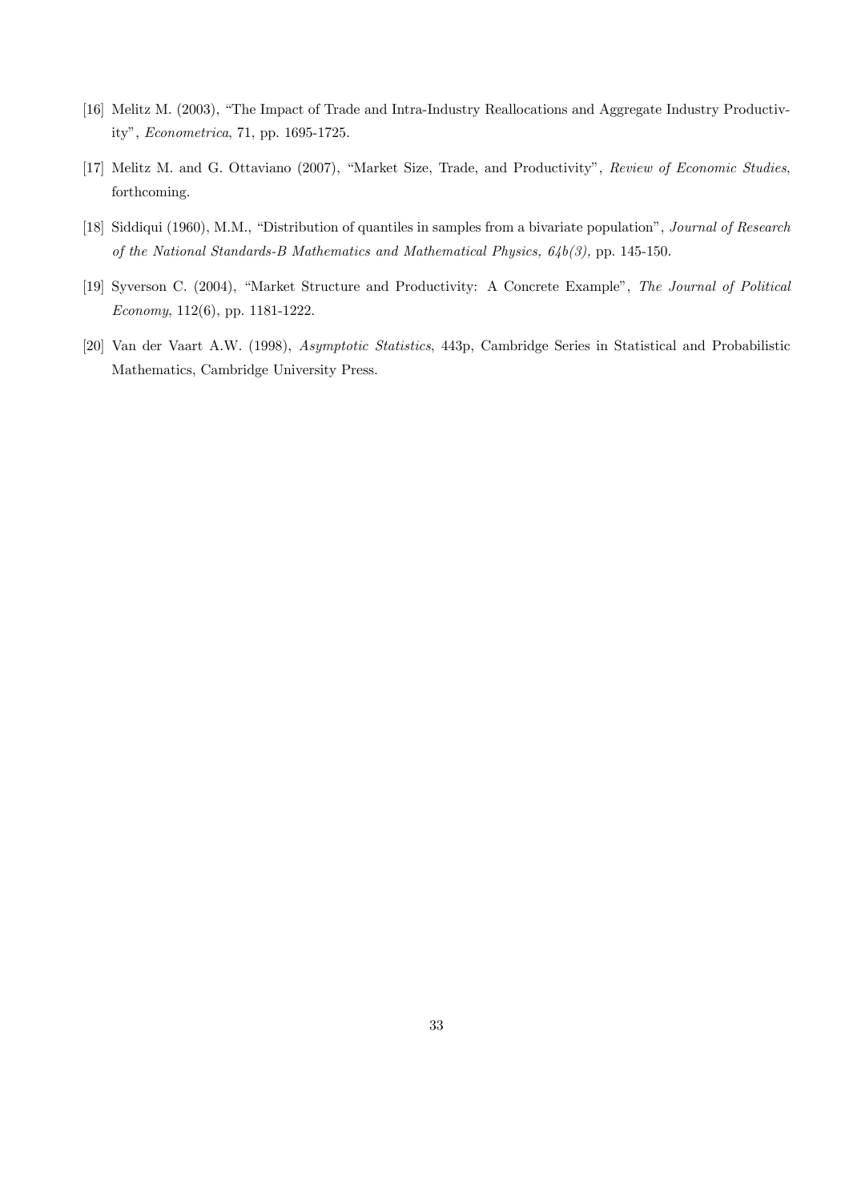[16] Melitz M. (2003), "The Impact of Trade and Intra-Industry Reallocations and Aggregate Industry Productivity", *Econometrica*, 71, pp. 1695-1725.

[17] Melitz M. and G. Ottaviano (2007), "Market Size, Trade, and Productivity", *Review of Economic Studies*, forthcoming.

[18] Siddiqui (1960), M.M., "Distribution of quantiles in samples from a bivariate population", *Journal of Research of the National Standards-B Mathematics and Mathematical Physics, 64b(3),* pp. 145-150.

[19] Syverson C. (2004), "Market Structure and Productivity: A Concrete Example", *The Journal of Political Economy*, 112(6), pp. 1181-1222.

[20] Van der Vaart A.W. (1998), *Asymptotic Statistics*, 443p, Cambridge Series in Statistical and Probabilistic Mathematics, Cambridge University Press.